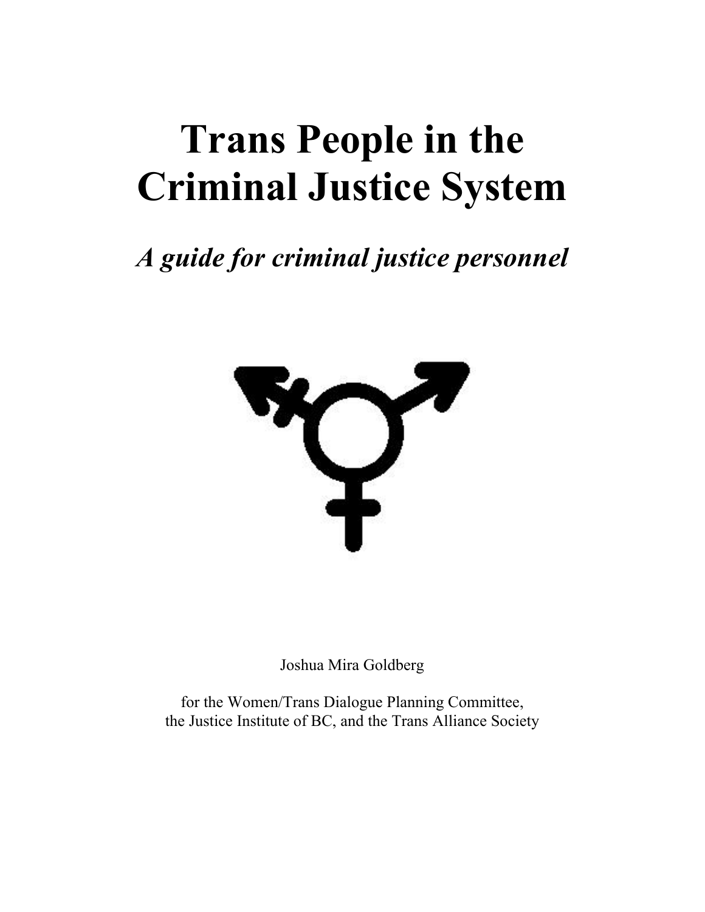# Trans People in the Criminal Justice System

## *A guide for criminal justice personnel*

Joshua Mira Goldberg

for the Women/Trans Dialogue Planning Committee,
the Justice Institute of BC, and the Trans Alliance Society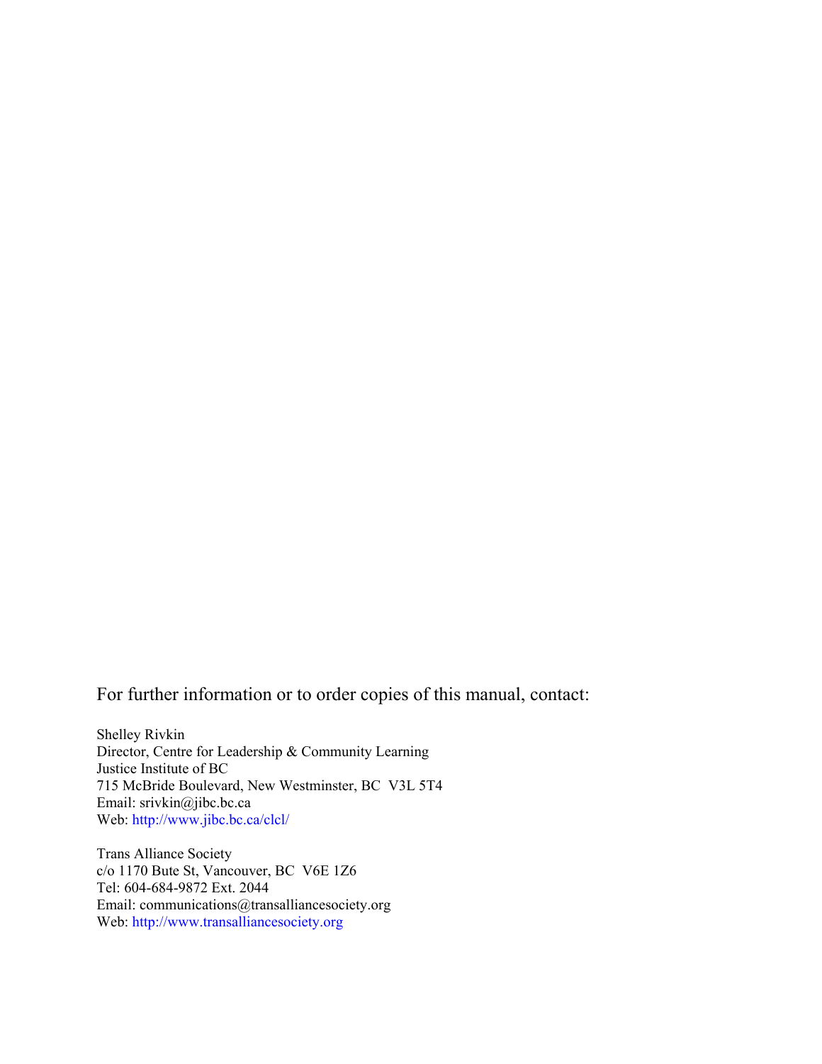For further information or to order copies of this manual, contact:

Shelley Rivkin
Director, Centre for Leadership & Community Learning
Justice Institute of BC
715 McBride Boulevard, New Westminster, BC  V3L 5T4
Email: srivkin@jibc.bc.ca
Web: http://www.jibc.bc.ca/clcl/

Trans Alliance Society
c/o 1170 Bute St, Vancouver, BC  V6E 1Z6
Tel: 604-684-9872 Ext. 2044
Email: communications@transalliancesociety.org
Web: http://www.transalliancesociety.org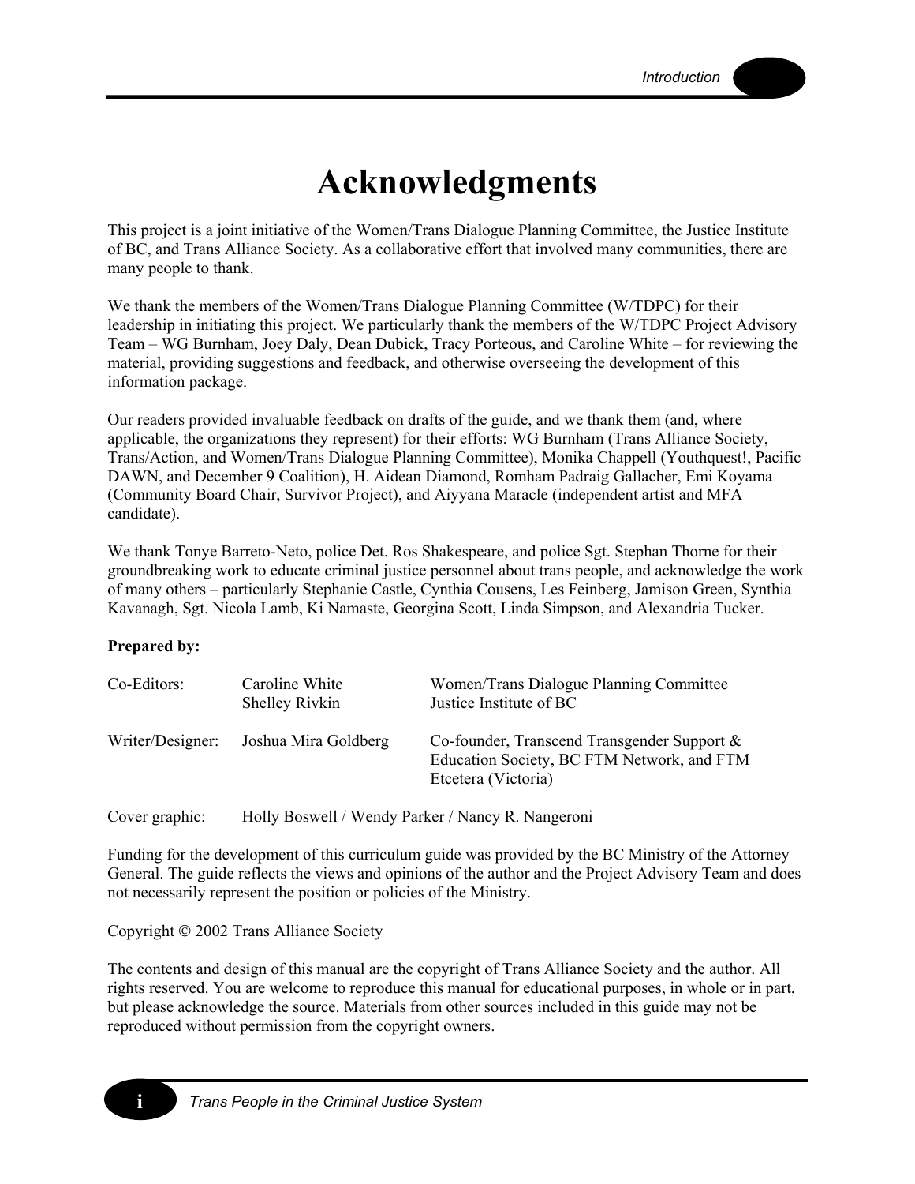# Acknowledgments

This project is a joint initiative of the Women/Trans Dialogue Planning Committee, the Justice Institute of BC, and Trans Alliance Society. As a collaborative effort that involved many communities, there are many people to thank.

We thank the members of the Women/Trans Dialogue Planning Committee (W/TDPC) for their leadership in initiating this project. We particularly thank the members of the W/TDPC Project Advisory Team – WG Burnham, Joey Daly, Dean Dubick, Tracy Porteous, and Caroline White – for reviewing the material, providing suggestions and feedback, and otherwise overseeing the development of this information package.

Our readers provided invaluable feedback on drafts of the guide, and we thank them (and, where applicable, the organizations they represent) for their efforts: WG Burnham (Trans Alliance Society, Trans/Action, and Women/Trans Dialogue Planning Committee), Monika Chappell (Youthquest!, Pacific DAWN, and December 9 Coalition), H. Aidean Diamond, Romham Padraig Gallacher, Emi Koyama (Community Board Chair, Survivor Project), and Aiyyana Maracle (independent artist and MFA candidate).

We thank Tonye Barreto-Neto, police Det. Ros Shakespeare, and police Sgt. Stephan Thorne for their groundbreaking work to educate criminal justice personnel about trans people, and acknowledge the work of many others – particularly Stephanie Castle, Cynthia Cousens, Les Feinberg, Jamison Green, Synthia Kavanagh, Sgt. Nicola Lamb, Ki Namaste, Georgina Scott, Linda Simpson, and Alexandria Tucker.

**Prepared by:**

| | | |
|---|---|---|
| Co-Editors: | Caroline White<br>Shelley Rivkin | Women/Trans Dialogue Planning Committee<br>Justice Institute of BC |
| Writer/Designer: | Joshua Mira Goldberg | Co-founder, Transcend Transgender Support & Education Society, BC FTM Network, and FTM Etcetera (Victoria) |

Cover graphic: Holly Boswell / Wendy Parker / Nancy R. Nangeroni

Funding for the development of this curriculum guide was provided by the BC Ministry of the Attorney General. The guide reflects the views and opinions of the author and the Project Advisory Team and does not necessarily represent the position or policies of the Ministry.

Copyright © 2002 Trans Alliance Society

The contents and design of this manual are the copyright of Trans Alliance Society and the author. All rights reserved. You are welcome to reproduce this manual for educational purposes, in whole or in part, but please acknowledge the source. Materials from other sources included in this guide may not be reproduced without permission from the copyright owners.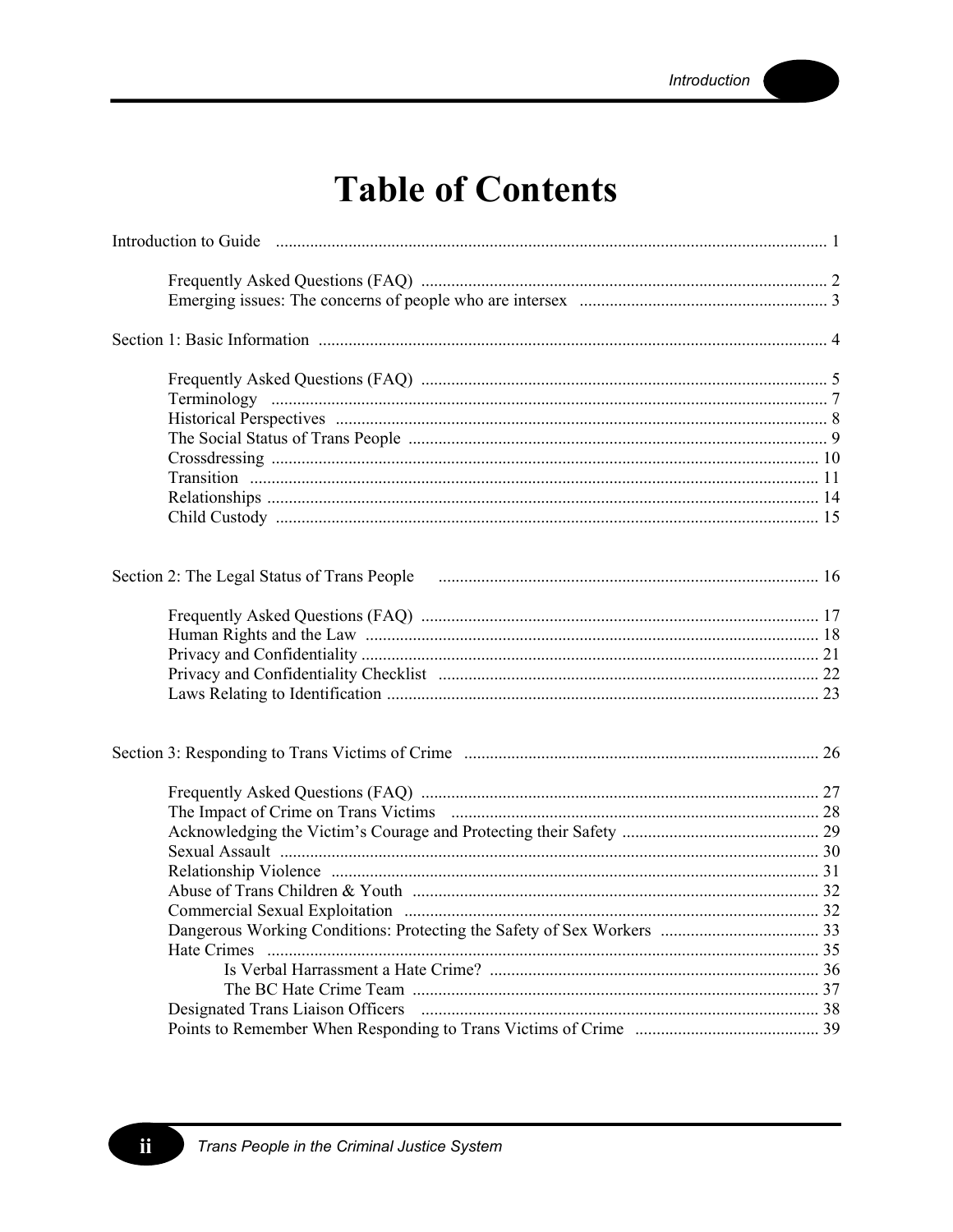# Table of Contents

Introduction to Guide ........................................................ 1

- Frequently Asked Questions (FAQ) ........................................................ 2
- Emerging issues: The concerns of people who are intersex ........................................................ 3

Section 1: Basic Information ........................................................ 4

- Frequently Asked Questions (FAQ) ........................................................ 5
- Terminology ........................................................ 7
- Historical Perspectives ........................................................ 8
- The Social Status of Trans People ........................................................ 9
- Crossdressing ........................................................ 10
- Transition ........................................................ 11
- Relationships ........................................................ 14
- Child Custody ........................................................ 15

Section 2: The Legal Status of Trans People ........................................................ 16

- Frequently Asked Questions (FAQ) ........................................................ 17
- Human Rights and the Law ........................................................ 18
- Privacy and Confidentiality ........................................................ 21
- Privacy and Confidentiality Checklist ........................................................ 22
- Laws Relating to Identification ........................................................ 23

Section 3: Responding to Trans Victims of Crime ........................................................ 26

- Frequently Asked Questions (FAQ) ........................................................ 27
- The Impact of Crime on Trans Victims ........................................................ 28
- Acknowledging the Victim's Courage and Protecting their Safety ........................................................ 29
- Sexual Assault ........................................................ 30
- Relationship Violence ........................................................ 31
- Abuse of Trans Children & Youth ........................................................ 32
- Commercial Sexual Exploitation ........................................................ 32
- Dangerous Working Conditions: Protecting the Safety of Sex Workers ........................................................ 33
- Hate Crimes ........................................................ 35
  - Is Verbal Harrassment a Hate Crime? ........................................................ 36
  - The BC Hate Crime Team ........................................................ 37
- Designated Trans Liaison Officers ........................................................ 38
- Points to Remember When Responding to Trans Victims of Crime ........................................................ 39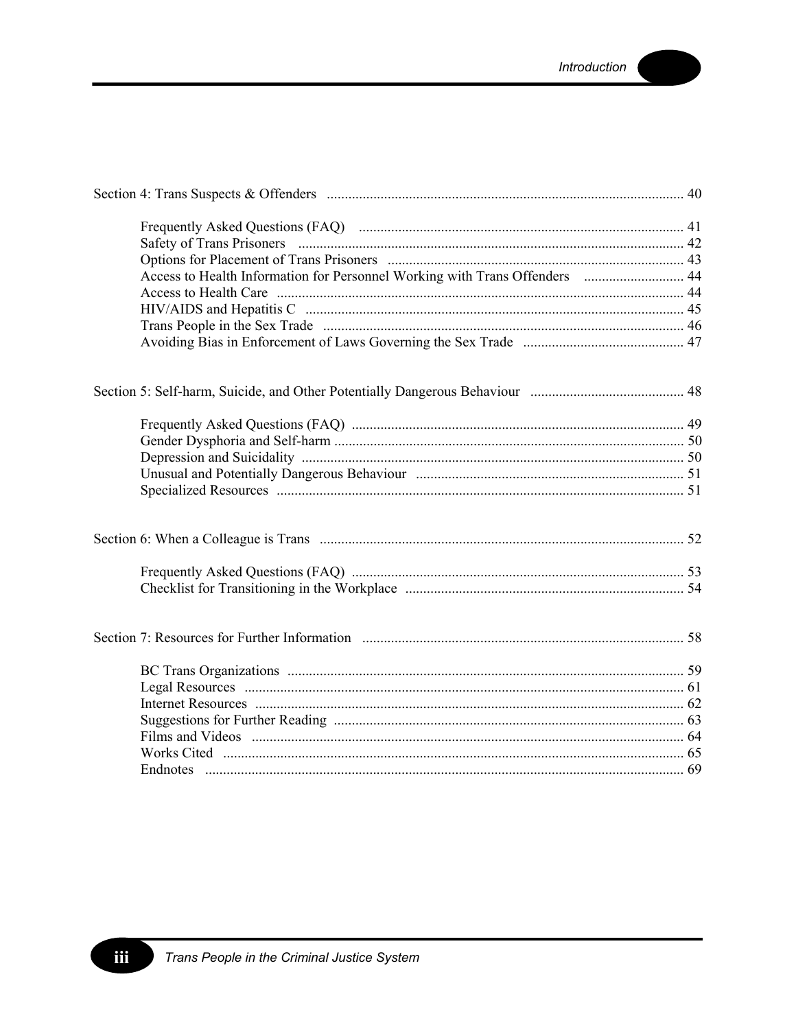Section 4: Trans Suspects & Offenders ..... 40

- Frequently Asked Questions (FAQ) ..... 41
- Safety of Trans Prisoners ..... 42
- Options for Placement of Trans Prisoners ..... 43
- Access to Health Information for Personnel Working with Trans Offenders ..... 44
- Access to Health Care ..... 44
- HIV/AIDS and Hepatitis C ..... 45
- Trans People in the Sex Trade ..... 46
- Avoiding Bias in Enforcement of Laws Governing the Sex Trade ..... 47

Section 5: Self-harm, Suicide, and Other Potentially Dangerous Behaviour ..... 48

- Frequently Asked Questions (FAQ) ..... 49
- Gender Dysphoria and Self-harm ..... 50
- Depression and Suicidality ..... 50
- Unusual and Potentially Dangerous Behaviour ..... 51
- Specialized Resources ..... 51

Section 6: When a Colleague is Trans ..... 52

- Frequently Asked Questions (FAQ) ..... 53
- Checklist for Transitioning in the Workplace ..... 54

Section 7: Resources for Further Information ..... 58

- BC Trans Organizations ..... 59
- Legal Resources ..... 61
- Internet Resources ..... 62
- Suggestions for Further Reading ..... 63
- Films and Videos ..... 64
- Works Cited ..... 65
- Endnotes ..... 69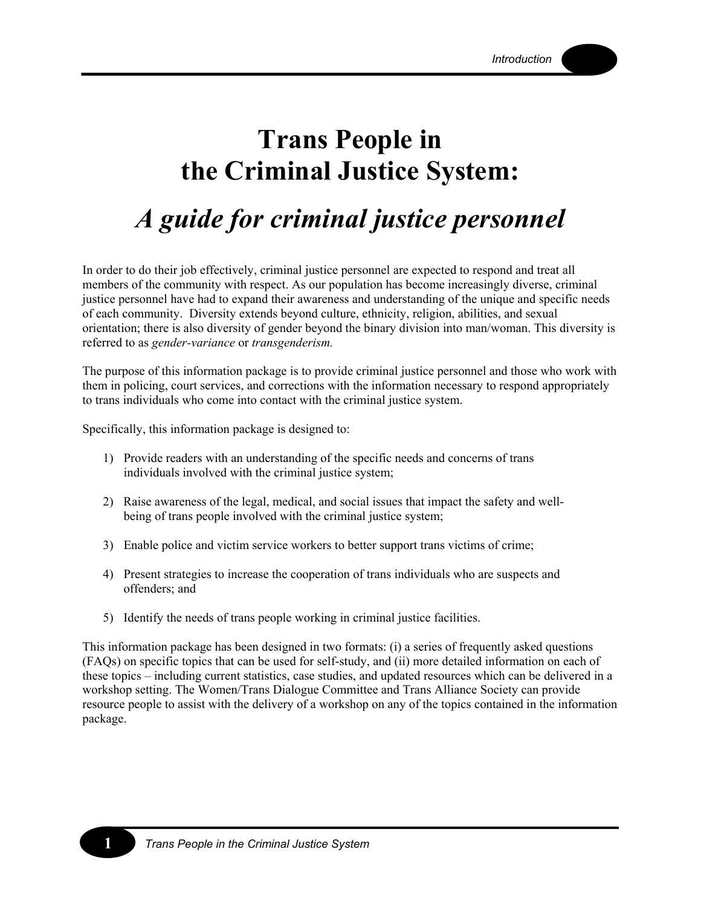# Trans People in the Criminal Justice System:

## *A guide for criminal justice personnel*

In order to do their job effectively, criminal justice personnel are expected to respond and treat all members of the community with respect. As our population has become increasingly diverse, criminal justice personnel have had to expand their awareness and understanding of the unique and specific needs of each community. Diversity extends beyond culture, ethnicity, religion, abilities, and sexual orientation; there is also diversity of gender beyond the binary division into man/woman. This diversity is referred to as *gender-variance* or *transgenderism.*

The purpose of this information package is to provide criminal justice personnel and those who work with them in policing, court services, and corrections with the information necessary to respond appropriately to trans individuals who come into contact with the criminal justice system.

Specifically, this information package is designed to:

1) Provide readers with an understanding of the specific needs and concerns of trans individuals involved with the criminal justice system;
2) Raise awareness of the legal, medical, and social issues that impact the safety and well-being of trans people involved with the criminal justice system;
3) Enable police and victim service workers to better support trans victims of crime;
4) Present strategies to increase the cooperation of trans individuals who are suspects and offenders; and
5) Identify the needs of trans people working in criminal justice facilities.

This information package has been designed in two formats: (i) a series of frequently asked questions (FAQs) on specific topics that can be used for self-study, and (ii) more detailed information on each of these topics – including current statistics, case studies, and updated resources which can be delivered in a workshop setting. The Women/Trans Dialogue Committee and Trans Alliance Society can provide resource people to assist with the delivery of a workshop on any of the topics contained in the information package.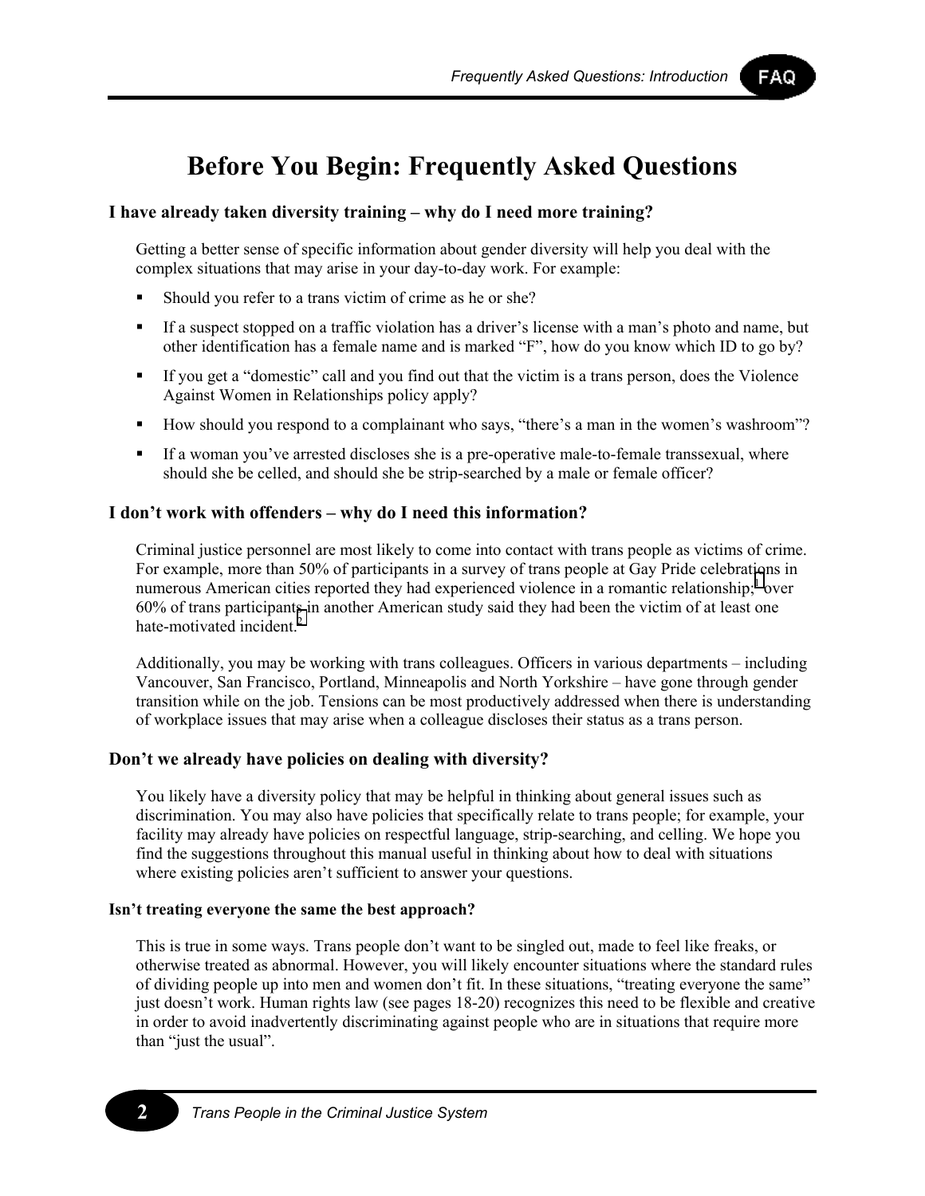# Before You Begin: Frequently Asked Questions

### I have already taken diversity training – why do I need more training?

Getting a better sense of specific information about gender diversity will help you deal with the complex situations that may arise in your day-to-day work. For example:

- Should you refer to a trans victim of crime as he or she?
- If a suspect stopped on a traffic violation has a driver's license with a man's photo and name, but other identification has a female name and is marked "F", how do you know which ID to go by?
- If you get a "domestic" call and you find out that the victim is a trans person, does the Violence Against Women in Relationships policy apply?
- How should you respond to a complainant who says, "there's a man in the women's washroom"?
- If a woman you've arrested discloses she is a pre-operative male-to-female transsexual, where should she be celled, and should she be strip-searched by a male or female officer?

### I don't work with offenders – why do I need this information?

Criminal justice personnel are most likely to come into contact with trans people as victims of crime. For example, more than 50% of participants in a survey of trans people at Gay Pride celebrations in numerous American cities reported they had experienced violence in a romantic relationship;[1] over 60% of trans participants in another American study said they had been the victim of at least one hate-motivated incident.[2]

Additionally, you may be working with trans colleagues. Officers in various departments – including Vancouver, San Francisco, Portland, Minneapolis and North Yorkshire – have gone through gender transition while on the job. Tensions can be most productively addressed when there is understanding of workplace issues that may arise when a colleague discloses their status as a trans person.

### Don't we already have policies on dealing with diversity?

You likely have a diversity policy that may be helpful in thinking about general issues such as discrimination. You may also have policies that specifically relate to trans people; for example, your facility may already have policies on respectful language, strip-searching, and celling. We hope you find the suggestions throughout this manual useful in thinking about how to deal with situations where existing policies aren't sufficient to answer your questions.

#### Isn't treating everyone the same the best approach?

This is true in some ways. Trans people don't want to be singled out, made to feel like freaks, or otherwise treated as abnormal. However, you will likely encounter situations where the standard rules of dividing people up into men and women don't fit. In these situations, "treating everyone the same" just doesn't work. Human rights law (see pages 18-20) recognizes this need to be flexible and creative in order to avoid inadvertently discriminating against people who are in situations that require more than "just the usual".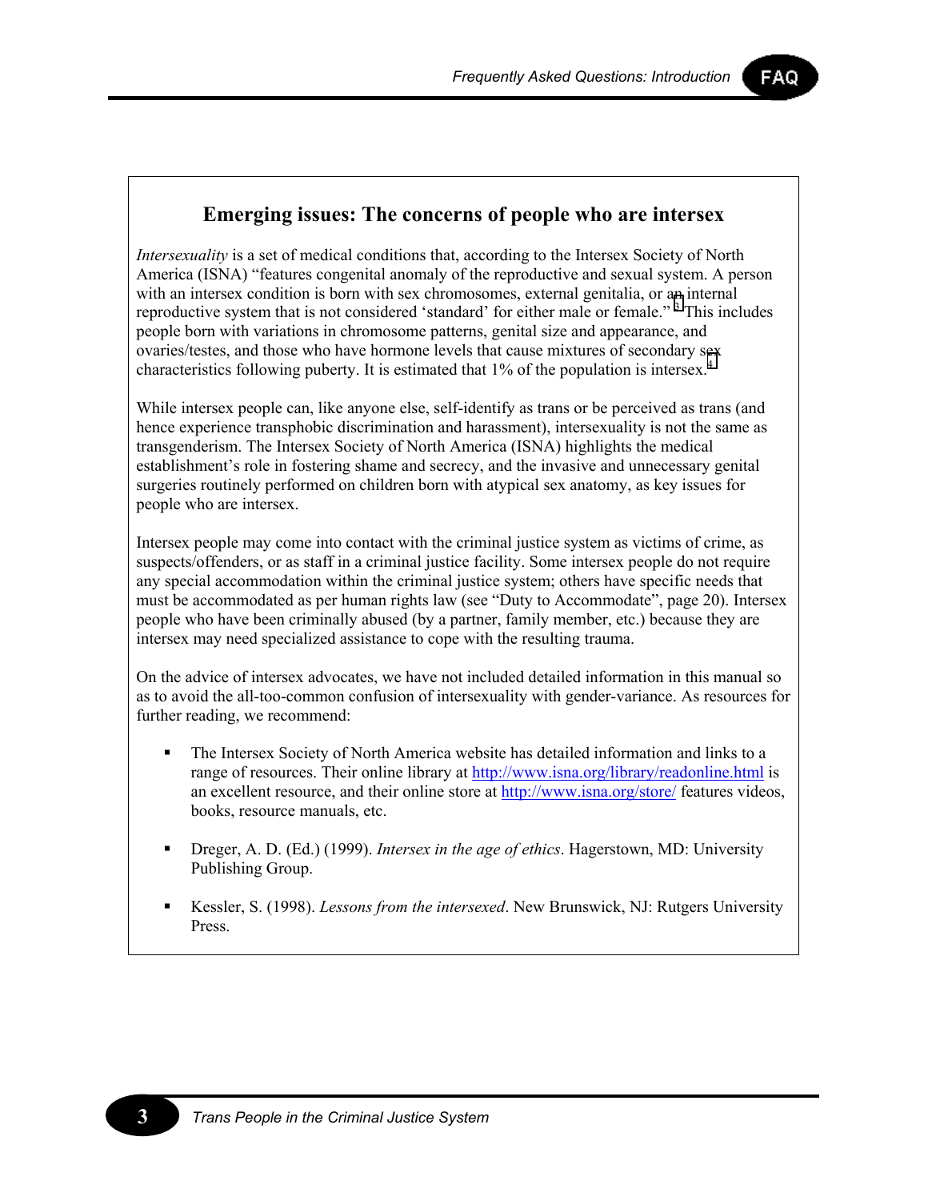## Emerging issues: The concerns of people who are intersex

*Intersexuality* is a set of medical conditions that, according to the Intersex Society of North America (ISNA) "features congenital anomaly of the reproductive and sexual system. A person with an intersex condition is born with sex chromosomes, external genitalia, or an internal reproductive system that is not considered 'standard' for either male or female."[3] This includes people born with variations in chromosome patterns, genital size and appearance, and ovaries/testes, and those who have hormone levels that cause mixtures of secondary sex characteristics following puberty. It is estimated that 1% of the population is intersex.[4]

While intersex people can, like anyone else, self-identify as trans or be perceived as trans (and hence experience transphobic discrimination and harassment), intersexuality is not the same as transgenderism. The Intersex Society of North America (ISNA) highlights the medical establishment's role in fostering shame and secrecy, and the invasive and unnecessary genital surgeries routinely performed on children born with atypical sex anatomy, as key issues for people who are intersex.

Intersex people may come into contact with the criminal justice system as victims of crime, as suspects/offenders, or as staff in a criminal justice facility. Some intersex people do not require any special accommodation within the criminal justice system; others have specific needs that must be accommodated as per human rights law (see "Duty to Accommodate", page 20). Intersex people who have been criminally abused (by a partner, family member, etc.) because they are intersex may need specialized assistance to cope with the resulting trauma.

On the advice of intersex advocates, we have not included detailed information in this manual so as to avoid the all-too-common confusion of intersexuality with gender-variance. As resources for further reading, we recommend:

- The Intersex Society of North America website has detailed information and links to a range of resources. Their online library at http://www.isna.org/library/readonline.html is an excellent resource, and their online store at http://www.isna.org/store/ features videos, books, resource manuals, etc.
- Dreger, A. D. (Ed.) (1999). *Intersex in the age of ethics*. Hagerstown, MD: University Publishing Group.
- Kessler, S. (1998). *Lessons from the intersexed*. New Brunswick, NJ: Rutgers University Press.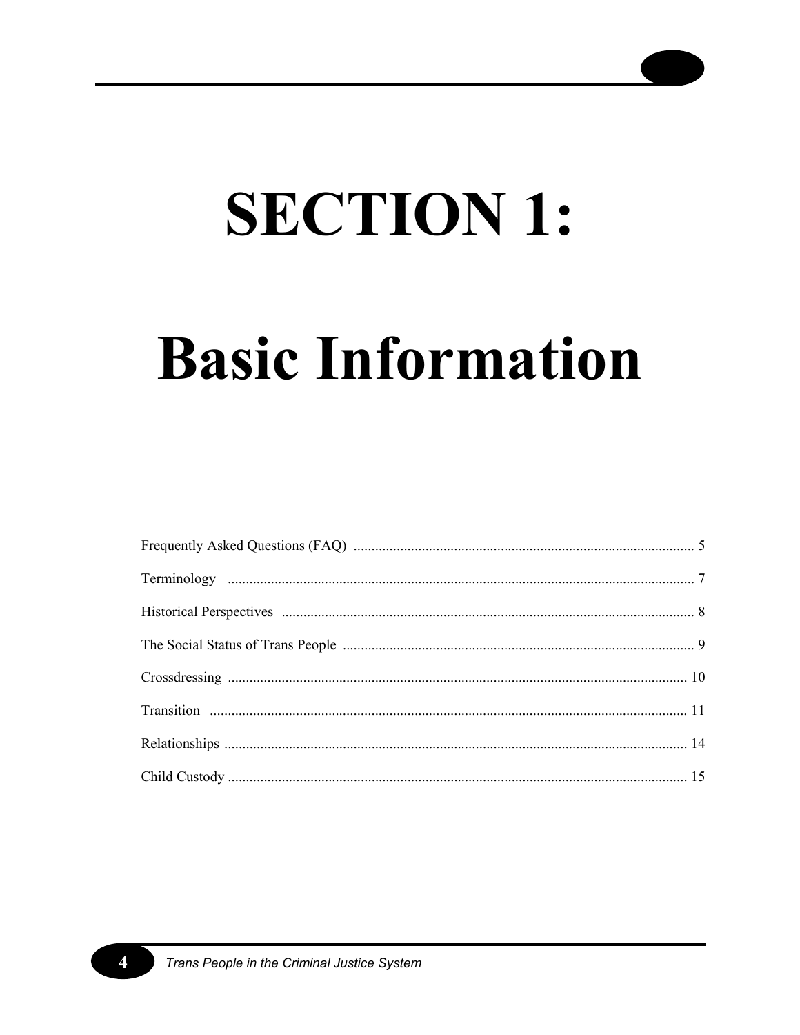# SECTION 1:

# Basic Information

Frequently Asked Questions (FAQ) ........................................................................................ 5

Terminology ........................................................................................................................ 7

Historical Perspectives ......................................................................................................... 8

The Social Status of Trans People ........................................................................................ 9

Crossdressing ...................................................................................................................... 10

Transition ............................................................................................................................ 11

Relationships ....................................................................................................................... 14

Child Custody ...................................................................................................................... 15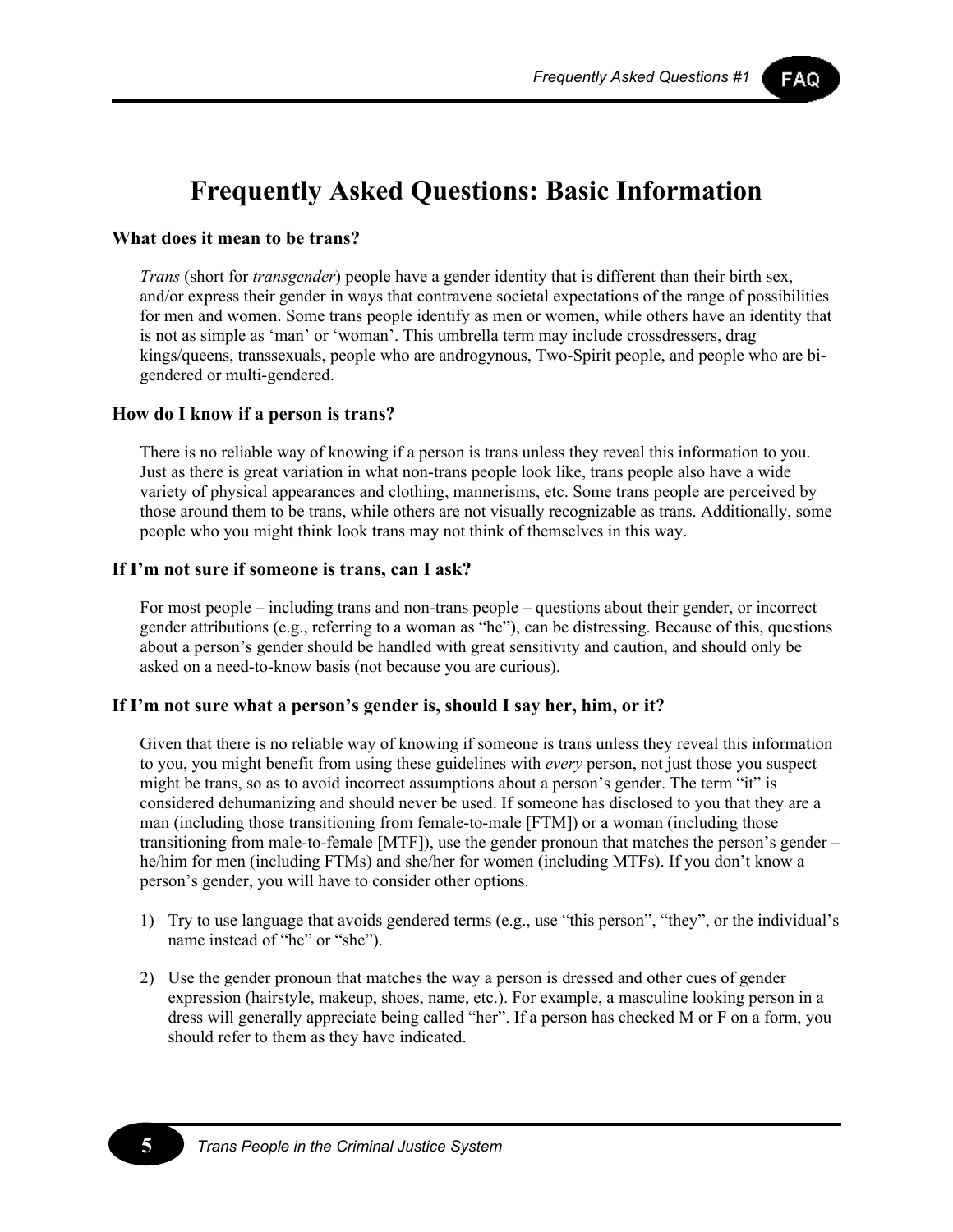# Frequently Asked Questions: Basic Information

### What does it mean to be trans?

*Trans* (short for *transgender*) people have a gender identity that is different than their birth sex, and/or express their gender in ways that contravene societal expectations of the range of possibilities for men and women. Some trans people identify as men or women, while others have an identity that is not as simple as 'man' or 'woman'. This umbrella term may include crossdressers, drag kings/queens, transsexuals, people who are androgynous, Two-Spirit people, and people who are bi-gendered or multi-gendered.

### How do I know if a person is trans?

There is no reliable way of knowing if a person is trans unless they reveal this information to you. Just as there is great variation in what non-trans people look like, trans people also have a wide variety of physical appearances and clothing, mannerisms, etc. Some trans people are perceived by those around them to be trans, while others are not visually recognizable as trans. Additionally, some people who you might think look trans may not think of themselves in this way.

### If I'm not sure if someone is trans, can I ask?

For most people – including trans and non-trans people – questions about their gender, or incorrect gender attributions (e.g., referring to a woman as "he"), can be distressing. Because of this, questions about a person's gender should be handled with great sensitivity and caution, and should only be asked on a need-to-know basis (not because you are curious).

### If I'm not sure what a person's gender is, should I say her, him, or it?

Given that there is no reliable way of knowing if someone is trans unless they reveal this information to you, you might benefit from using these guidelines with *every* person, not just those you suspect might be trans, so as to avoid incorrect assumptions about a person's gender. The term "it" is considered dehumanizing and should never be used. If someone has disclosed to you that they are a man (including those transitioning from female-to-male [FTM]) or a woman (including those transitioning from male-to-female [MTF]), use the gender pronoun that matches the person's gender – he/him for men (including FTMs) and she/her for women (including MTFs). If you don't know a person's gender, you will have to consider other options.

1) Try to use language that avoids gendered terms (e.g., use "this person", "they", or the individual's name instead of "he" or "she").

2) Use the gender pronoun that matches the way a person is dressed and other cues of gender expression (hairstyle, makeup, shoes, name, etc.). For example, a masculine looking person in a dress will generally appreciate being called "her". If a person has checked M or F on a form, you should refer to them as they have indicated.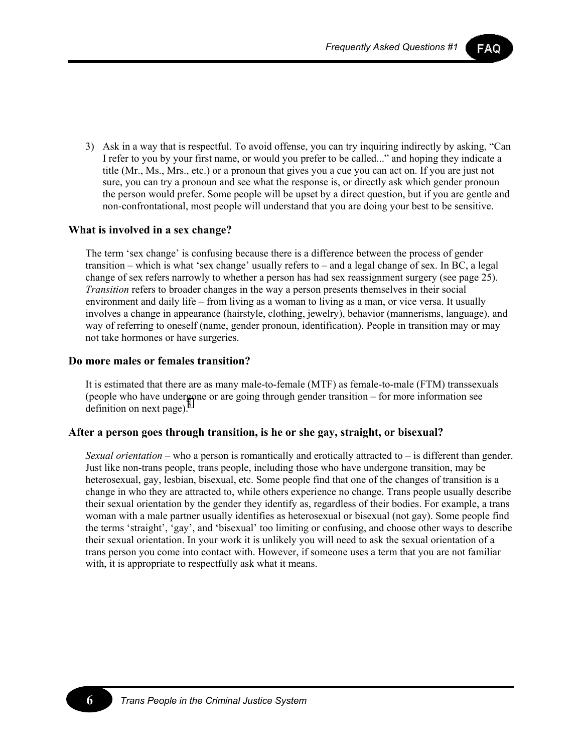3) Ask in a way that is respectful. To avoid offense, you can try inquiring indirectly by asking, "Can I refer to you by your first name, or would you prefer to be called..." and hoping they indicate a title (Mr., Ms., Mrs., etc.) or a pronoun that gives you a cue you can act on. If you are just not sure, you can try a pronoun and see what the response is, or directly ask which gender pronoun the person would prefer. Some people will be upset by a direct question, but if you are gentle and non-confrontational, most people will understand that you are doing your best to be sensitive.

### What is involved in a sex change?

The term 'sex change' is confusing because there is a difference between the process of gender transition – which is what 'sex change' usually refers to – and a legal change of sex. In BC, a legal change of sex refers narrowly to whether a person has had sex reassignment surgery (see page 25). *Transition* refers to broader changes in the way a person presents themselves in their social environment and daily life – from living as a woman to living as a man, or vice versa. It usually involves a change in appearance (hairstyle, clothing, jewelry), behavior (mannerisms, language), and way of referring to oneself (name, gender pronoun, identification). People in transition may or may not take hormones or have surgeries.

### Do more males or females transition?

It is estimated that there are as many male-to-female (MTF) as female-to-male (FTM) transsexuals (people who have undergone or are going through gender transition – for more information see definition on next page).[5]

### After a person goes through transition, is he or she gay, straight, or bisexual?

*Sexual orientation* – who a person is romantically and erotically attracted to – is different than gender. Just like non-trans people, trans people, including those who have undergone transition, may be heterosexual, gay, lesbian, bisexual, etc. Some people find that one of the changes of transition is a change in who they are attracted to, while others experience no change. Trans people usually describe their sexual orientation by the gender they identify as, regardless of their bodies. For example, a trans woman with a male partner usually identifies as heterosexual or bisexual (not gay). Some people find the terms 'straight', 'gay', and 'bisexual' too limiting or confusing, and choose other ways to describe their sexual orientation. In your work it is unlikely you will need to ask the sexual orientation of a trans person you come into contact with. However, if someone uses a term that you are not familiar with, it is appropriate to respectfully ask what it means.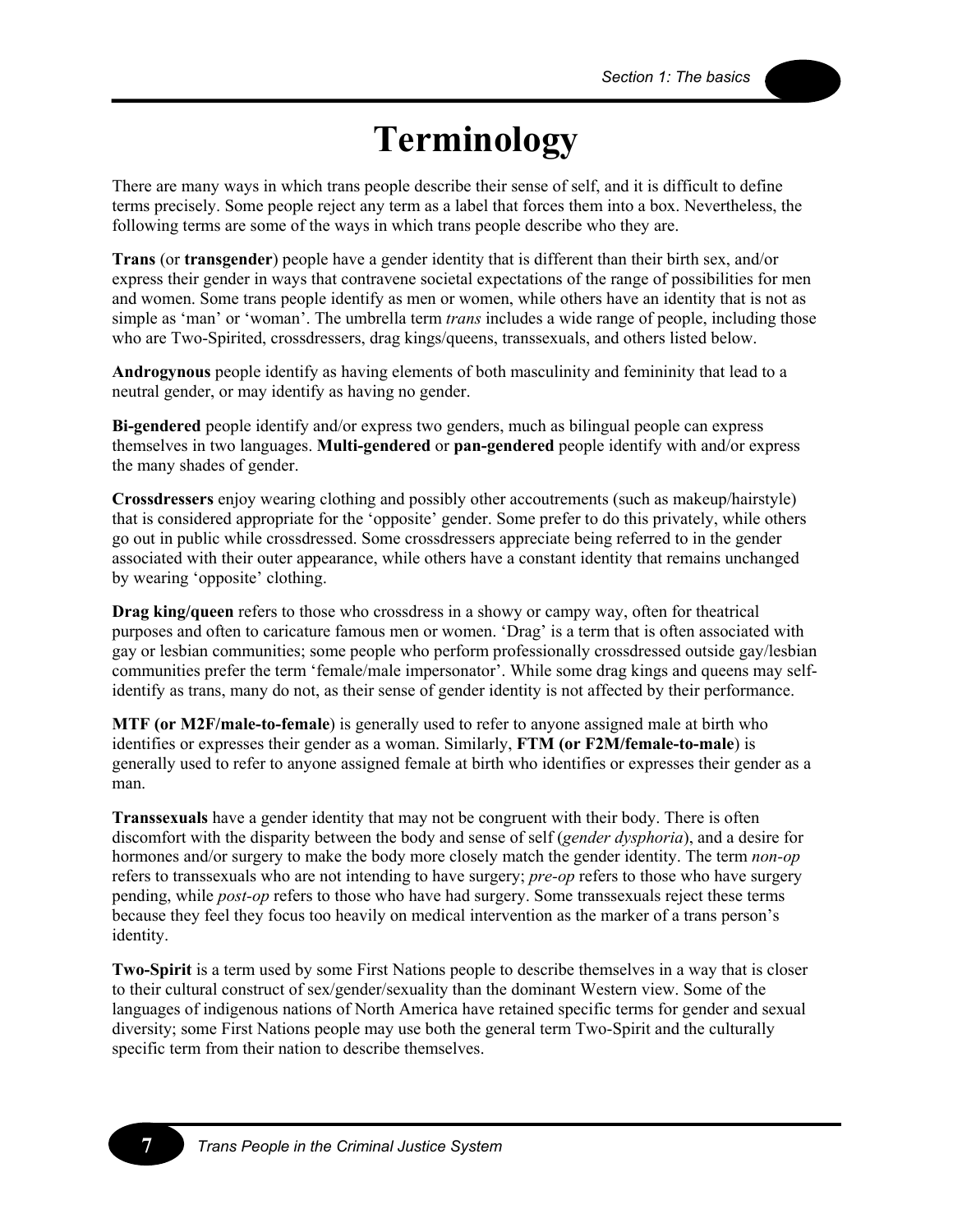# Terminology

There are many ways in which trans people describe their sense of self, and it is difficult to define terms precisely. Some people reject any term as a label that forces them into a box. Nevertheless, the following terms are some of the ways in which trans people describe who they are.

**Trans** (or **transgender**) people have a gender identity that is different than their birth sex, and/or express their gender in ways that contravene societal expectations of the range of possibilities for men and women. Some trans people identify as men or women, while others have an identity that is not as simple as 'man' or 'woman'. The umbrella term *trans* includes a wide range of people, including those who are Two-Spirited, crossdressers, drag kings/queens, transsexuals, and others listed below.

**Androgynous** people identify as having elements of both masculinity and femininity that lead to a neutral gender, or may identify as having no gender.

**Bi-gendered** people identify and/or express two genders, much as bilingual people can express themselves in two languages. **Multi-gendered** or **pan-gendered** people identify with and/or express the many shades of gender.

**Crossdressers** enjoy wearing clothing and possibly other accoutrements (such as makeup/hairstyle) that is considered appropriate for the 'opposite' gender. Some prefer to do this privately, while others go out in public while crossdressed. Some crossdressers appreciate being referred to in the gender associated with their outer appearance, while others have a constant identity that remains unchanged by wearing 'opposite' clothing.

**Drag king/queen** refers to those who crossdress in a showy or campy way, often for theatrical purposes and often to caricature famous men or women. 'Drag' is a term that is often associated with gay or lesbian communities; some people who perform professionally crossdressed outside gay/lesbian communities prefer the term 'female/male impersonator'. While some drag kings and queens may self-identify as trans, many do not, as their sense of gender identity is not affected by their performance.

**MTF (or M2F/male-to-female**) is generally used to refer to anyone assigned male at birth who identifies or expresses their gender as a woman. Similarly, **FTM (or F2M/female-to-male**) is generally used to refer to anyone assigned female at birth who identifies or expresses their gender as a man.

**Transsexuals** have a gender identity that may not be congruent with their body. There is often discomfort with the disparity between the body and sense of self (*gender dysphoria*), and a desire for hormones and/or surgery to make the body more closely match the gender identity. The term *non-op* refers to transsexuals who are not intending to have surgery; *pre-op* refers to those who have surgery pending, while *post-op* refers to those who have had surgery. Some transsexuals reject these terms because they feel they focus too heavily on medical intervention as the marker of a trans person's identity.

**Two-Spirit** is a term used by some First Nations people to describe themselves in a way that is closer to their cultural construct of sex/gender/sexuality than the dominant Western view. Some of the languages of indigenous nations of North America have retained specific terms for gender and sexual diversity; some First Nations people may use both the general term Two-Spirit and the culturally specific term from their nation to describe themselves.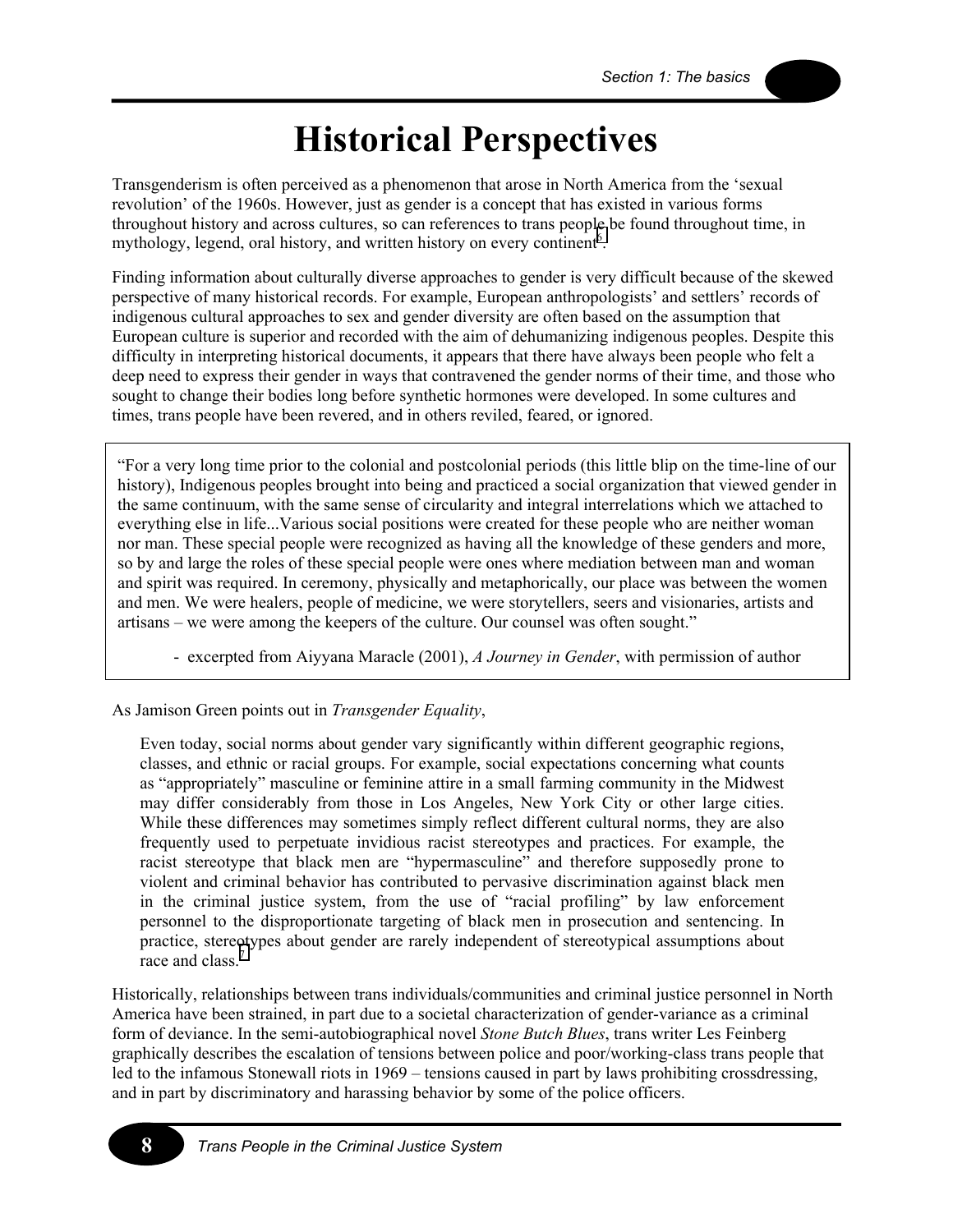# Historical Perspectives

Transgenderism is often perceived as a phenomenon that arose in North America from the 'sexual revolution' of the 1960s. However, just as gender is a concept that has existed in various forms throughout history and across cultures, so can references to trans people be found throughout time, in mythology, legend, oral history, and written history on every continent[6].

Finding information about culturally diverse approaches to gender is very difficult because of the skewed perspective of many historical records. For example, European anthropologists' and settlers' records of indigenous cultural approaches to sex and gender diversity are often based on the assumption that European culture is superior and recorded with the aim of dehumanizing indigenous peoples. Despite this difficulty in interpreting historical documents, it appears that there have always been people who felt a deep need to express their gender in ways that contravened the gender norms of their time, and those who sought to change their bodies long before synthetic hormones were developed. In some cultures and times, trans people have been revered, and in others reviled, feared, or ignored.

> "For a very long time prior to the colonial and postcolonial periods (this little blip on the time-line of our history), Indigenous peoples brought into being and practiced a social organization that viewed gender in the same continuum, with the same sense of circularity and integral interrelations which we attached to everything else in life...Various social positions were created for these people who are neither woman nor man. These special people were recognized as having all the knowledge of these genders and more, so by and large the roles of these special people were ones where mediation between man and woman and spirit was required. In ceremony, physically and metaphorically, our place was between the women and men. We were healers, people of medicine, we were storytellers, seers and visionaries, artists and artisans – we were among the keepers of the culture. Our counsel was often sought."
>
> - excerpted from Aiyyana Maracle (2001), *A Journey in Gender*, with permission of author

As Jamison Green points out in *Transgender Equality*,

> Even today, social norms about gender vary significantly within different geographic regions, classes, and ethnic or racial groups. For example, social expectations concerning what counts as "appropriately" masculine or feminine attire in a small farming community in the Midwest may differ considerably from those in Los Angeles, New York City or other large cities. While these differences may sometimes simply reflect different cultural norms, they are also frequently used to perpetuate invidious racist stereotypes and practices. For example, the racist stereotype that black men are "hypermasculine" and therefore supposedly prone to violent and criminal behavior has contributed to pervasive discrimination against black men in the criminal justice system, from the use of "racial profiling" by law enforcement personnel to the disproportionate targeting of black men in prosecution and sentencing. In practice, stereotypes about gender are rarely independent of stereotypical assumptions about race and class.[7]

Historically, relationships between trans individuals/communities and criminal justice personnel in North America have been strained, in part due to a societal characterization of gender-variance as a criminal form of deviance. In the semi-autobiographical novel *Stone Butch Blues*, trans writer Les Feinberg graphically describes the escalation of tensions between police and poor/working-class trans people that led to the infamous Stonewall riots in 1969 – tensions caused in part by laws prohibiting crossdressing, and in part by discriminatory and harassing behavior by some of the police officers.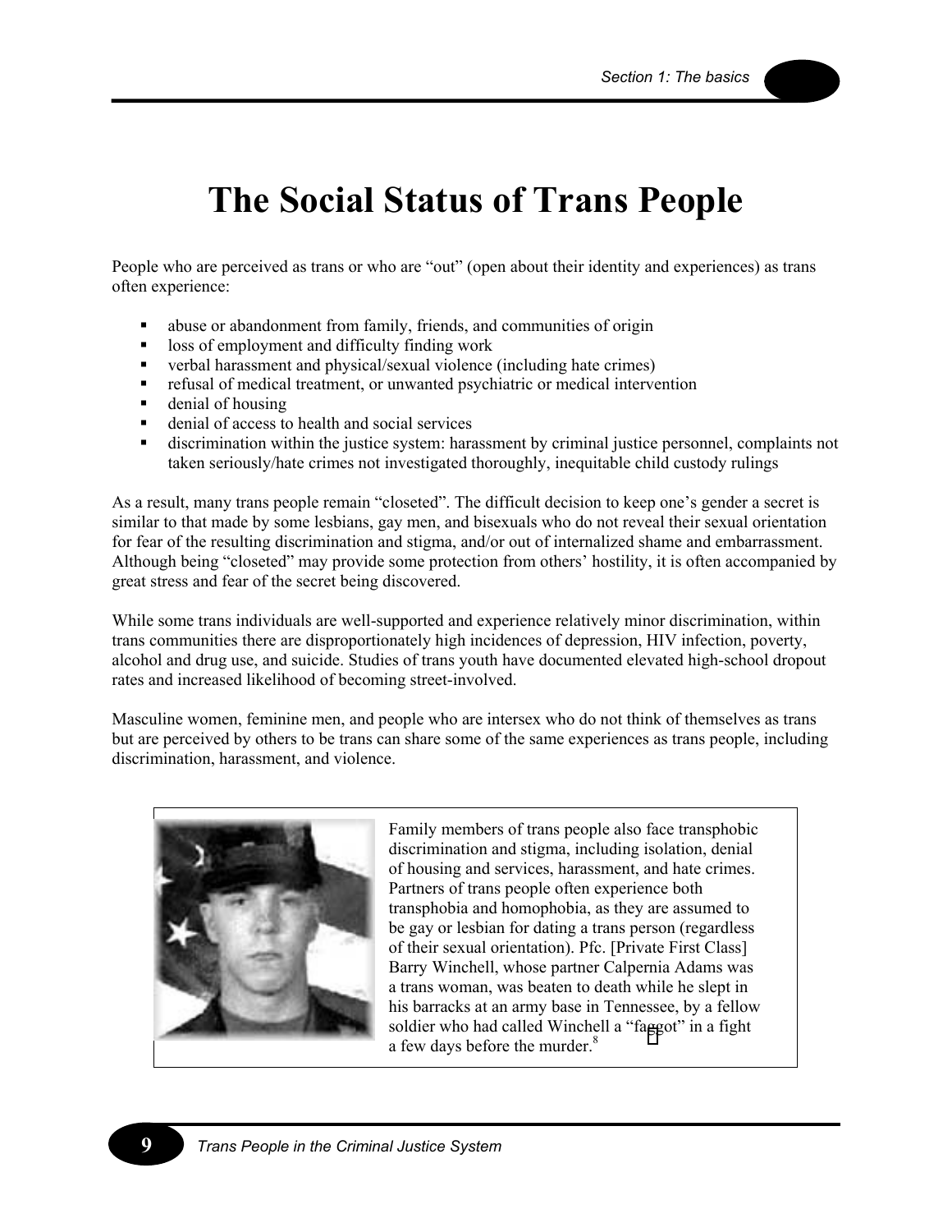# The Social Status of Trans People

People who are perceived as trans or who are "out" (open about their identity and experiences) as trans often experience:

- abuse or abandonment from family, friends, and communities of origin
- loss of employment and difficulty finding work
- verbal harassment and physical/sexual violence (including hate crimes)
- refusal of medical treatment, or unwanted psychiatric or medical intervention
- denial of housing
- denial of access to health and social services
- discrimination within the justice system: harassment by criminal justice personnel, complaints not taken seriously/hate crimes not investigated thoroughly, inequitable child custody rulings

As a result, many trans people remain "closeted". The difficult decision to keep one's gender a secret is similar to that made by some lesbians, gay men, and bisexuals who do not reveal their sexual orientation for fear of the resulting discrimination and stigma, and/or out of internalized shame and embarrassment. Although being "closeted" may provide some protection from others' hostility, it is often accompanied by great stress and fear of the secret being discovered.

While some trans individuals are well-supported and experience relatively minor discrimination, within trans communities there are disproportionately high incidences of depression, HIV infection, poverty, alcohol and drug use, and suicide. Studies of trans youth have documented elevated high-school dropout rates and increased likelihood of becoming street-involved.

Masculine women, feminine men, and people who are intersex who do not think of themselves as trans but are perceived by others to be trans can share some of the same experiences as trans people, including discrimination, harassment, and violence.

Family members of trans people also face transphobic discrimination and stigma, including isolation, denial of housing and services, harassment, and hate crimes. Partners of trans people often experience both transphobia and homophobia, as they are assumed to be gay or lesbian for dating a trans person (regardless of their sexual orientation). Pfc. [Private First Class] Barry Winchell, whose partner Calpernia Adams was a trans woman, was beaten to death while he slept in his barracks at an army base in Tennessee, by a fellow soldier who had called Winchell a "faggot" in a fight a few days before the murder.[8]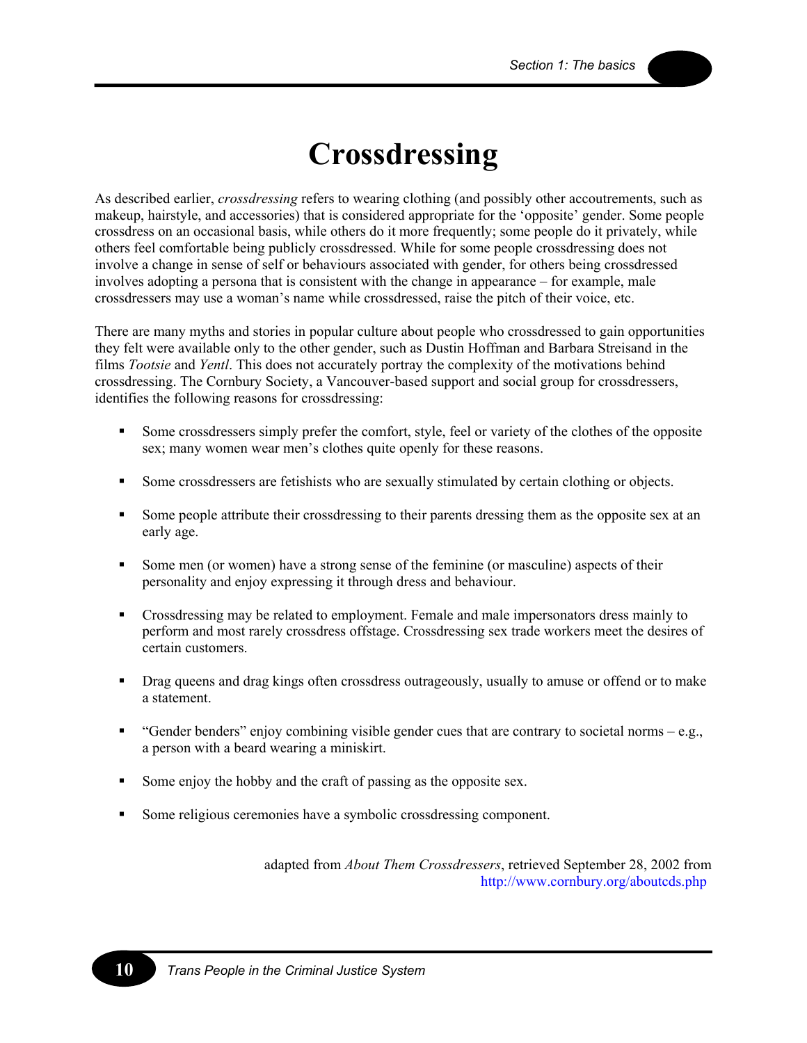# Crossdressing

As described earlier, *crossdressing* refers to wearing clothing (and possibly other accoutrements, such as makeup, hairstyle, and accessories) that is considered appropriate for the 'opposite' gender. Some people crossdress on an occasional basis, while others do it more frequently; some people do it privately, while others feel comfortable being publicly crossdressed. While for some people crossdressing does not involve a change in sense of self or behaviours associated with gender, for others being crossdressed involves adopting a persona that is consistent with the change in appearance – for example, male crossdressers may use a woman's name while crossdressed, raise the pitch of their voice, etc.

There are many myths and stories in popular culture about people who crossdressed to gain opportunities they felt were available only to the other gender, such as Dustin Hoffman and Barbara Streisand in the films *Tootsie* and *Yentl*. This does not accurately portray the complexity of the motivations behind crossdressing. The Cornbury Society, a Vancouver-based support and social group for crossdressers, identifies the following reasons for crossdressing:

- Some crossdressers simply prefer the comfort, style, feel or variety of the clothes of the opposite sex; many women wear men's clothes quite openly for these reasons.
- Some crossdressers are fetishists who are sexually stimulated by certain clothing or objects.
- Some people attribute their crossdressing to their parents dressing them as the opposite sex at an early age.
- Some men (or women) have a strong sense of the feminine (or masculine) aspects of their personality and enjoy expressing it through dress and behaviour.
- Crossdressing may be related to employment. Female and male impersonators dress mainly to perform and most rarely crossdress offstage. Crossdressing sex trade workers meet the desires of certain customers.
- Drag queens and drag kings often crossdress outrageously, usually to amuse or offend or to make a statement.
- "Gender benders" enjoy combining visible gender cues that are contrary to societal norms – e.g., a person with a beard wearing a miniskirt.
- Some enjoy the hobby and the craft of passing as the opposite sex.
- Some religious ceremonies have a symbolic crossdressing component.

adapted from *About Them Crossdressers*, retrieved September 28, 2002 from http://www.cornbury.org/aboutcds.php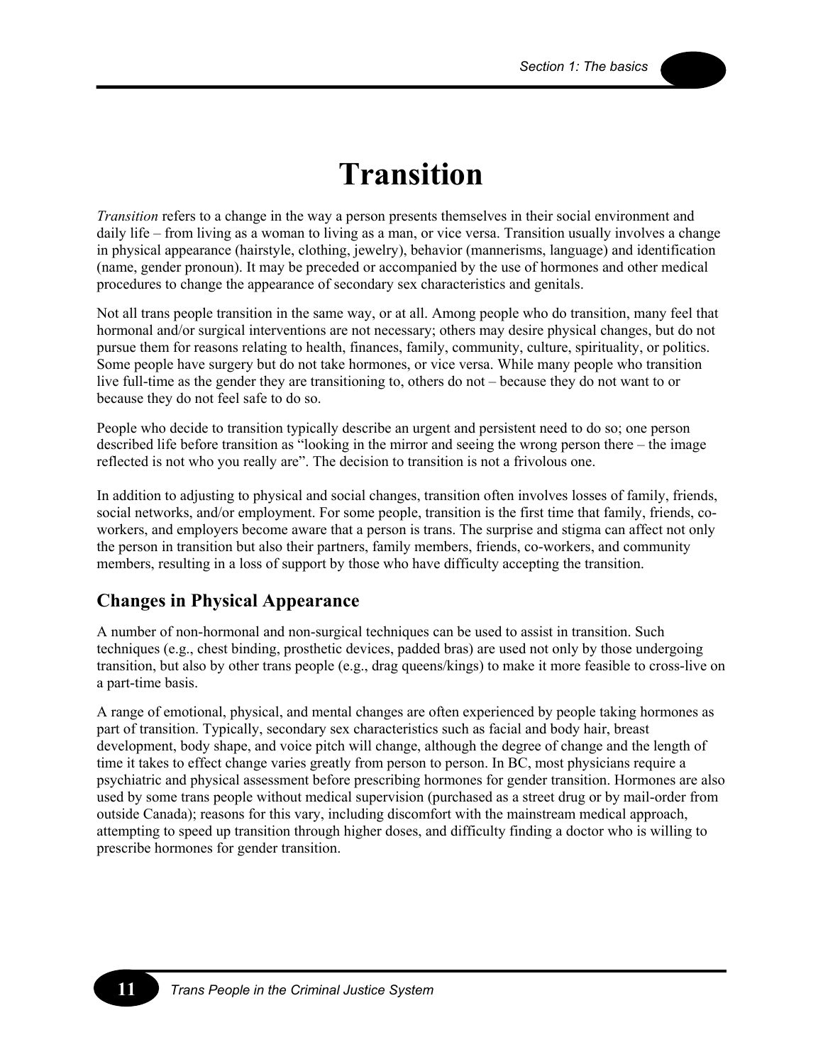# Transition

*Transition* refers to a change in the way a person presents themselves in their social environment and daily life – from living as a woman to living as a man, or vice versa. Transition usually involves a change in physical appearance (hairstyle, clothing, jewelry), behavior (mannerisms, language) and identification (name, gender pronoun). It may be preceded or accompanied by the use of hormones and other medical procedures to change the appearance of secondary sex characteristics and genitals.

Not all trans people transition in the same way, or at all. Among people who do transition, many feel that hormonal and/or surgical interventions are not necessary; others may desire physical changes, but do not pursue them for reasons relating to health, finances, family, community, culture, spirituality, or politics. Some people have surgery but do not take hormones, or vice versa. While many people who transition live full-time as the gender they are transitioning to, others do not – because they do not want to or because they do not feel safe to do so.

People who decide to transition typically describe an urgent and persistent need to do so; one person described life before transition as "looking in the mirror and seeing the wrong person there – the image reflected is not who you really are". The decision to transition is not a frivolous one.

In addition to adjusting to physical and social changes, transition often involves losses of family, friends, social networks, and/or employment. For some people, transition is the first time that family, friends, co-workers, and employers become aware that a person is trans. The surprise and stigma can affect not only the person in transition but also their partners, family members, friends, co-workers, and community members, resulting in a loss of support by those who have difficulty accepting the transition.

## Changes in Physical Appearance

A number of non-hormonal and non-surgical techniques can be used to assist in transition. Such techniques (e.g., chest binding, prosthetic devices, padded bras) are used not only by those undergoing transition, but also by other trans people (e.g., drag queens/kings) to make it more feasible to cross-live on a part-time basis.

A range of emotional, physical, and mental changes are often experienced by people taking hormones as part of transition. Typically, secondary sex characteristics such as facial and body hair, breast development, body shape, and voice pitch will change, although the degree of change and the length of time it takes to effect change varies greatly from person to person. In BC, most physicians require a psychiatric and physical assessment before prescribing hormones for gender transition. Hormones are also used by some trans people without medical supervision (purchased as a street drug or by mail-order from outside Canada); reasons for this vary, including discomfort with the mainstream medical approach, attempting to speed up transition through higher doses, and difficulty finding a doctor who is willing to prescribe hormones for gender transition.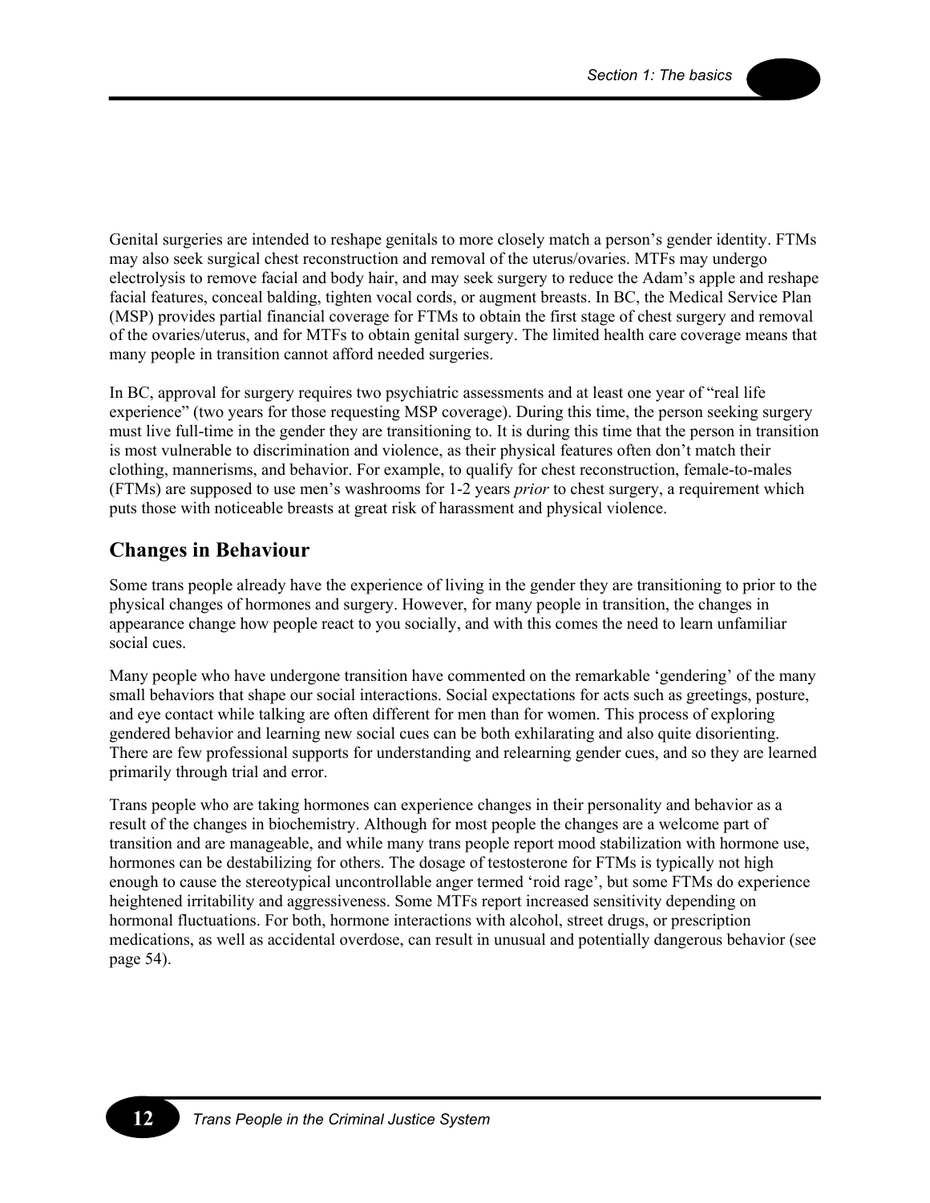Genital surgeries are intended to reshape genitals to more closely match a person's gender identity. FTMs may also seek surgical chest reconstruction and removal of the uterus/ovaries. MTFs may undergo electrolysis to remove facial and body hair, and may seek surgery to reduce the Adam's apple and reshape facial features, conceal balding, tighten vocal cords, or augment breasts. In BC, the Medical Service Plan (MSP) provides partial financial coverage for FTMs to obtain the first stage of chest surgery and removal of the ovaries/uterus, and for MTFs to obtain genital surgery. The limited health care coverage means that many people in transition cannot afford needed surgeries.

In BC, approval for surgery requires two psychiatric assessments and at least one year of "real life experience" (two years for those requesting MSP coverage). During this time, the person seeking surgery must live full-time in the gender they are transitioning to. It is during this time that the person in transition is most vulnerable to discrimination and violence, as their physical features often don't match their clothing, mannerisms, and behavior. For example, to qualify for chest reconstruction, female-to-males (FTMs) are supposed to use men's washrooms for 1-2 years *prior* to chest surgery, a requirement which puts those with noticeable breasts at great risk of harassment and physical violence.

## Changes in Behaviour

Some trans people already have the experience of living in the gender they are transitioning to prior to the physical changes of hormones and surgery. However, for many people in transition, the changes in appearance change how people react to you socially, and with this comes the need to learn unfamiliar social cues.

Many people who have undergone transition have commented on the remarkable 'gendering' of the many small behaviors that shape our social interactions. Social expectations for acts such as greetings, posture, and eye contact while talking are often different for men than for women. This process of exploring gendered behavior and learning new social cues can be both exhilarating and also quite disorienting. There are few professional supports for understanding and relearning gender cues, and so they are learned primarily through trial and error.

Trans people who are taking hormones can experience changes in their personality and behavior as a result of the changes in biochemistry. Although for most people the changes are a welcome part of transition and are manageable, and while many trans people report mood stabilization with hormone use, hormones can be destabilizing for others. The dosage of testosterone for FTMs is typically not high enough to cause the stereotypical uncontrollable anger termed 'roid rage', but some FTMs do experience heightened irritability and aggressiveness. Some MTFs report increased sensitivity depending on hormonal fluctuations. For both, hormone interactions with alcohol, street drugs, or prescription medications, as well as accidental overdose, can result in unusual and potentially dangerous behavior (see page 54).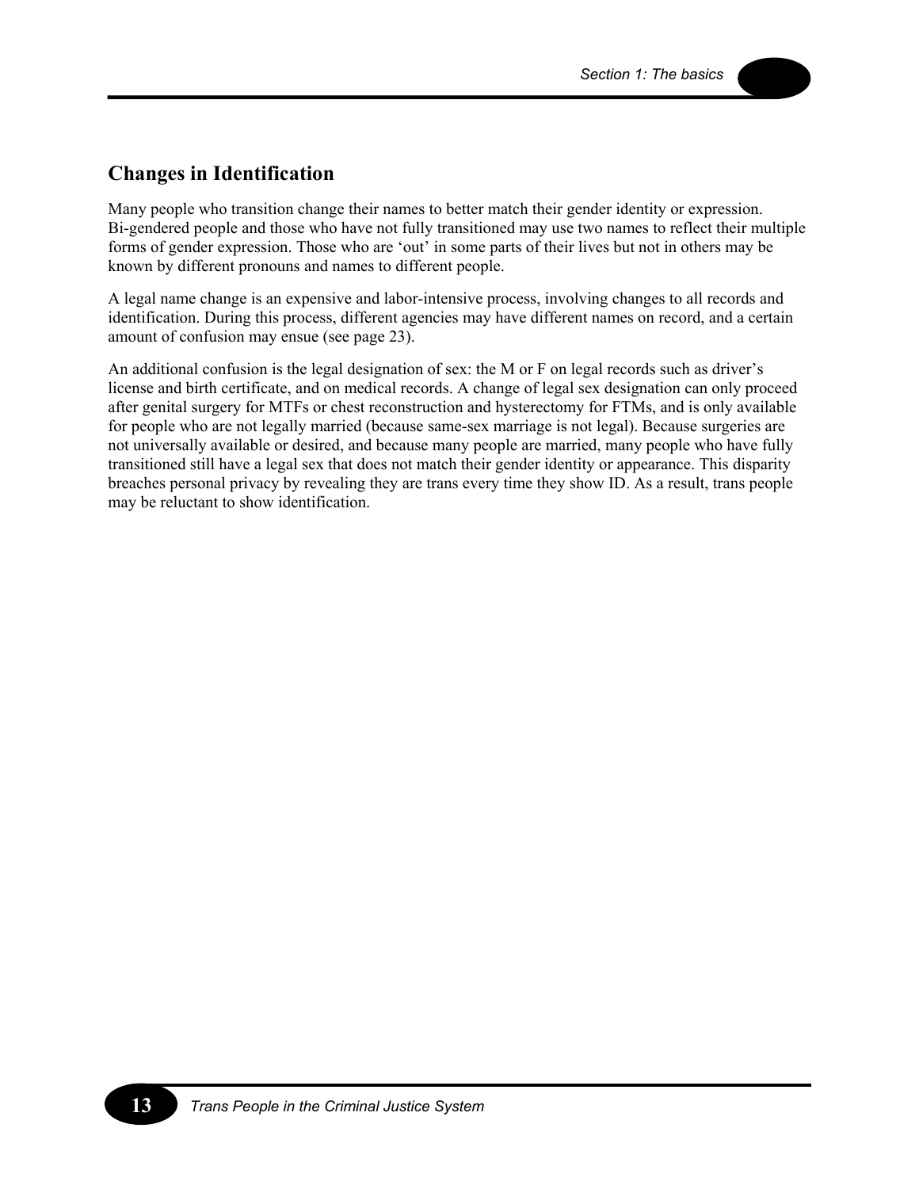## Changes in Identification

Many people who transition change their names to better match their gender identity or expression. Bi-gendered people and those who have not fully transitioned may use two names to reflect their multiple forms of gender expression. Those who are 'out' in some parts of their lives but not in others may be known by different pronouns and names to different people.

A legal name change is an expensive and labor-intensive process, involving changes to all records and identification. During this process, different agencies may have different names on record, and a certain amount of confusion may ensue (see page 23).

An additional confusion is the legal designation of sex: the M or F on legal records such as driver's license and birth certificate, and on medical records. A change of legal sex designation can only proceed after genital surgery for MTFs or chest reconstruction and hysterectomy for FTMs, and is only available for people who are not legally married (because same-sex marriage is not legal). Because surgeries are not universally available or desired, and because many people are married, many people who have fully transitioned still have a legal sex that does not match their gender identity or appearance. This disparity breaches personal privacy by revealing they are trans every time they show ID. As a result, trans people may be reluctant to show identification.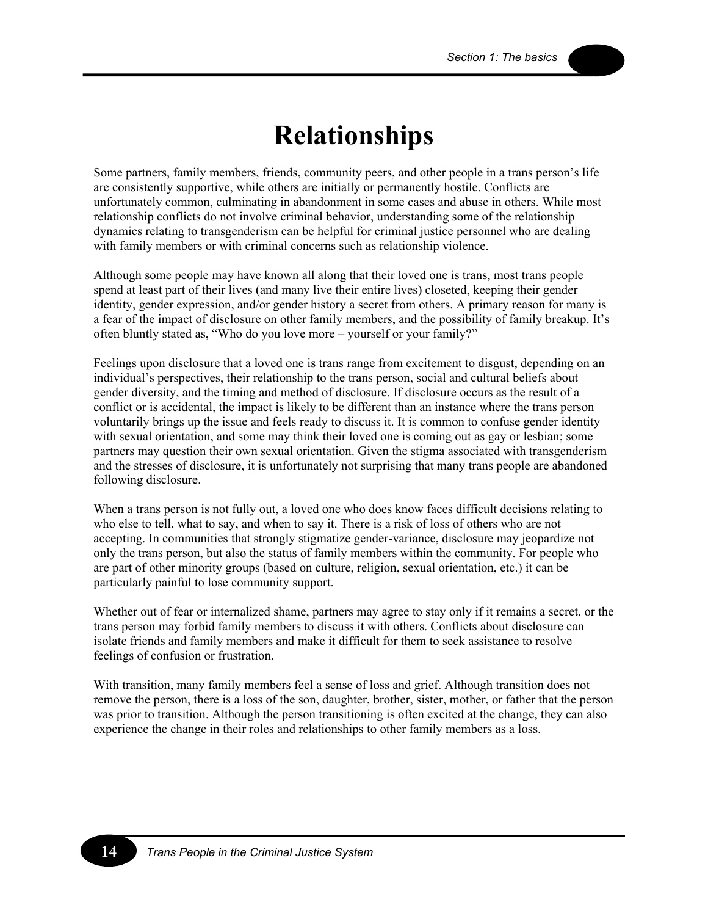# Relationships

Some partners, family members, friends, community peers, and other people in a trans person's life are consistently supportive, while others are initially or permanently hostile. Conflicts are unfortunately common, culminating in abandonment in some cases and abuse in others. While most relationship conflicts do not involve criminal behavior, understanding some of the relationship dynamics relating to transgenderism can be helpful for criminal justice personnel who are dealing with family members or with criminal concerns such as relationship violence.

Although some people may have known all along that their loved one is trans, most trans people spend at least part of their lives (and many live their entire lives) closeted, keeping their gender identity, gender expression, and/or gender history a secret from others. A primary reason for many is a fear of the impact of disclosure on other family members, and the possibility of family breakup. It's often bluntly stated as, "Who do you love more – yourself or your family?"

Feelings upon disclosure that a loved one is trans range from excitement to disgust, depending on an individual's perspectives, their relationship to the trans person, social and cultural beliefs about gender diversity, and the timing and method of disclosure. If disclosure occurs as the result of a conflict or is accidental, the impact is likely to be different than an instance where the trans person voluntarily brings up the issue and feels ready to discuss it. It is common to confuse gender identity with sexual orientation, and some may think their loved one is coming out as gay or lesbian; some partners may question their own sexual orientation. Given the stigma associated with transgenderism and the stresses of disclosure, it is unfortunately not surprising that many trans people are abandoned following disclosure.

When a trans person is not fully out, a loved one who does know faces difficult decisions relating to who else to tell, what to say, and when to say it. There is a risk of loss of others who are not accepting. In communities that strongly stigmatize gender-variance, disclosure may jeopardize not only the trans person, but also the status of family members within the community. For people who are part of other minority groups (based on culture, religion, sexual orientation, etc.) it can be particularly painful to lose community support.

Whether out of fear or internalized shame, partners may agree to stay only if it remains a secret, or the trans person may forbid family members to discuss it with others. Conflicts about disclosure can isolate friends and family members and make it difficult for them to seek assistance to resolve feelings of confusion or frustration.

With transition, many family members feel a sense of loss and grief. Although transition does not remove the person, there is a loss of the son, daughter, brother, sister, mother, or father that the person was prior to transition. Although the person transitioning is often excited at the change, they can also experience the change in their roles and relationships to other family members as a loss.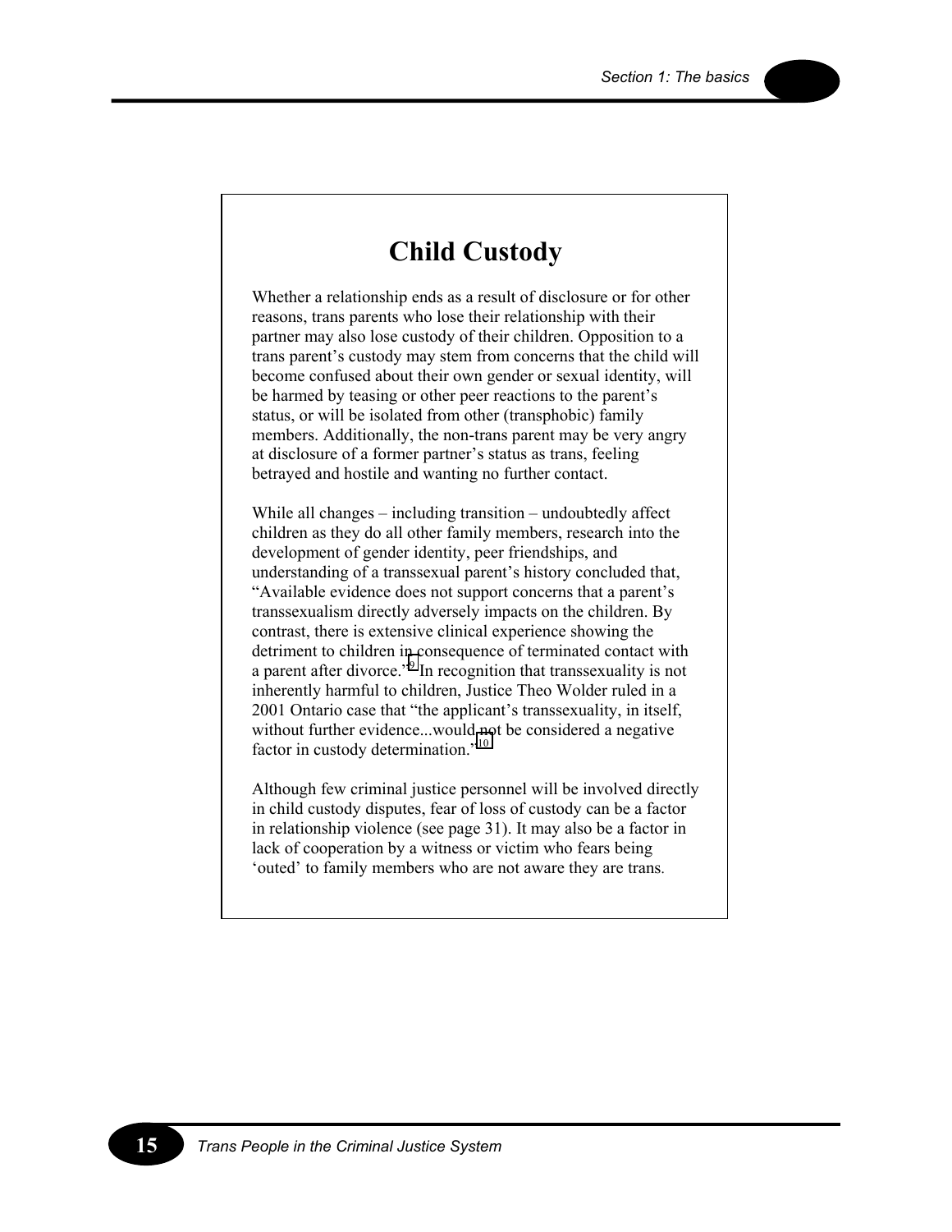## Child Custody

Whether a relationship ends as a result of disclosure or for other reasons, trans parents who lose their relationship with their partner may also lose custody of their children. Opposition to a trans parent's custody may stem from concerns that the child will become confused about their own gender or sexual identity, will be harmed by teasing or other peer reactions to the parent's status, or will be isolated from other (transphobic) family members. Additionally, the non-trans parent may be very angry at disclosure of a former partner's status as trans, feeling betrayed and hostile and wanting no further contact.

While all changes – including transition – undoubtedly affect children as they do all other family members, research into the development of gender identity, peer friendships, and understanding of a transsexual parent's history concluded that, "Available evidence does not support concerns that a parent's transsexualism directly adversely impacts on the children. By contrast, there is extensive clinical experience showing the detriment to children in consequence of terminated contact with a parent after divorce."[9] In recognition that transsexuality is not inherently harmful to children, Justice Theo Wolder ruled in a 2001 Ontario case that "the applicant's transsexuality, in itself, without further evidence...would not be considered a negative factor in custody determination."[10]

Although few criminal justice personnel will be involved directly in child custody disputes, fear of loss of custody can be a factor in relationship violence (see page 31). It may also be a factor in lack of cooperation by a witness or victim who fears being 'outed' to family members who are not aware they are trans.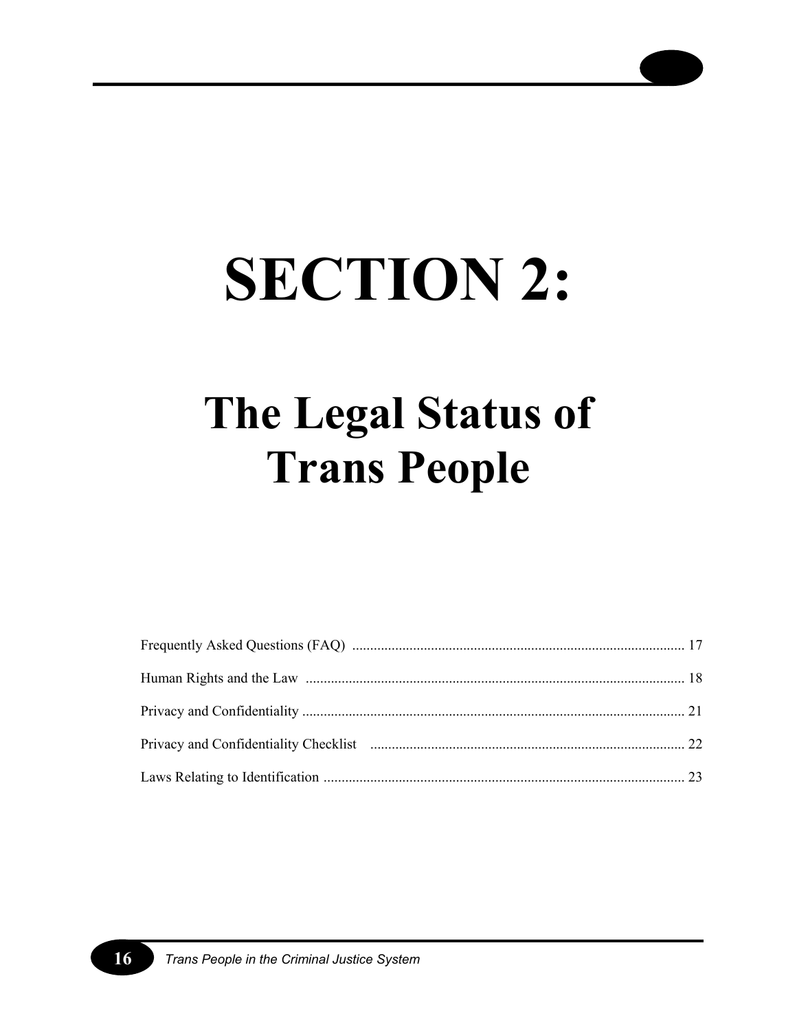# SECTION 2:

## The Legal Status of Trans People

Frequently Asked Questions (FAQ) ............................................................................................ 17

Human Rights and the Law ........................................................................................................ 18

Privacy and Confidentiality ........................................................................................................ 21

Privacy and Confidentiality Checklist ....................................................................................... 22

Laws Relating to Identification .................................................................................................. 23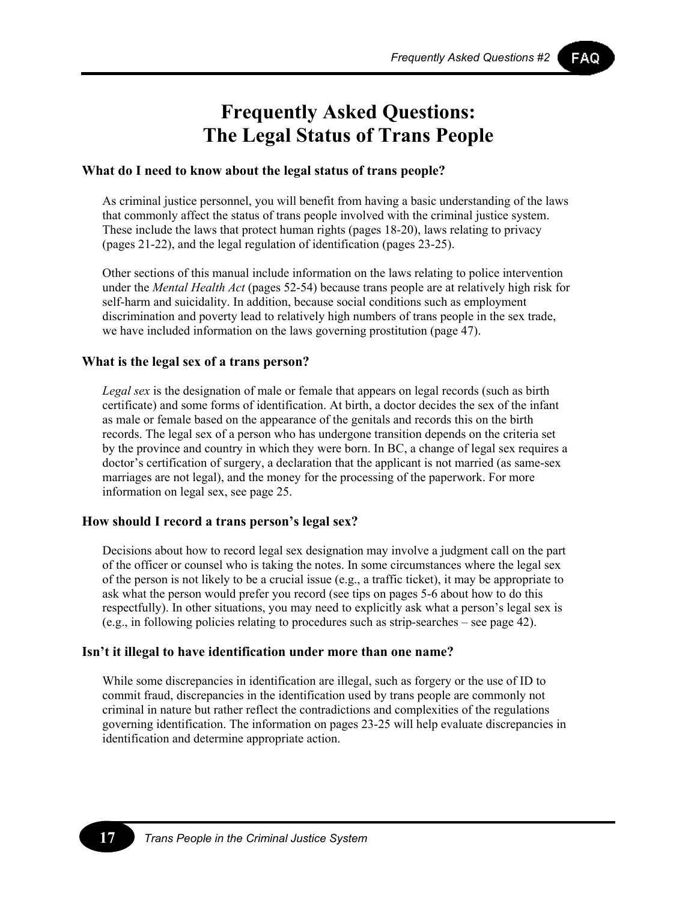# Frequently Asked Questions: The Legal Status of Trans People

### What do I need to know about the legal status of trans people?

As criminal justice personnel, you will benefit from having a basic understanding of the laws that commonly affect the status of trans people involved with the criminal justice system. These include the laws that protect human rights (pages 18-20), laws relating to privacy (pages 21-22), and the legal regulation of identification (pages 23-25).

Other sections of this manual include information on the laws relating to police intervention under the *Mental Health Act* (pages 52-54) because trans people are at relatively high risk for self-harm and suicidality. In addition, because social conditions such as employment discrimination and poverty lead to relatively high numbers of trans people in the sex trade, we have included information on the laws governing prostitution (page 47).

### What is the legal sex of a trans person?

*Legal sex* is the designation of male or female that appears on legal records (such as birth certificate) and some forms of identification. At birth, a doctor decides the sex of the infant as male or female based on the appearance of the genitals and records this on the birth records. The legal sex of a person who has undergone transition depends on the criteria set by the province and country in which they were born. In BC, a change of legal sex requires a doctor's certification of surgery, a declaration that the applicant is not married (as same-sex marriages are not legal), and the money for the processing of the paperwork. For more information on legal sex, see page 25.

### How should I record a trans person's legal sex?

Decisions about how to record legal sex designation may involve a judgment call on the part of the officer or counsel who is taking the notes. In some circumstances where the legal sex of the person is not likely to be a crucial issue (e.g., a traffic ticket), it may be appropriate to ask what the person would prefer you record (see tips on pages 5-6 about how to do this respectfully). In other situations, you may need to explicitly ask what a person's legal sex is (e.g., in following policies relating to procedures such as strip-searches – see page 42).

### Isn't it illegal to have identification under more than one name?

While some discrepancies in identification are illegal, such as forgery or the use of ID to commit fraud, discrepancies in the identification used by trans people are commonly not criminal in nature but rather reflect the contradictions and complexities of the regulations governing identification. The information on pages 23-25 will help evaluate discrepancies in identification and determine appropriate action.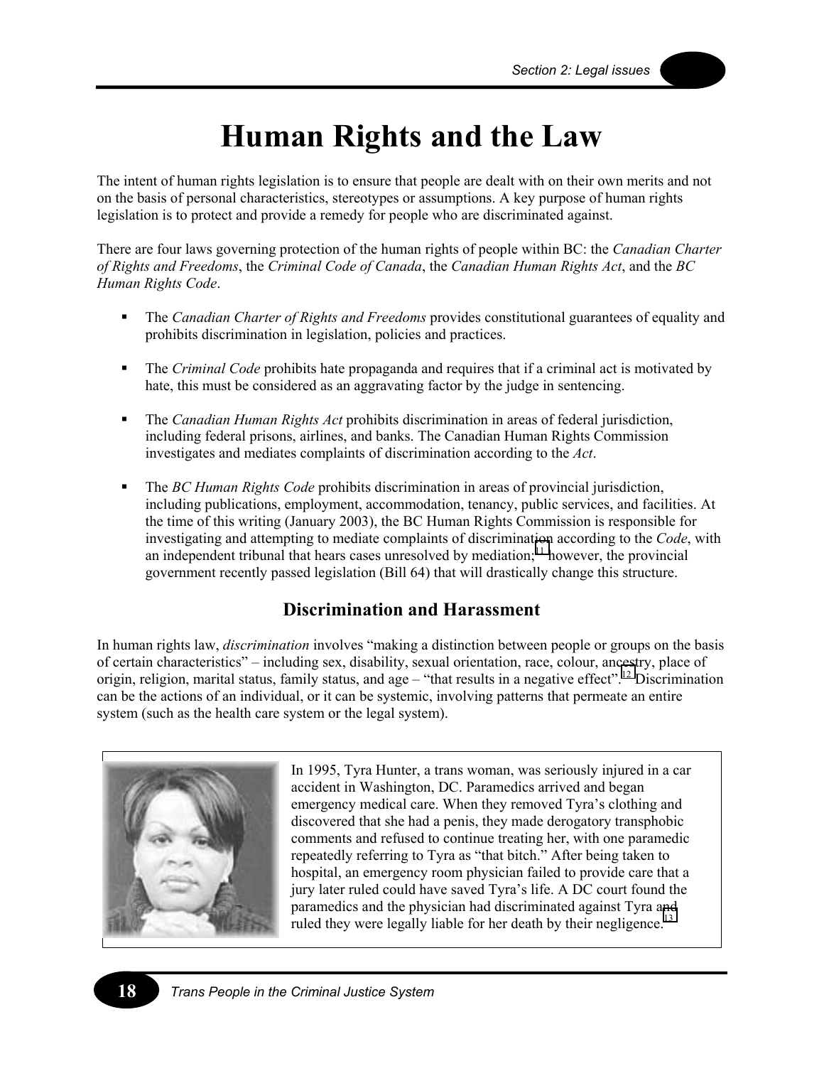# Human Rights and the Law

The intent of human rights legislation is to ensure that people are dealt with on their own merits and not on the basis of personal characteristics, stereotypes or assumptions. A key purpose of human rights legislation is to protect and provide a remedy for people who are discriminated against.

There are four laws governing protection of the human rights of people within BC: the *Canadian Charter of Rights and Freedoms*, the *Criminal Code of Canada*, the *Canadian Human Rights Act*, and the *BC Human Rights Code*.

- The *Canadian Charter of Rights and Freedoms* provides constitutional guarantees of equality and prohibits discrimination in legislation, policies and practices.
- The *Criminal Code* prohibits hate propaganda and requires that if a criminal act is motivated by hate, this must be considered as an aggravating factor by the judge in sentencing.
- The *Canadian Human Rights Act* prohibits discrimination in areas of federal jurisdiction, including federal prisons, airlines, and banks. The Canadian Human Rights Commission investigates and mediates complaints of discrimination according to the *Act*.
- The *BC Human Rights Code* prohibits discrimination in areas of provincial jurisdiction, including publications, employment, accommodation, tenancy, public services, and facilities. At the time of this writing (January 2003), the BC Human Rights Commission is responsible for investigating and attempting to mediate complaints of discrimination according to the *Code*, with an independent tribunal that hears cases unresolved by mediation;[11] however, the provincial government recently passed legislation (Bill 64) that will drastically change this structure.

## Discrimination and Harassment

In human rights law, *discrimination* involves "making a distinction between people or groups on the basis of certain characteristics" – including sex, disability, sexual orientation, race, colour, ancestry, place of origin, religion, marital status, family status, and age – "that results in a negative effect".[12] Discrimination can be the actions of an individual, or it can be systemic, involving patterns that permeate an entire system (such as the health care system or the legal system).

In 1995, Tyra Hunter, a trans woman, was seriously injured in a car accident in Washington, DC. Paramedics arrived and began emergency medical care. When they removed Tyra's clothing and discovered that she had a penis, they made derogatory transphobic comments and refused to continue treating her, with one paramedic repeatedly referring to Tyra as "that bitch." After being taken to hospital, an emergency room physician failed to provide care that a jury later ruled could have saved Tyra's life. A DC court found the paramedics and the physician had discriminated against Tyra and ruled they were legally liable for her death by their negligence.[13]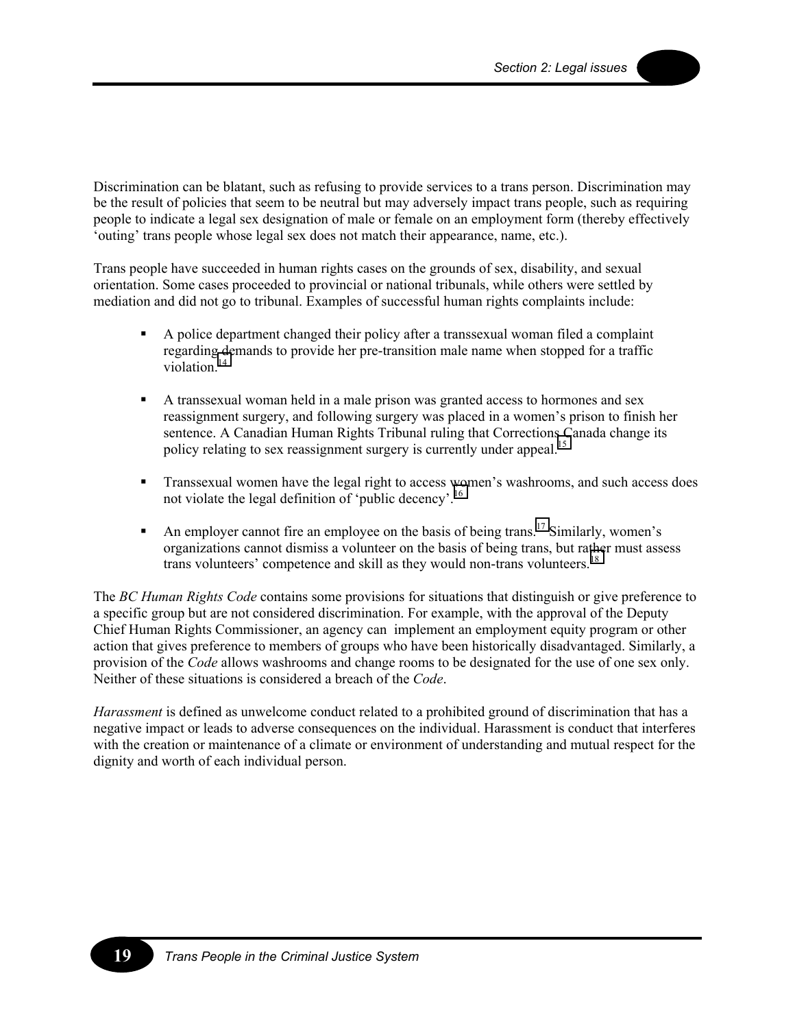Discrimination can be blatant, such as refusing to provide services to a trans person. Discrimination may be the result of policies that seem to be neutral but may adversely impact trans people, such as requiring people to indicate a legal sex designation of male or female on an employment form (thereby effectively 'outing' trans people whose legal sex does not match their appearance, name, etc.).

Trans people have succeeded in human rights cases on the grounds of sex, disability, and sexual orientation. Some cases proceeded to provincial or national tribunals, while others were settled by mediation and did not go to tribunal. Examples of successful human rights complaints include:

- A police department changed their policy after a transsexual woman filed a complaint regarding demands to provide her pre-transition male name when stopped for a traffic violation.[14]
- A transsexual woman held in a male prison was granted access to hormones and sex reassignment surgery, and following surgery was placed in a women's prison to finish her sentence. A Canadian Human Rights Tribunal ruling that Corrections Canada change its policy relating to sex reassignment surgery is currently under appeal.[15]
- Transsexual women have the legal right to access women's washrooms, and such access does not violate the legal definition of 'public decency'.[16]
- An employer cannot fire an employee on the basis of being trans.[17] Similarly, women's organizations cannot dismiss a volunteer on the basis of being trans, but rather must assess trans volunteers' competence and skill as they would non-trans volunteers.[18]

The *BC Human Rights Code* contains some provisions for situations that distinguish or give preference to a specific group but are not considered discrimination. For example, with the approval of the Deputy Chief Human Rights Commissioner, an agency can implement an employment equity program or other action that gives preference to members of groups who have been historically disadvantaged. Similarly, a provision of the *Code* allows washrooms and change rooms to be designated for the use of one sex only. Neither of these situations is considered a breach of the *Code*.

*Harassment* is defined as unwelcome conduct related to a prohibited ground of discrimination that has a negative impact or leads to adverse consequences on the individual. Harassment is conduct that interferes with the creation or maintenance of a climate or environment of understanding and mutual respect for the dignity and worth of each individual person.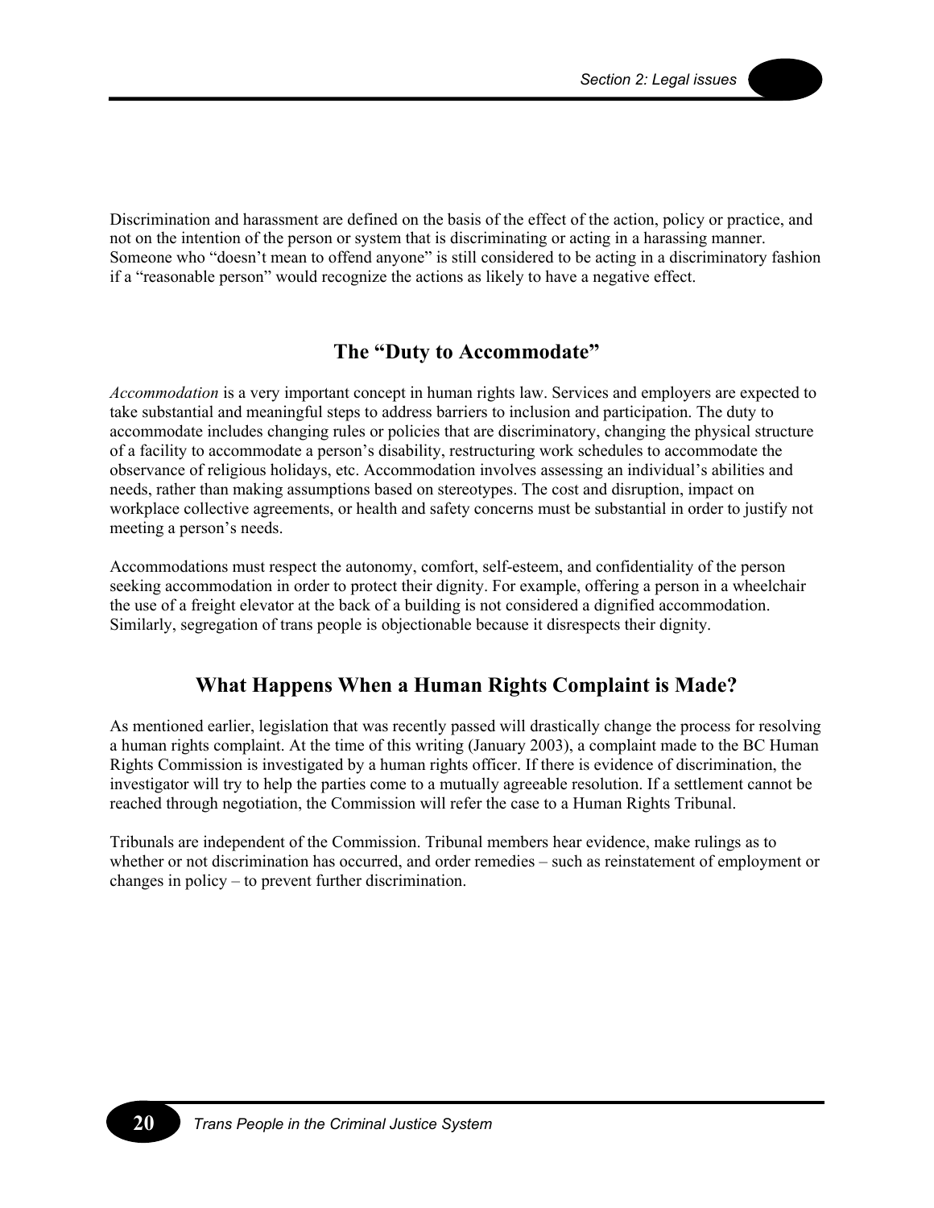Discrimination and harassment are defined on the basis of the effect of the action, policy or practice, and not on the intention of the person or system that is discriminating or acting in a harassing manner. Someone who "doesn't mean to offend anyone" is still considered to be acting in a discriminatory fashion if a "reasonable person" would recognize the actions as likely to have a negative effect.

## The "Duty to Accommodate"

*Accommodation* is a very important concept in human rights law. Services and employers are expected to take substantial and meaningful steps to address barriers to inclusion and participation. The duty to accommodate includes changing rules or policies that are discriminatory, changing the physical structure of a facility to accommodate a person's disability, restructuring work schedules to accommodate the observance of religious holidays, etc. Accommodation involves assessing an individual's abilities and needs, rather than making assumptions based on stereotypes. The cost and disruption, impact on workplace collective agreements, or health and safety concerns must be substantial in order to justify not meeting a person's needs.

Accommodations must respect the autonomy, comfort, self-esteem, and confidentiality of the person seeking accommodation in order to protect their dignity. For example, offering a person in a wheelchair the use of a freight elevator at the back of a building is not considered a dignified accommodation. Similarly, segregation of trans people is objectionable because it disrespects their dignity.

## What Happens When a Human Rights Complaint is Made?

As mentioned earlier, legislation that was recently passed will drastically change the process for resolving a human rights complaint. At the time of this writing (January 2003), a complaint made to the BC Human Rights Commission is investigated by a human rights officer. If there is evidence of discrimination, the investigator will try to help the parties come to a mutually agreeable resolution. If a settlement cannot be reached through negotiation, the Commission will refer the case to a Human Rights Tribunal.

Tribunals are independent of the Commission. Tribunal members hear evidence, make rulings as to whether or not discrimination has occurred, and order remedies – such as reinstatement of employment or changes in policy – to prevent further discrimination.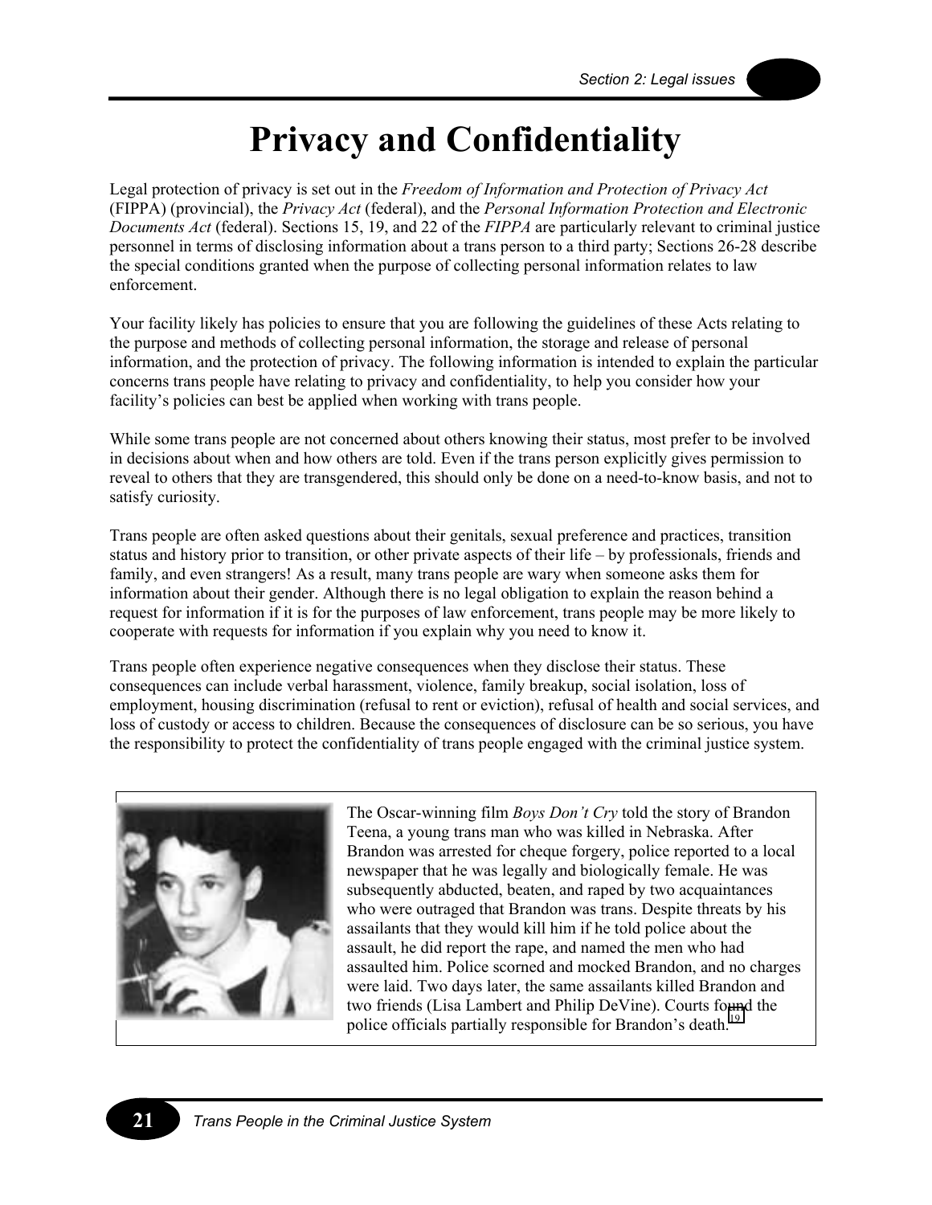# Privacy and Confidentiality

Legal protection of privacy is set out in the *Freedom of Information and Protection of Privacy Act* (FIPPA) (provincial), the *Privacy Act* (federal), and the *Personal Information Protection and Electronic Documents Act* (federal). Sections 15, 19, and 22 of the *FIPPA* are particularly relevant to criminal justice personnel in terms of disclosing information about a trans person to a third party; Sections 26-28 describe the special conditions granted when the purpose of collecting personal information relates to law enforcement.

Your facility likely has policies to ensure that you are following the guidelines of these Acts relating to the purpose and methods of collecting personal information, the storage and release of personal information, and the protection of privacy. The following information is intended to explain the particular concerns trans people have relating to privacy and confidentiality, to help you consider how your facility's policies can best be applied when working with trans people.

While some trans people are not concerned about others knowing their status, most prefer to be involved in decisions about when and how others are told. Even if the trans person explicitly gives permission to reveal to others that they are transgendered, this should only be done on a need-to-know basis, and not to satisfy curiosity.

Trans people are often asked questions about their genitals, sexual preference and practices, transition status and history prior to transition, or other private aspects of their life – by professionals, friends and family, and even strangers! As a result, many trans people are wary when someone asks them for information about their gender. Although there is no legal obligation to explain the reason behind a request for information if it is for the purposes of law enforcement, trans people may be more likely to cooperate with requests for information if you explain why you need to know it.

Trans people often experience negative consequences when they disclose their status. These consequences can include verbal harassment, violence, family breakup, social isolation, loss of employment, housing discrimination (refusal to rent or eviction), refusal of health and social services, and loss of custody or access to children. Because the consequences of disclosure can be so serious, you have the responsibility to protect the confidentiality of trans people engaged with the criminal justice system.

The Oscar-winning film *Boys Don't Cry* told the story of Brandon Teena, a young trans man who was killed in Nebraska. After Brandon was arrested for cheque forgery, police reported to a local newspaper that he was legally and biologically female. He was subsequently abducted, beaten, and raped by two acquaintances who were outraged that Brandon was trans. Despite threats by his assailants that they would kill him if he told police about the assault, he did report the rape, and named the men who had assaulted him. Police scorned and mocked Brandon, and no charges were laid. Two days later, the same assailants killed Brandon and two friends (Lisa Lambert and Philip DeVine). Courts found the police officials partially responsible for Brandon's death.[19]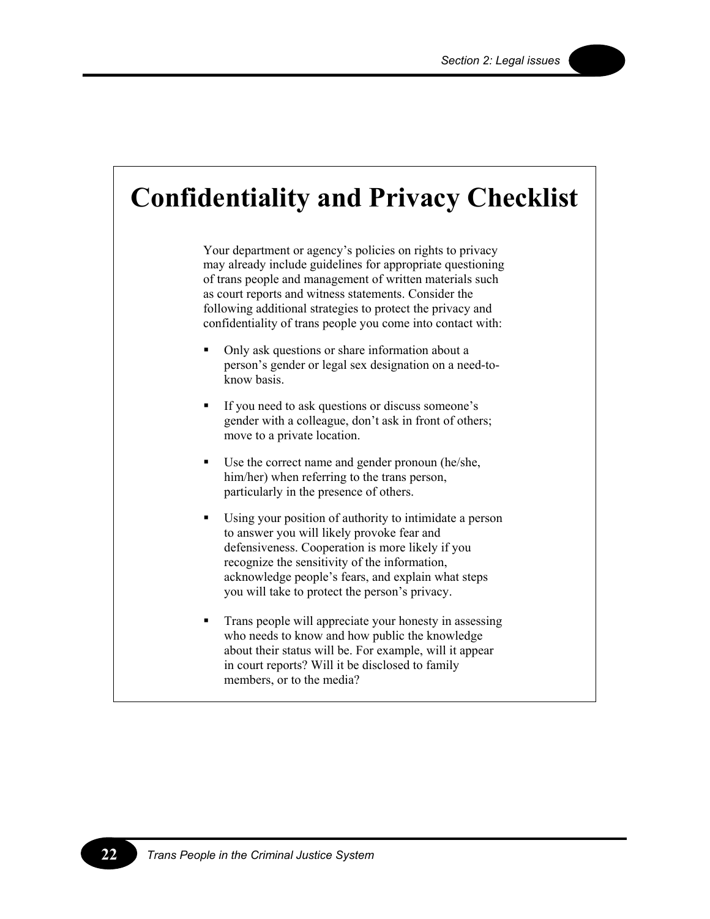# Confidentiality and Privacy Checklist

Your department or agency's policies on rights to privacy may already include guidelines for appropriate questioning of trans people and management of written materials such as court reports and witness statements. Consider the following additional strategies to protect the privacy and confidentiality of trans people you come into contact with:

- Only ask questions or share information about a person's gender or legal sex designation on a need-to-know basis.
- If you need to ask questions or discuss someone's gender with a colleague, don't ask in front of others; move to a private location.
- Use the correct name and gender pronoun (he/she, him/her) when referring to the trans person, particularly in the presence of others.
- Using your position of authority to intimidate a person to answer you will likely provoke fear and defensiveness. Cooperation is more likely if you recognize the sensitivity of the information, acknowledge people's fears, and explain what steps you will take to protect the person's privacy.
- Trans people will appreciate your honesty in assessing who needs to know and how public the knowledge about their status will be. For example, will it appear in court reports? Will it be disclosed to family members, or to the media?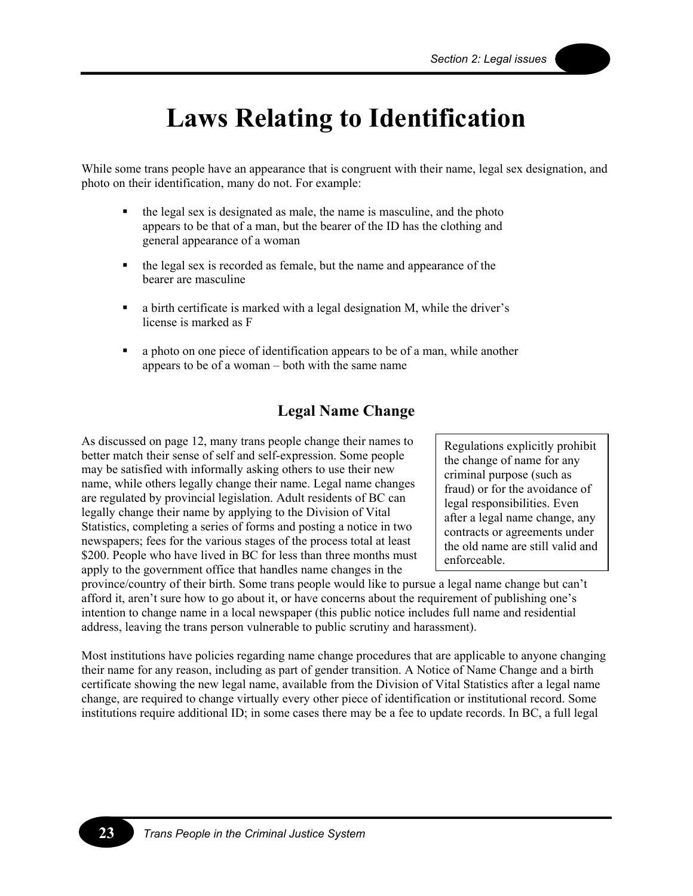# Laws Relating to Identification

While some trans people have an appearance that is congruent with their name, legal sex designation, and photo on their identification, many do not. For example:

- the legal sex is designated as male, the name is masculine, and the photo appears to be that of a man, but the bearer of the ID has the clothing and general appearance of a woman
- the legal sex is recorded as female, but the name and appearance of the bearer are masculine
- a birth certificate is marked with a legal designation M, while the driver's license is marked as F
- a photo on one piece of identification appears to be of a man, while another appears to be of a woman – both with the same name

## Legal Name Change

> Regulations explicitly prohibit the change of name for any criminal purpose (such as fraud) or for the avoidance of legal responsibilities. Even after a legal name change, any contracts or agreements under the old name are still valid and enforceable.

As discussed on page 12, many trans people change their names to better match their sense of self and self-expression. Some people may be satisfied with informally asking others to use their new name, while others legally change their name. Legal name changes are regulated by provincial legislation. Adult residents of BC can legally change their name by applying to the Division of Vital Statistics, completing a series of forms and posting a notice in two newspapers; fees for the various stages of the process total at least $200. People who have lived in BC for less than three months must apply to the government office that handles name changes in the province/country of their birth. Some trans people would like to pursue a legal name change but can't afford it, aren't sure how to go about it, or have concerns about the requirement of publishing one's intention to change name in a local newspaper (this public notice includes full name and residential address, leaving the trans person vulnerable to public scrutiny and harassment).

Most institutions have policies regarding name change procedures that are applicable to anyone changing their name for any reason, including as part of gender transition. A Notice of Name Change and a birth certificate showing the new legal name, available from the Division of Vital Statistics after a legal name change, are required to change virtually every other piece of identification or institutional record. Some institutions require additional ID; in some cases there may be a fee to update records. In BC, a full legal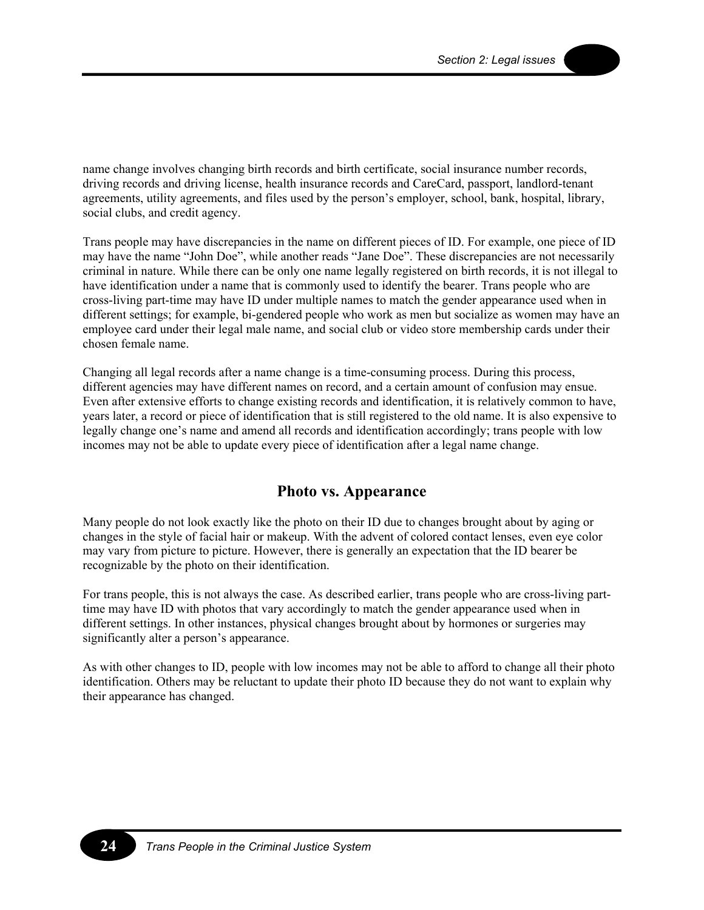name change involves changing birth records and birth certificate, social insurance number records, driving records and driving license, health insurance records and CareCard, passport, landlord-tenant agreements, utility agreements, and files used by the person's employer, school, bank, hospital, library, social clubs, and credit agency.

Trans people may have discrepancies in the name on different pieces of ID. For example, one piece of ID may have the name "John Doe", while another reads "Jane Doe". These discrepancies are not necessarily criminal in nature. While there can be only one name legally registered on birth records, it is not illegal to have identification under a name that is commonly used to identify the bearer. Trans people who are cross-living part-time may have ID under multiple names to match the gender appearance used when in different settings; for example, bi-gendered people who work as men but socialize as women may have an employee card under their legal male name, and social club or video store membership cards under their chosen female name.

Changing all legal records after a name change is a time-consuming process. During this process, different agencies may have different names on record, and a certain amount of confusion may ensue. Even after extensive efforts to change existing records and identification, it is relatively common to have, years later, a record or piece of identification that is still registered to the old name. It is also expensive to legally change one's name and amend all records and identification accordingly; trans people with low incomes may not be able to update every piece of identification after a legal name change.

## Photo vs. Appearance

Many people do not look exactly like the photo on their ID due to changes brought about by aging or changes in the style of facial hair or makeup. With the advent of colored contact lenses, even eye color may vary from picture to picture. However, there is generally an expectation that the ID bearer be recognizable by the photo on their identification.

For trans people, this is not always the case. As described earlier, trans people who are cross-living part-time may have ID with photos that vary accordingly to match the gender appearance used when in different settings. In other instances, physical changes brought about by hormones or surgeries may significantly alter a person's appearance.

As with other changes to ID, people with low incomes may not be able to afford to change all their photo identification. Others may be reluctant to update their photo ID because they do not want to explain why their appearance has changed.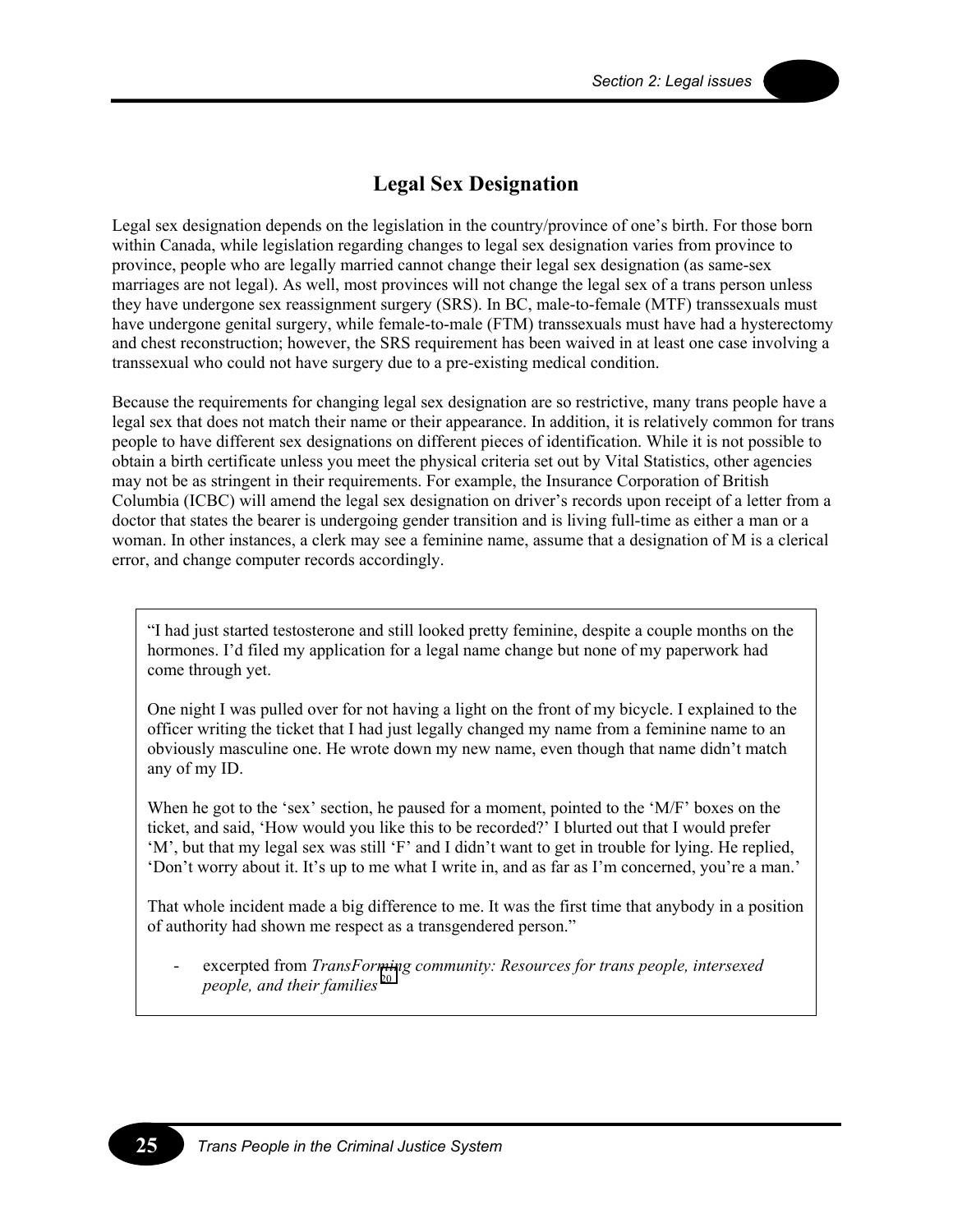## Legal Sex Designation

Legal sex designation depends on the legislation in the country/province of one's birth. For those born within Canada, while legislation regarding changes to legal sex designation varies from province to province, people who are legally married cannot change their legal sex designation (as same-sex marriages are not legal). As well, most provinces will not change the legal sex of a trans person unless they have undergone sex reassignment surgery (SRS). In BC, male-to-female (MTF) transsexuals must have undergone genital surgery, while female-to-male (FTM) transsexuals must have had a hysterectomy and chest reconstruction; however, the SRS requirement has been waived in at least one case involving a transsexual who could not have surgery due to a pre-existing medical condition.

Because the requirements for changing legal sex designation are so restrictive, many trans people have a legal sex that does not match their name or their appearance. In addition, it is relatively common for trans people to have different sex designations on different pieces of identification. While it is not possible to obtain a birth certificate unless you meet the physical criteria set out by Vital Statistics, other agencies may not be as stringent in their requirements. For example, the Insurance Corporation of British Columbia (ICBC) will amend the legal sex designation on driver's records upon receipt of a letter from a doctor that states the bearer is undergoing gender transition and is living full-time as either a man or a woman. In other instances, a clerk may see a feminine name, assume that a designation of M is a clerical error, and change computer records accordingly.

> "I had just started testosterone and still looked pretty feminine, despite a couple months on the hormones. I'd filed my application for a legal name change but none of my paperwork had come through yet.
>
> One night I was pulled over for not having a light on the front of my bicycle. I explained to the officer writing the ticket that I had just legally changed my name from a feminine name to an obviously masculine one. He wrote down my new name, even though that name didn't match any of my ID.
>
> When he got to the 'sex' section, he paused for a moment, pointed to the 'M/F' boxes on the ticket, and said, 'How would you like this to be recorded?' I blurted out that I would prefer 'M', but that my legal sex was still 'F' and I didn't want to get in trouble for lying. He replied, 'Don't worry about it. It's up to me what I write in, and as far as I'm concerned, you're a man.'
>
> That whole incident made a big difference to me. It was the first time that anybody in a position of authority had shown me respect as a transgendered person."
>
> - excerpted from *TransForming community: Resources for trans people, intersexed people, and their families*[20]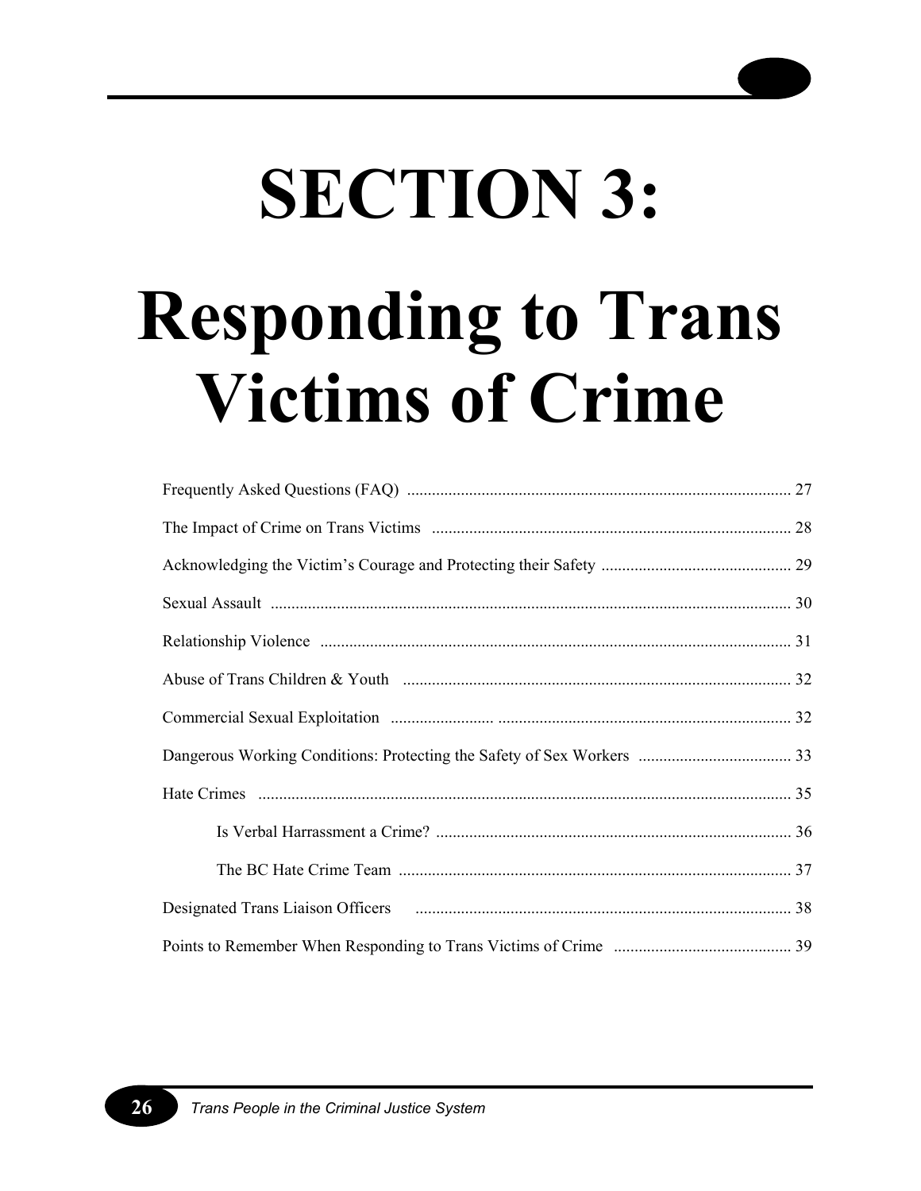# SECTION 3:

# Responding to Trans Victims of Crime

- Frequently Asked Questions (FAQ) ............ 27
- The Impact of Crime on Trans Victims ............ 28
- Acknowledging the Victim's Courage and Protecting their Safety ............ 29
- Sexual Assault ............ 30
- Relationship Violence ............ 31
- Abuse of Trans Children & Youth ............ 32
- Commercial Sexual Exploitation ............ 32
- Dangerous Working Conditions: Protecting the Safety of Sex Workers ............ 33
- Hate Crimes ............ 35
  - Is Verbal Harrassment a Crime? ............ 36
  - The BC Hate Crime Team ............ 37
- Designated Trans Liaison Officers ............ 38
- Points to Remember When Responding to Trans Victims of Crime ............ 39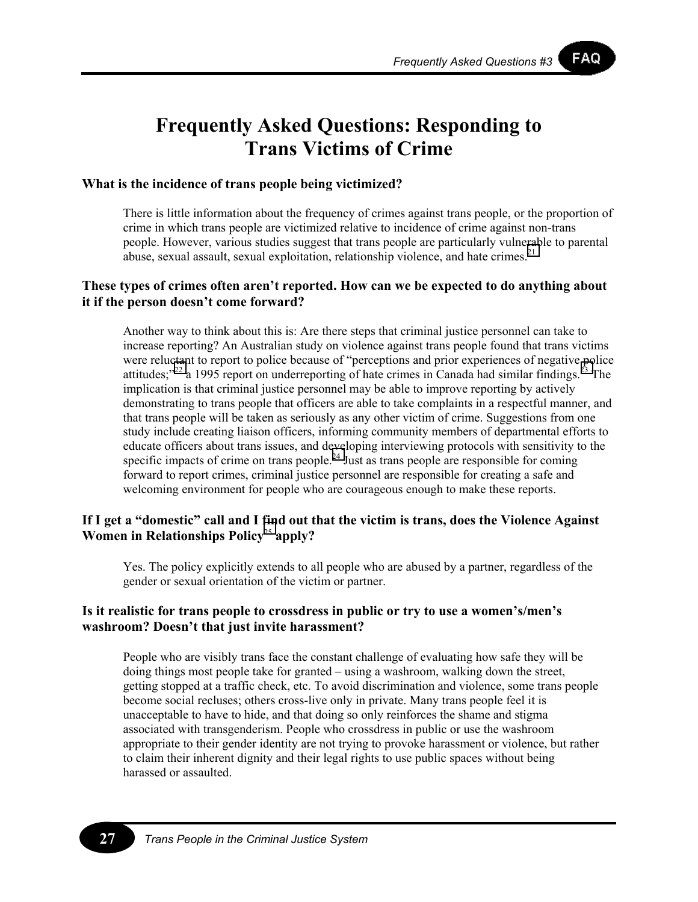# Frequently Asked Questions: Responding to Trans Victims of Crime

### What is the incidence of trans people being victimized?

There is little information about the frequency of crimes against trans people, or the proportion of crime in which trans people are victimized relative to incidence of crime against non-trans people. However, various studies suggest that trans people are particularly vulnerable to parental abuse, sexual assault, sexual exploitation, relationship violence, and hate crimes.[21]

### These types of crimes often aren't reported. How can we be expected to do anything about it if the person doesn't come forward?

Another way to think about this is: Are there steps that criminal justice personnel can take to increase reporting? An Australian study on violence against trans people found that trans victims were reluctant to report to police because of "perceptions and prior experiences of negative police attitudes;"[22] a 1995 report on underreporting of hate crimes in Canada had similar findings.[23] The implication is that criminal justice personnel may be able to improve reporting by actively demonstrating to trans people that officers are able to take complaints in a respectful manner, and that trans people will be taken as seriously as any other victim of crime. Suggestions from one study include creating liaison officers, informing community members of departmental efforts to educate officers about trans issues, and developing interviewing protocols with sensitivity to the specific impacts of crime on trans people.[24] Just as trans people are responsible for coming forward to report crimes, criminal justice personnel are responsible for creating a safe and welcoming environment for people who are courageous enough to make these reports.

### If I get a "domestic" call and I find out that the victim is trans, does the Violence Against Women in Relationships Policy[25] apply?

Yes. The policy explicitly extends to all people who are abused by a partner, regardless of the gender or sexual orientation of the victim or partner.

### Is it realistic for trans people to crossdress in public or try to use a women's/men's washroom? Doesn't that just invite harassment?

People who are visibly trans face the constant challenge of evaluating how safe they will be doing things most people take for granted – using a washroom, walking down the street, getting stopped at a traffic check, etc. To avoid discrimination and violence, some trans people become social recluses; others cross-live only in private. Many trans people feel it is unacceptable to have to hide, and that doing so only reinforces the shame and stigma associated with transgenderism. People who crossdress in public or use the washroom appropriate to their gender identity are not trying to provoke harassment or violence, but rather to claim their inherent dignity and their legal rights to use public spaces without being harassed or assaulted.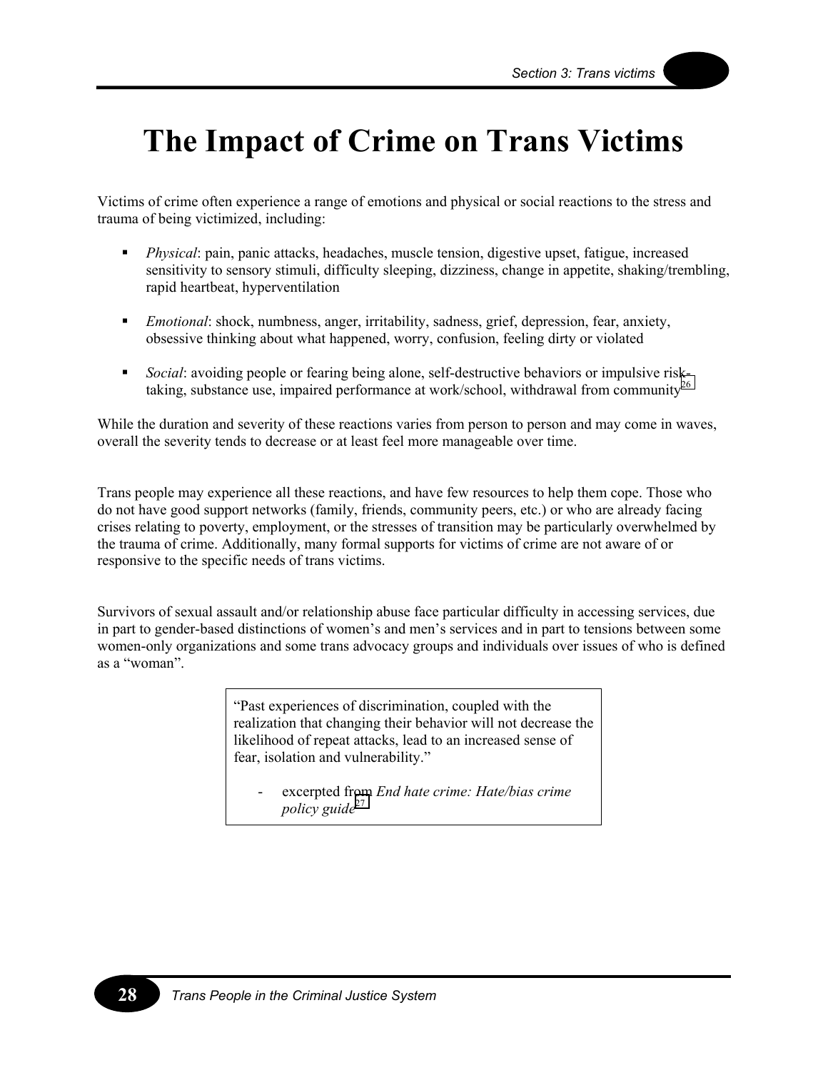# The Impact of Crime on Trans Victims

Victims of crime often experience a range of emotions and physical or social reactions to the stress and trauma of being victimized, including:

- *Physical*: pain, panic attacks, headaches, muscle tension, digestive upset, fatigue, increased sensitivity to sensory stimuli, difficulty sleeping, dizziness, change in appetite, shaking/trembling, rapid heartbeat, hyperventilation

- *Emotional*: shock, numbness, anger, irritability, sadness, grief, depression, fear, anxiety, obsessive thinking about what happened, worry, confusion, feeling dirty or violated

- *Social*: avoiding people or fearing being alone, self-destructive behaviors or impulsive risk-taking, substance use, impaired performance at work/school, withdrawal from community[26]

While the duration and severity of these reactions varies from person to person and may come in waves, overall the severity tends to decrease or at least feel more manageable over time.

Trans people may experience all these reactions, and have few resources to help them cope. Those who do not have good support networks (family, friends, community peers, etc.) or who are already facing crises relating to poverty, employment, or the stresses of transition may be particularly overwhelmed by the trauma of crime. Additionally, many formal supports for victims of crime are not aware of or responsive to the specific needs of trans victims.

Survivors of sexual assault and/or relationship abuse face particular difficulty in accessing services, due in part to gender-based distinctions of women's and men's services and in part to tensions between some women-only organizations and some trans advocacy groups and individuals over issues of who is defined as a "woman".

> "Past experiences of discrimination, coupled with the realization that changing their behavior will not decrease the likelihood of repeat attacks, lead to an increased sense of fear, isolation and vulnerability."
>
> - excerpted from *End hate crime: Hate/bias crime policy guide*[27]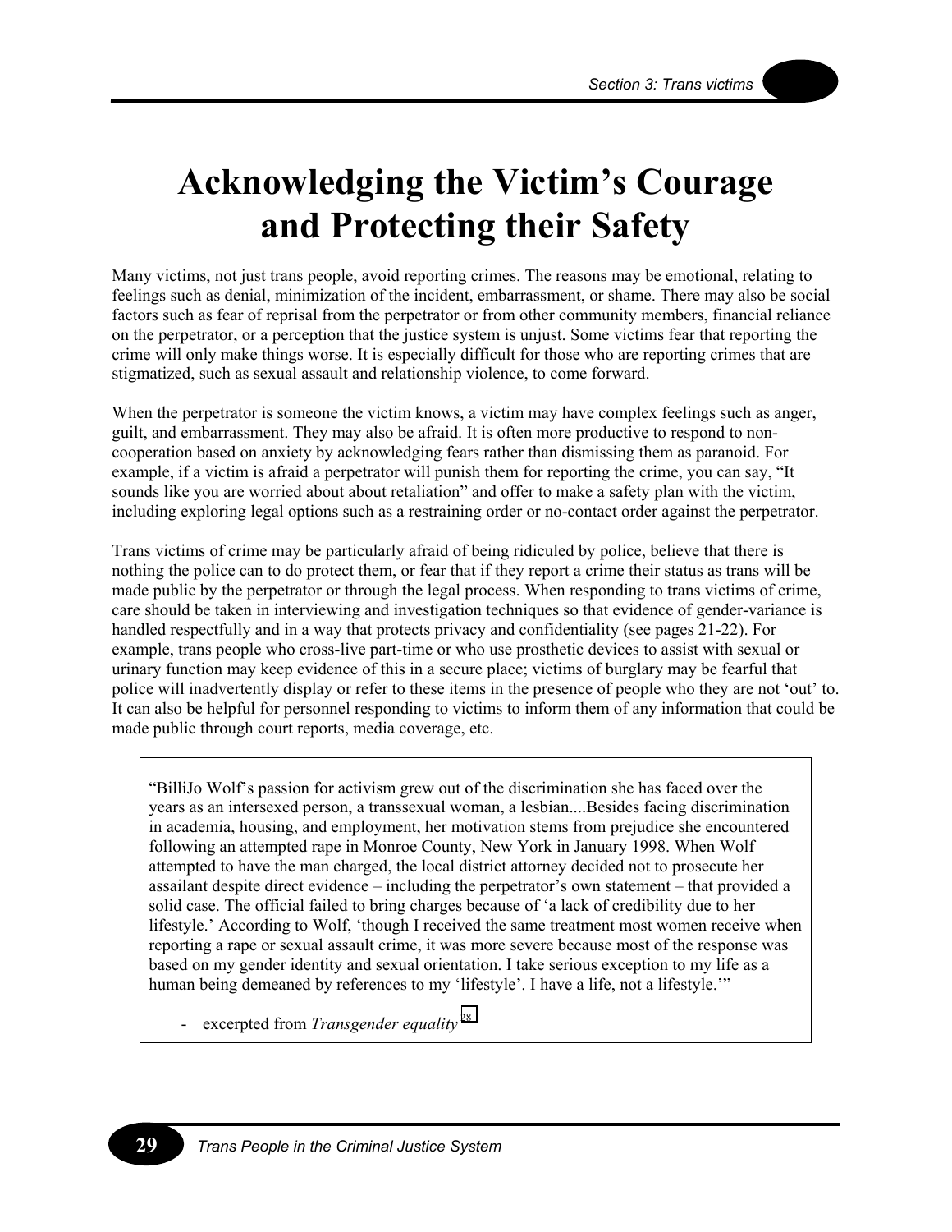# Acknowledging the Victim's Courage and Protecting their Safety

Many victims, not just trans people, avoid reporting crimes. The reasons may be emotional, relating to feelings such as denial, minimization of the incident, embarrassment, or shame. There may also be social factors such as fear of reprisal from the perpetrator or from other community members, financial reliance on the perpetrator, or a perception that the justice system is unjust. Some victims fear that reporting the crime will only make things worse. It is especially difficult for those who are reporting crimes that are stigmatized, such as sexual assault and relationship violence, to come forward.

When the perpetrator is someone the victim knows, a victim may have complex feelings such as anger, guilt, and embarrassment. They may also be afraid. It is often more productive to respond to non-cooperation based on anxiety by acknowledging fears rather than dismissing them as paranoid. For example, if a victim is afraid a perpetrator will punish them for reporting the crime, you can say, "It sounds like you are worried about about retaliation" and offer to make a safety plan with the victim, including exploring legal options such as a restraining order or no-contact order against the perpetrator.

Trans victims of crime may be particularly afraid of being ridiculed by police, believe that there is nothing the police can to do protect them, or fear that if they report a crime their status as trans will be made public by the perpetrator or through the legal process. When responding to trans victims of crime, care should be taken in interviewing and investigation techniques so that evidence of gender-variance is handled respectfully and in a way that protects privacy and confidentiality (see pages 21-22). For example, trans people who cross-live part-time or who use prosthetic devices to assist with sexual or urinary function may keep evidence of this in a secure place; victims of burglary may be fearful that police will inadvertently display or refer to these items in the presence of people who they are not 'out' to. It can also be helpful for personnel responding to victims to inform them of any information that could be made public through court reports, media coverage, etc.

> "BilliJo Wolf's passion for activism grew out of the discrimination she has faced over the years as an intersexed person, a transsexual woman, a lesbian....Besides facing discrimination in academia, housing, and employment, her motivation stems from prejudice she encountered following an attempted rape in Monroe County, New York in January 1998. When Wolf attempted to have the man charged, the local district attorney decided not to prosecute her assailant despite direct evidence – including the perpetrator's own statement – that provided a solid case. The official failed to bring charges because of 'a lack of credibility due to her lifestyle.' According to Wolf, 'though I received the same treatment most women receive when reporting a rape or sexual assault crime, it was more severe because most of the response was based on my gender identity and sexual orientation. I take serious exception to my life as a human being demeaned by references to my 'lifestyle'. I have a life, not a lifestyle.'"
>
> - excerpted from *Transgender equality* [28]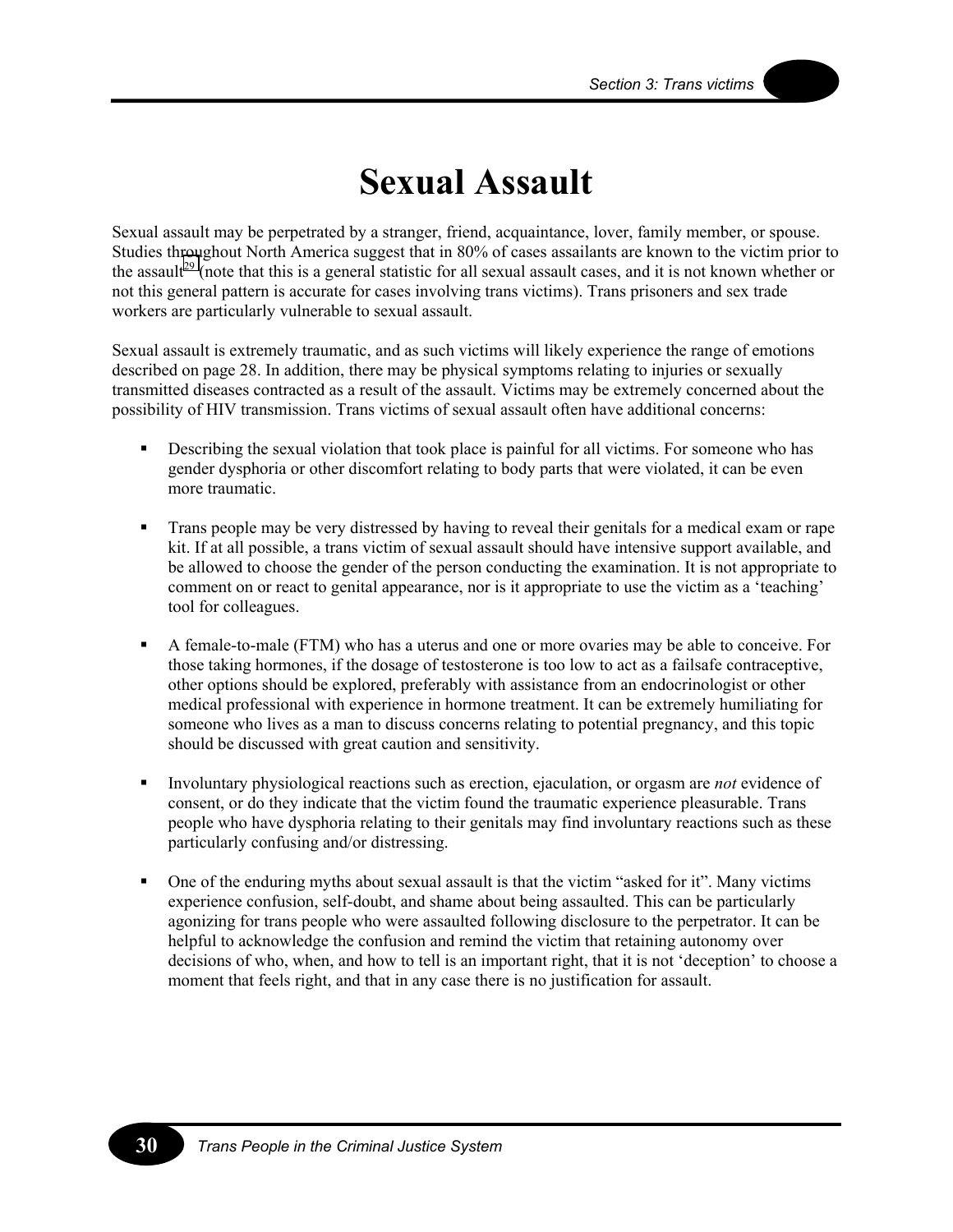# Sexual Assault

Sexual assault may be perpetrated by a stranger, friend, acquaintance, lover, family member, or spouse. Studies throughout North America suggest that in 80% of cases assailants are known to the victim prior to the assault[29] (note that this is a general statistic for all sexual assault cases, and it is not known whether or not this general pattern is accurate for cases involving trans victims). Trans prisoners and sex trade workers are particularly vulnerable to sexual assault.

Sexual assault is extremely traumatic, and as such victims will likely experience the range of emotions described on page 28. In addition, there may be physical symptoms relating to injuries or sexually transmitted diseases contracted as a result of the assault. Victims may be extremely concerned about the possibility of HIV transmission. Trans victims of sexual assault often have additional concerns:

- Describing the sexual violation that took place is painful for all victims. For someone who has gender dysphoria or other discomfort relating to body parts that were violated, it can be even more traumatic.

- Trans people may be very distressed by having to reveal their genitals for a medical exam or rape kit. If at all possible, a trans victim of sexual assault should have intensive support available, and be allowed to choose the gender of the person conducting the examination. It is not appropriate to comment on or react to genital appearance, nor is it appropriate to use the victim as a 'teaching' tool for colleagues.

- A female-to-male (FTM) who has a uterus and one or more ovaries may be able to conceive. For those taking hormones, if the dosage of testosterone is too low to act as a failsafe contraceptive, other options should be explored, preferably with assistance from an endocrinologist or other medical professional with experience in hormone treatment. It can be extremely humiliating for someone who lives as a man to discuss concerns relating to potential pregnancy, and this topic should be discussed with great caution and sensitivity.

- Involuntary physiological reactions such as erection, ejaculation, or orgasm are *not* evidence of consent, or do they indicate that the victim found the traumatic experience pleasurable. Trans people who have dysphoria relating to their genitals may find involuntary reactions such as these particularly confusing and/or distressing.

- One of the enduring myths about sexual assault is that the victim "asked for it". Many victims experience confusion, self-doubt, and shame about being assaulted. This can be particularly agonizing for trans people who were assaulted following disclosure to the perpetrator. It can be helpful to acknowledge the confusion and remind the victim that retaining autonomy over decisions of who, when, and how to tell is an important right, that it is not 'deception' to choose a moment that feels right, and that in any case there is no justification for assault.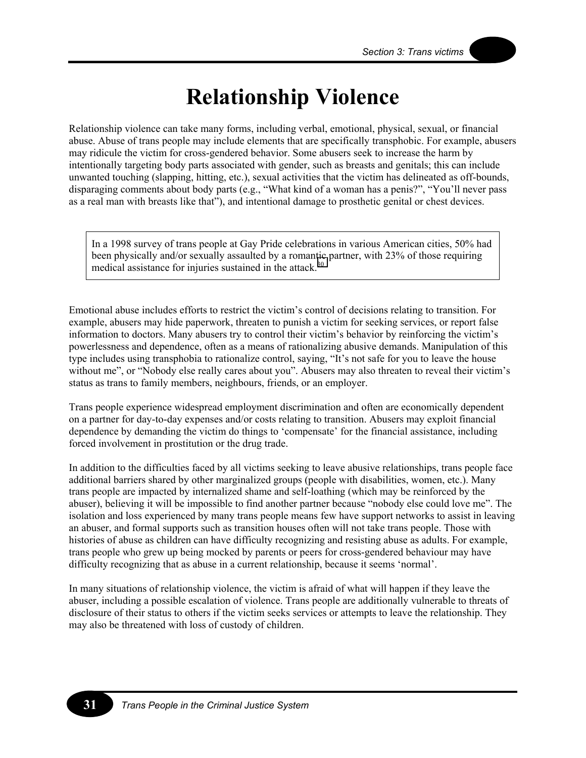# Relationship Violence

Relationship violence can take many forms, including verbal, emotional, physical, sexual, or financial abuse. Abuse of trans people may include elements that are specifically transphobic. For example, abusers may ridicule the victim for cross-gendered behavior. Some abusers seek to increase the harm by intentionally targeting body parts associated with gender, such as breasts and genitals; this can include unwanted touching (slapping, hitting, etc.), sexual activities that the victim has delineated as off-bounds, disparaging comments about body parts (e.g., "What kind of a woman has a penis?", "You'll never pass as a real man with breasts like that"), and intentional damage to prosthetic genital or chest devices.

> In a 1998 survey of trans people at Gay Pride celebrations in various American cities, 50% had been physically and/or sexually assaulted by a romantic partner, with 23% of those requiring medical assistance for injuries sustained in the attack.[80]

Emotional abuse includes efforts to restrict the victim's control of decisions relating to transition. For example, abusers may hide paperwork, threaten to punish a victim for seeking services, or report false information to doctors. Many abusers try to control their victim's behavior by reinforcing the victim's powerlessness and dependence, often as a means of rationalizing abusive demands. Manipulation of this type includes using transphobia to rationalize control, saying, "It's not safe for you to leave the house without me", or "Nobody else really cares about you". Abusers may also threaten to reveal their victim's status as trans to family members, neighbours, friends, or an employer.

Trans people experience widespread employment discrimination and often are economically dependent on a partner for day-to-day expenses and/or costs relating to transition. Abusers may exploit financial dependence by demanding the victim do things to 'compensate' for the financial assistance, including forced involvement in prostitution or the drug trade.

In addition to the difficulties faced by all victims seeking to leave abusive relationships, trans people face additional barriers shared by other marginalized groups (people with disabilities, women, etc.). Many trans people are impacted by internalized shame and self-loathing (which may be reinforced by the abuser), believing it will be impossible to find another partner because "nobody else could love me". The isolation and loss experienced by many trans people means few have support networks to assist in leaving an abuser, and formal supports such as transition houses often will not take trans people. Those with histories of abuse as children can have difficulty recognizing and resisting abuse as adults. For example, trans people who grew up being mocked by parents or peers for cross-gendered behaviour may have difficulty recognizing that as abuse in a current relationship, because it seems 'normal'.

In many situations of relationship violence, the victim is afraid of what will happen if they leave the abuser, including a possible escalation of violence. Trans people are additionally vulnerable to threats of disclosure of their status to others if the victim seeks services or attempts to leave the relationship. They may also be threatened with loss of custody of children.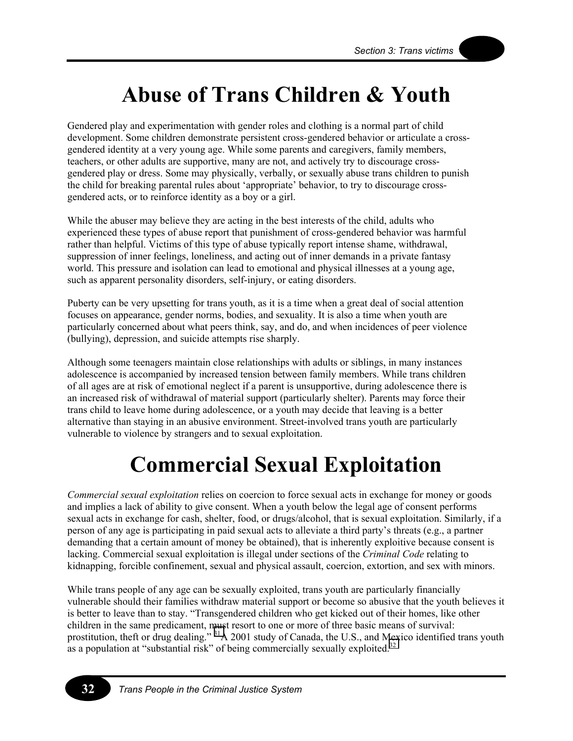# Abuse of Trans Children & Youth

Gendered play and experimentation with gender roles and clothing is a normal part of child development. Some children demonstrate persistent cross-gendered behavior or articulate a cross-gendered identity at a very young age. While some parents and caregivers, family members, teachers, or other adults are supportive, many are not, and actively try to discourage cross-gendered play or dress. Some may physically, verbally, or sexually abuse trans children to punish the child for breaking parental rules about 'appropriate' behavior, to try to discourage cross-gendered acts, or to reinforce identity as a boy or a girl.

While the abuser may believe they are acting in the best interests of the child, adults who experienced these types of abuse report that punishment of cross-gendered behavior was harmful rather than helpful. Victims of this type of abuse typically report intense shame, withdrawal, suppression of inner feelings, loneliness, and acting out of inner demands in a private fantasy world. This pressure and isolation can lead to emotional and physical illnesses at a young age, such as apparent personality disorders, self-injury, or eating disorders.

Puberty can be very upsetting for trans youth, as it is a time when a great deal of social attention focuses on appearance, gender norms, bodies, and sexuality. It is also a time when youth are particularly concerned about what peers think, say, and do, and when incidences of peer violence (bullying), depression, and suicide attempts rise sharply.

Although some teenagers maintain close relationships with adults or siblings, in many instances adolescence is accompanied by increased tension between family members. While trans children of all ages are at risk of emotional neglect if a parent is unsupportive, during adolescence there is an increased risk of withdrawal of material support (particularly shelter). Parents may force their trans child to leave home during adolescence, or a youth may decide that leaving is a better alternative than staying in an abusive environment. Street-involved trans youth are particularly vulnerable to violence by strangers and to sexual exploitation.

# Commercial Sexual Exploitation

*Commercial sexual exploitation* relies on coercion to force sexual acts in exchange for money or goods and implies a lack of ability to give consent. When a youth below the legal age of consent performs sexual acts in exchange for cash, shelter, food, or drugs/alcohol, that is sexual exploitation. Similarly, if a person of any age is participating in paid sexual acts to alleviate a third party's threats (e.g., a partner demanding that a certain amount of money be obtained), that is inherently exploitive because consent is lacking. Commercial sexual exploitation is illegal under sections of the *Criminal Code* relating to kidnapping, forcible confinement, sexual and physical assault, coercion, extortion, and sex with minors.

While trans people of any age can be sexually exploited, trans youth are particularly financially vulnerable should their families withdraw material support or become so abusive that the youth believes it is better to leave than to stay. "Transgendered children who get kicked out of their homes, like other children in the same predicament, must resort to one or more of three basic means of survival: prostitution, theft or drug dealing."[31] A 2001 study of Canada, the U.S., and Mexico identified trans youth as a population at "substantial risk" of being commercially sexually exploited.[32]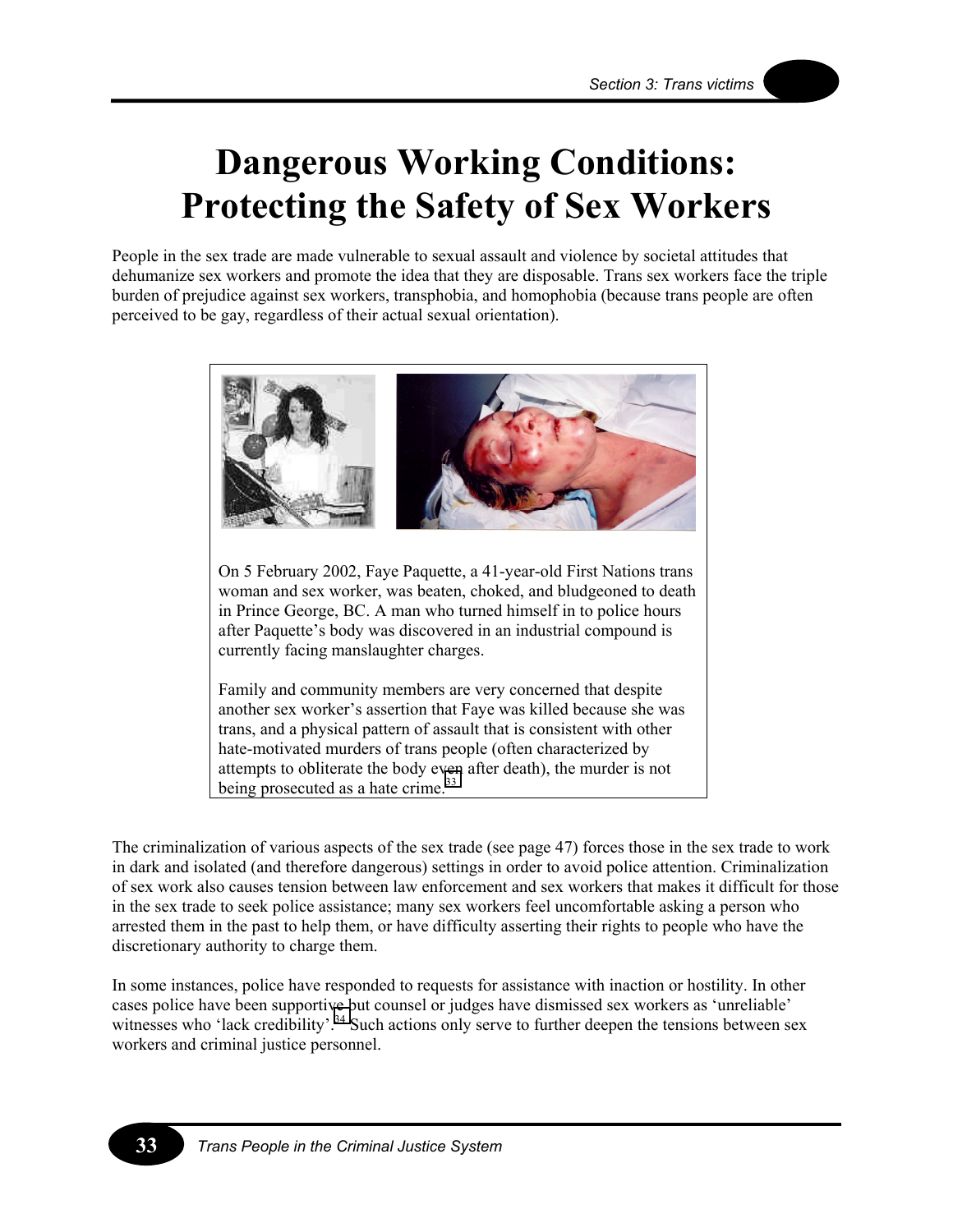# Dangerous Working Conditions: Protecting the Safety of Sex Workers

People in the sex trade are made vulnerable to sexual assault and violence by societal attitudes that dehumanize sex workers and promote the idea that they are disposable. Trans sex workers face the triple burden of prejudice against sex workers, transphobia, and homophobia (because trans people are often perceived to be gay, regardless of their actual sexual orientation).

On 5 February 2002, Faye Paquette, a 41-year-old First Nations trans woman and sex worker, was beaten, choked, and bludgeoned to death in Prince George, BC. A man who turned himself in to police hours after Paquette's body was discovered in an industrial compound is currently facing manslaughter charges.

Family and community members are very concerned that despite another sex worker's assertion that Faye was killed because she was trans, and a physical pattern of assault that is consistent with other hate-motivated murders of trans people (often characterized by attempts to obliterate the body even after death), the murder is not being prosecuted as a hate crime.[33]

The criminalization of various aspects of the sex trade (see page 47) forces those in the sex trade to work in dark and isolated (and therefore dangerous) settings in order to avoid police attention. Criminalization of sex work also causes tension between law enforcement and sex workers that makes it difficult for those in the sex trade to seek police assistance; many sex workers feel uncomfortable asking a person who arrested them in the past to help them, or have difficulty asserting their rights to people who have the discretionary authority to charge them.

In some instances, police have responded to requests for assistance with inaction or hostility. In other cases police have been supportive but counsel or judges have dismissed sex workers as 'unreliable' witnesses who 'lack credibility'.[34] Such actions only serve to further deepen the tensions between sex workers and criminal justice personnel.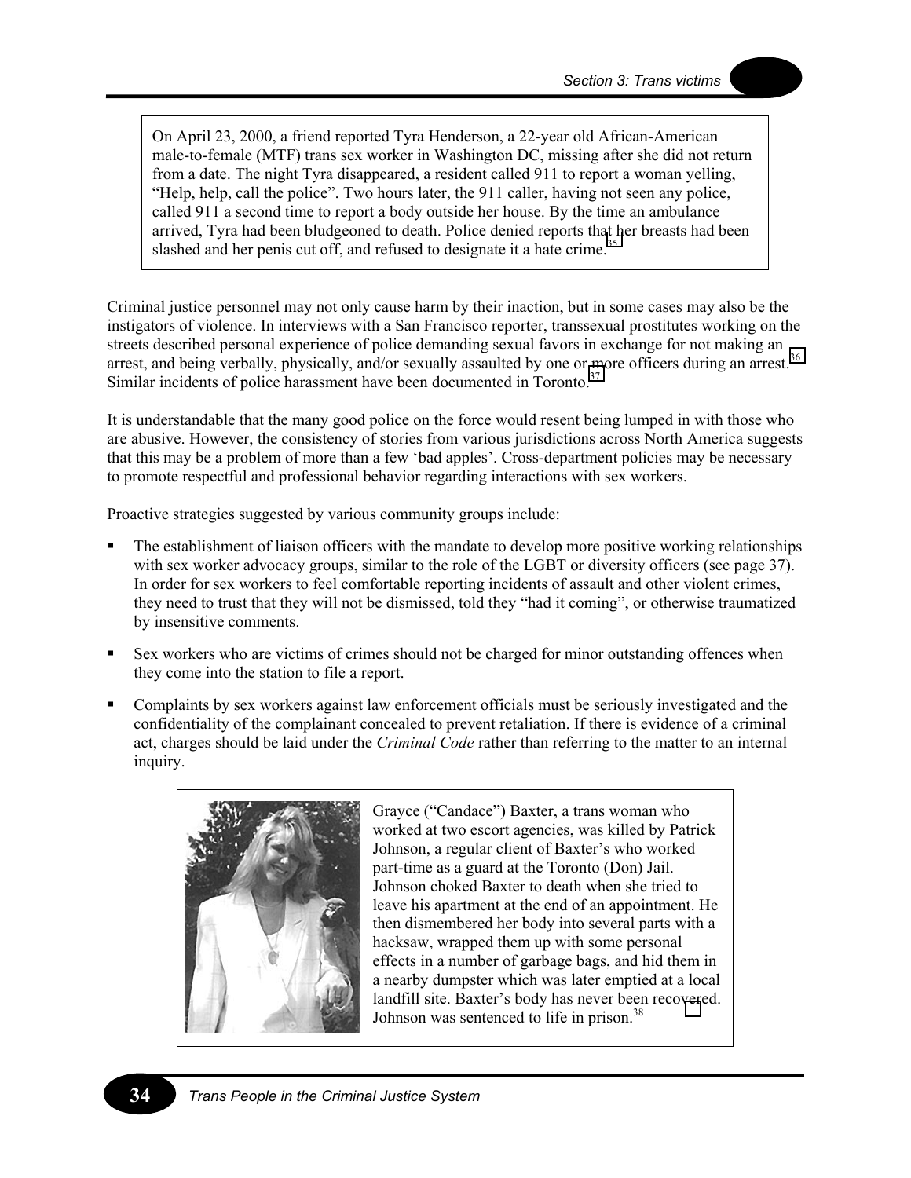On April 23, 2000, a friend reported Tyra Henderson, a 22-year old African-American male-to-female (MTF) trans sex worker in Washington DC, missing after she did not return from a date. The night Tyra disappeared, a resident called 911 to report a woman yelling, "Help, help, call the police". Two hours later, the 911 caller, having not seen any police, called 911 a second time to report a body outside her house. By the time an ambulance arrived, Tyra had been bludgeoned to death. Police denied reports that her breasts had been slashed and her penis cut off, and refused to designate it a hate crime.[35]

Criminal justice personnel may not only cause harm by their inaction, but in some cases may also be the instigators of violence. In interviews with a San Francisco reporter, transsexual prostitutes working on the streets described personal experience of police demanding sexual favors in exchange for not making an arrest, and being verbally, physically, and/or sexually assaulted by one or more officers during an arrest.[36] Similar incidents of police harassment have been documented in Toronto.[37]

It is understandable that the many good police on the force would resent being lumped in with those who are abusive. However, the consistency of stories from various jurisdictions across North America suggests that this may be a problem of more than a few 'bad apples'. Cross-department policies may be necessary to promote respectful and professional behavior regarding interactions with sex workers.

Proactive strategies suggested by various community groups include:

- The establishment of liaison officers with the mandate to develop more positive working relationships with sex worker advocacy groups, similar to the role of the LGBT or diversity officers (see page 37). In order for sex workers to feel comfortable reporting incidents of assault and other violent crimes, they need to trust that they will not be dismissed, told they "had it coming", or otherwise traumatized by insensitive comments.
- Sex workers who are victims of crimes should not be charged for minor outstanding offences when they come into the station to file a report.
- Complaints by sex workers against law enforcement officials must be seriously investigated and the confidentiality of the complainant concealed to prevent retaliation. If there is evidence of a criminal act, charges should be laid under the *Criminal Code* rather than referring to the matter to an internal inquiry.

Grayce ("Candace") Baxter, a trans woman who worked at two escort agencies, was killed by Patrick Johnson, a regular client of Baxter's who worked part-time as a guard at the Toronto (Don) Jail. Johnson choked Baxter to death when she tried to leave his apartment at the end of an appointment. He then dismembered her body into several parts with a hacksaw, wrapped them up with some personal effects in a number of garbage bags, and hid them in a nearby dumpster which was later emptied at a local landfill site. Baxter's body has never been recovered. Johnson was sentenced to life in prison.[38]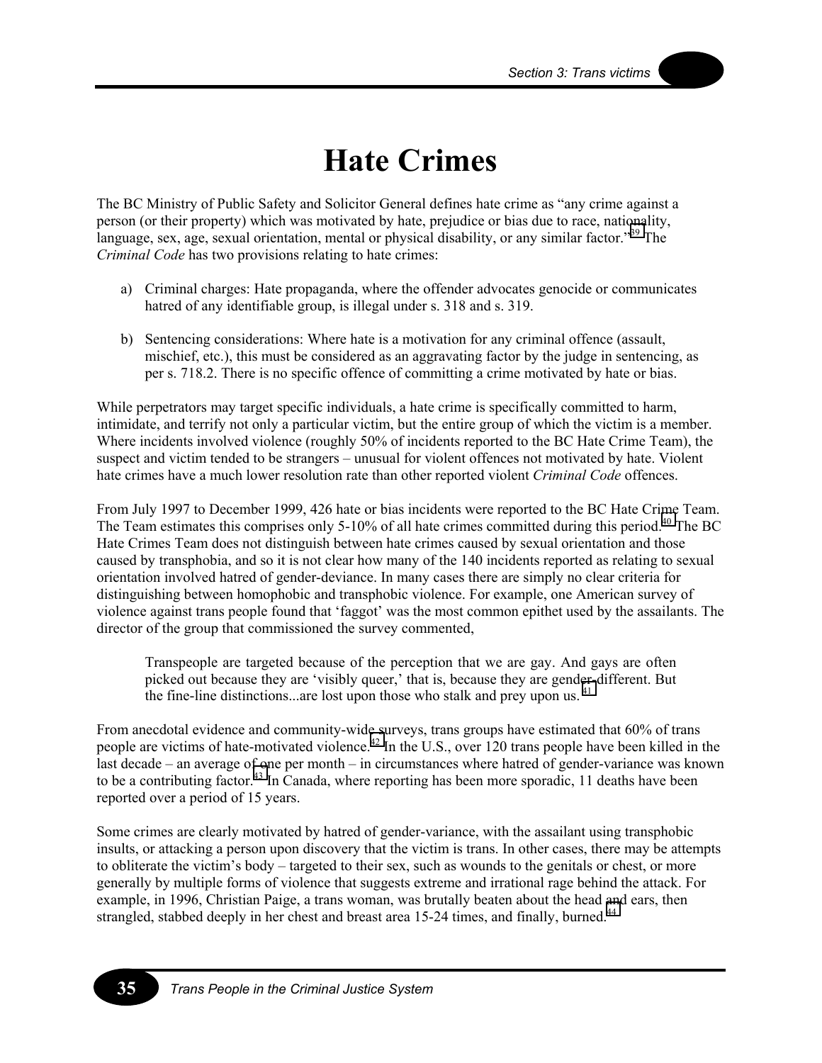# Hate Crimes

The BC Ministry of Public Safety and Solicitor General defines hate crime as "any crime against a person (or their property) which was motivated by hate, prejudice or bias due to race, nationality, language, sex, age, sexual orientation, mental or physical disability, or any similar factor."[39] The *Criminal Code* has two provisions relating to hate crimes:

a) Criminal charges: Hate propaganda, where the offender advocates genocide or communicates hatred of any identifiable group, is illegal under s. 318 and s. 319.

b) Sentencing considerations: Where hate is a motivation for any criminal offence (assault, mischief, etc.), this must be considered as an aggravating factor by the judge in sentencing, as per s. 718.2. There is no specific offence of committing a crime motivated by hate or bias.

While perpetrators may target specific individuals, a hate crime is specifically committed to harm, intimidate, and terrify not only a particular victim, but the entire group of which the victim is a member. Where incidents involved violence (roughly 50% of incidents reported to the BC Hate Crime Team), the suspect and victim tended to be strangers – unusual for violent offences not motivated by hate. Violent hate crimes have a much lower resolution rate than other reported violent *Criminal Code* offences.

From July 1997 to December 1999, 426 hate or bias incidents were reported to the BC Hate Crime Team. The Team estimates this comprises only 5-10% of all hate crimes committed during this period.[40] The BC Hate Crimes Team does not distinguish between hate crimes caused by sexual orientation and those caused by transphobia, and so it is not clear how many of the 140 incidents reported as relating to sexual orientation involved hatred of gender-deviance. In many cases there are simply no clear criteria for distinguishing between homophobic and transphobic violence. For example, one American survey of violence against trans people found that 'faggot' was the most common epithet used by the assailants. The director of the group that commissioned the survey commented,

> Transpeople are targeted because of the perception that we are gay. And gays are often picked out because they are 'visibly queer,' that is, because they are gender-different. But the fine-line distinctions...are lost upon those who stalk and prey upon us.[41]

From anecdotal evidence and community-wide surveys, trans groups have estimated that 60% of trans people are victims of hate-motivated violence.[42] In the U.S., over 120 trans people have been killed in the last decade – an average of one per month – in circumstances where hatred of gender-variance was known to be a contributing factor.[43] In Canada, where reporting has been more sporadic, 11 deaths have been reported over a period of 15 years.

Some crimes are clearly motivated by hatred of gender-variance, with the assailant using transphobic insults, or attacking a person upon discovery that the victim is trans. In other cases, there may be attempts to obliterate the victim's body – targeted to their sex, such as wounds to the genitals or chest, or more generally by multiple forms of violence that suggests extreme and irrational rage behind the attack. For example, in 1996, Christian Paige, a trans woman, was brutally beaten about the head and ears, then strangled, stabbed deeply in her chest and breast area 15-24 times, and finally, burned.[44]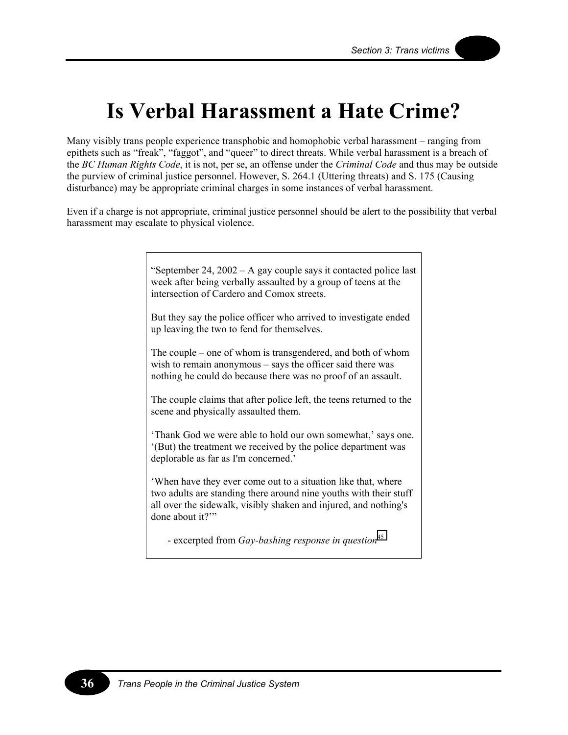# Is Verbal Harassment a Hate Crime?

Many visibly trans people experience transphobic and homophobic verbal harassment – ranging from epithets such as “freak”, “faggot”, and “queer” to direct threats. While verbal harassment is a breach of the *BC Human Rights Code*, it is not, per se, an offense under the *Criminal Code* and thus may be outside the purview of criminal justice personnel. However, S. 264.1 (Uttering threats) and S. 175 (Causing disturbance) may be appropriate criminal charges in some instances of verbal harassment.

Even if a charge is not appropriate, criminal justice personnel should be alert to the possibility that verbal harassment may escalate to physical violence.

> “September 24, 2002 – A gay couple says it contacted police last week after being verbally assaulted by a group of teens at the intersection of Cardero and Comox streets.
>
> But they say the police officer who arrived to investigate ended up leaving the two to fend for themselves.
>
> The couple – one of whom is transgendered, and both of whom wish to remain anonymous – says the officer said there was nothing he could do because there was no proof of an assault.
>
> The couple claims that after police left, the teens returned to the scene and physically assaulted them.
>
> ‘Thank God we were able to hold our own somewhat,’ says one. ‘(But) the treatment we received by the police department was deplorable as far as I'm concerned.’
>
> ‘When have they ever come out to a situation like that, where two adults are standing there around nine youths with their stuff all over the sidewalk, visibly shaken and injured, and nothing's done about it?’”
>
> - excerpted from *Gay-bashing response in question*[45]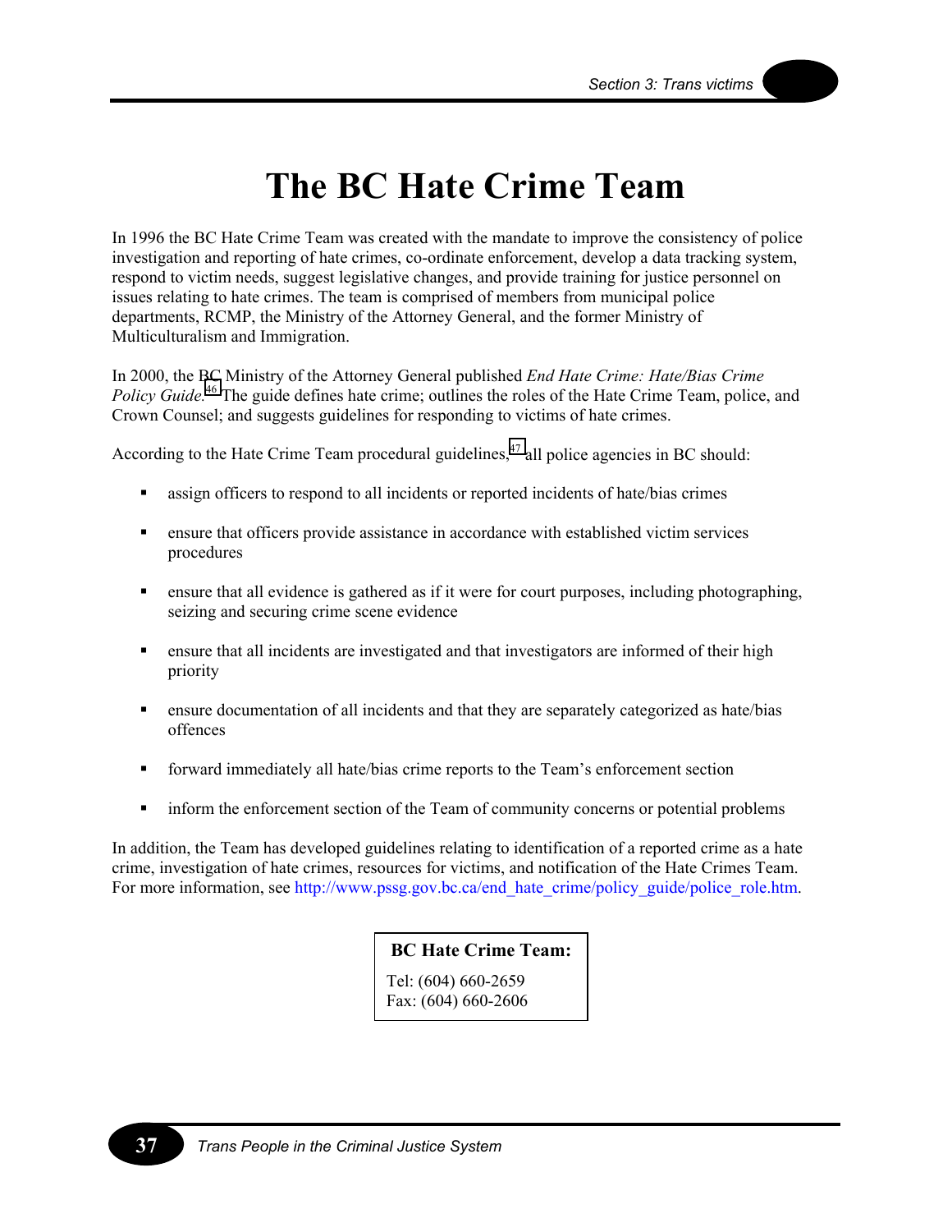# The BC Hate Crime Team

In 1996 the BC Hate Crime Team was created with the mandate to improve the consistency of police investigation and reporting of hate crimes, co-ordinate enforcement, develop a data tracking system, respond to victim needs, suggest legislative changes, and provide training for justice personnel on issues relating to hate crimes. The team is comprised of members from municipal police departments, RCMP, the Ministry of the Attorney General, and the former Ministry of Multiculturalism and Immigration.

In 2000, the BC Ministry of the Attorney General published *End Hate Crime: Hate/Bias Crime Policy Guide.*[46] The guide defines hate crime; outlines the roles of the Hate Crime Team, police, and Crown Counsel; and suggests guidelines for responding to victims of hate crimes.

According to the Hate Crime Team procedural guidelines,[47] all police agencies in BC should:

- assign officers to respond to all incidents or reported incidents of hate/bias crimes
- ensure that officers provide assistance in accordance with established victim services procedures
- ensure that all evidence is gathered as if it were for court purposes, including photographing, seizing and securing crime scene evidence
- ensure that all incidents are investigated and that investigators are informed of their high priority
- ensure documentation of all incidents and that they are separately categorized as hate/bias offences
- forward immediately all hate/bias crime reports to the Team's enforcement section
- inform the enforcement section of the Team of community concerns or potential problems

In addition, the Team has developed guidelines relating to identification of a reported crime as a hate crime, investigation of hate crimes, resources for victims, and notification of the Hate Crimes Team. For more information, see http://www.pssg.gov.bc.ca/end_hate_crime/policy_guide/police_role.htm.

**BC Hate Crime Team:**

Tel: (604) 660-2659
Fax: (604) 660-2606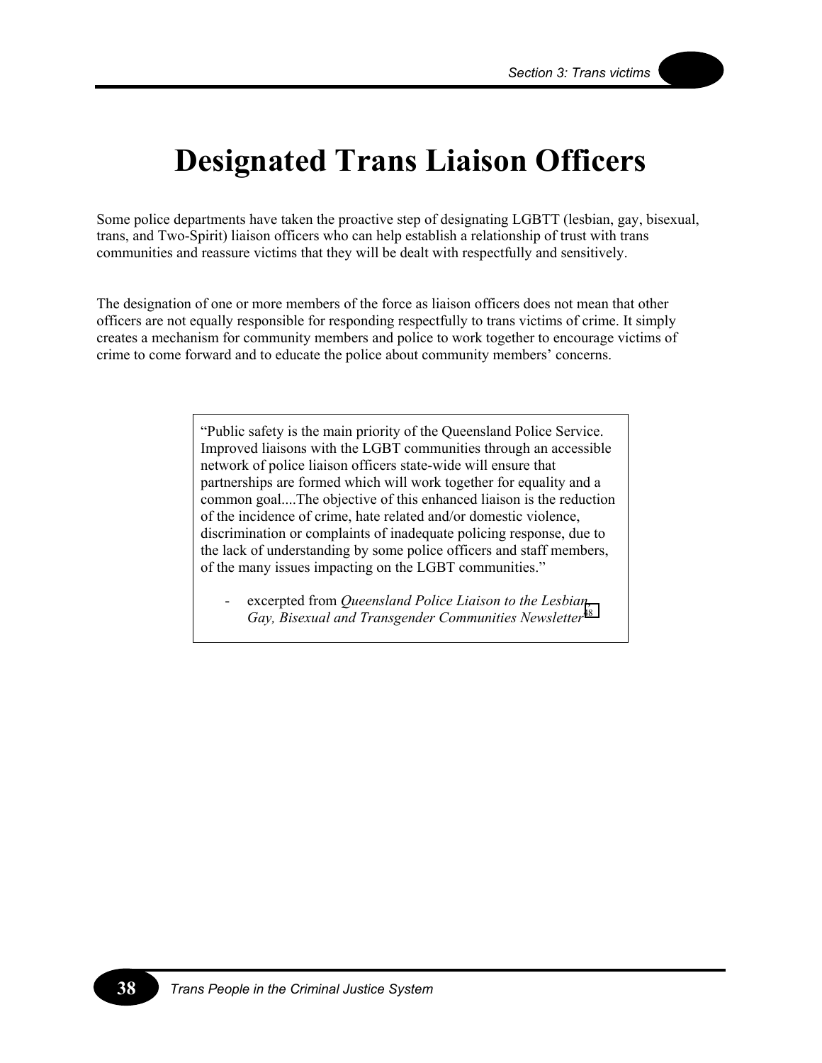# Designated Trans Liaison Officers

Some police departments have taken the proactive step of designating LGBTT (lesbian, gay, bisexual, trans, and Two-Spirit) liaison officers who can help establish a relationship of trust with trans communities and reassure victims that they will be dealt with respectfully and sensitively.

The designation of one or more members of the force as liaison officers does not mean that other officers are not equally responsible for responding respectfully to trans victims of crime. It simply creates a mechanism for community members and police to work together to encourage victims of crime to come forward and to educate the police about community members' concerns.

> "Public safety is the main priority of the Queensland Police Service. Improved liaisons with the LGBT communities through an accessible network of police liaison officers state-wide will ensure that partnerships are formed which will work together for equality and a common goal....The objective of this enhanced liaison is the reduction of the incidence of crime, hate related and/or domestic violence, discrimination or complaints of inadequate policing response, due to the lack of understanding by some police officers and staff members, of the many issues impacting on the LGBT communities."
>
> - excerpted from *Queensland Police Liaison to the Lesbian, Gay, Bisexual and Transgender Communities Newsletter*[48]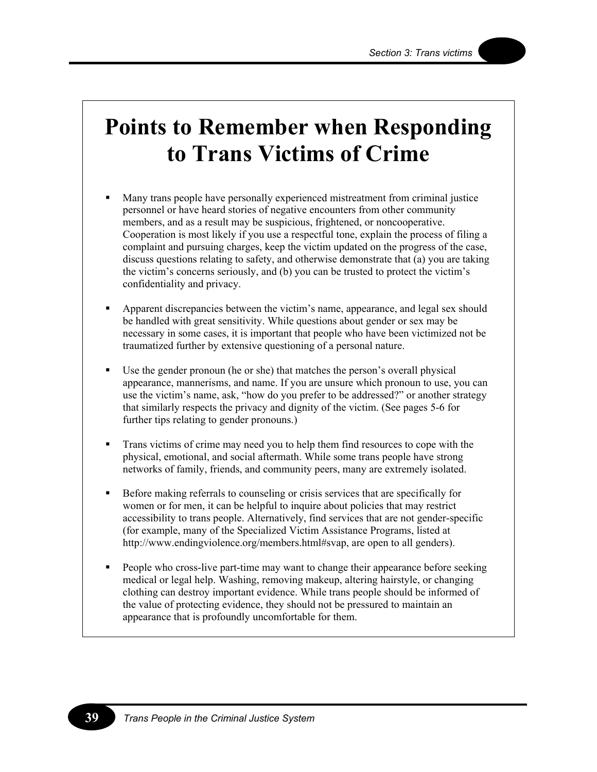# Points to Remember when Responding to Trans Victims of Crime

- Many trans people have personally experienced mistreatment from criminal justice personnel or have heard stories of negative encounters from other community members, and as a result may be suspicious, frightened, or noncooperative. Cooperation is most likely if you use a respectful tone, explain the process of filing a complaint and pursuing charges, keep the victim updated on the progress of the case, discuss questions relating to safety, and otherwise demonstrate that (a) you are taking the victim's concerns seriously, and (b) you can be trusted to protect the victim's confidentiality and privacy.

- Apparent discrepancies between the victim's name, appearance, and legal sex should be handled with great sensitivity. While questions about gender or sex may be necessary in some cases, it is important that people who have been victimized not be traumatized further by extensive questioning of a personal nature.

- Use the gender pronoun (he or she) that matches the person's overall physical appearance, mannerisms, and name. If you are unsure which pronoun to use, you can use the victim's name, ask, "how do you prefer to be addressed?" or another strategy that similarly respects the privacy and dignity of the victim. (See pages 5-6 for further tips relating to gender pronouns.)

- Trans victims of crime may need you to help them find resources to cope with the physical, emotional, and social aftermath. While some trans people have strong networks of family, friends, and community peers, many are extremely isolated.

- Before making referrals to counseling or crisis services that are specifically for women or for men, it can be helpful to inquire about policies that may restrict accessibility to trans people. Alternatively, find services that are not gender-specific (for example, many of the Specialized Victim Assistance Programs, listed at http://www.endingviolence.org/members.html#svap, are open to all genders).

- People who cross-live part-time may want to change their appearance before seeking medical or legal help. Washing, removing makeup, altering hairstyle, or changing clothing can destroy important evidence. While trans people should be informed of the value of protecting evidence, they should not be pressured to maintain an appearance that is profoundly uncomfortable for them.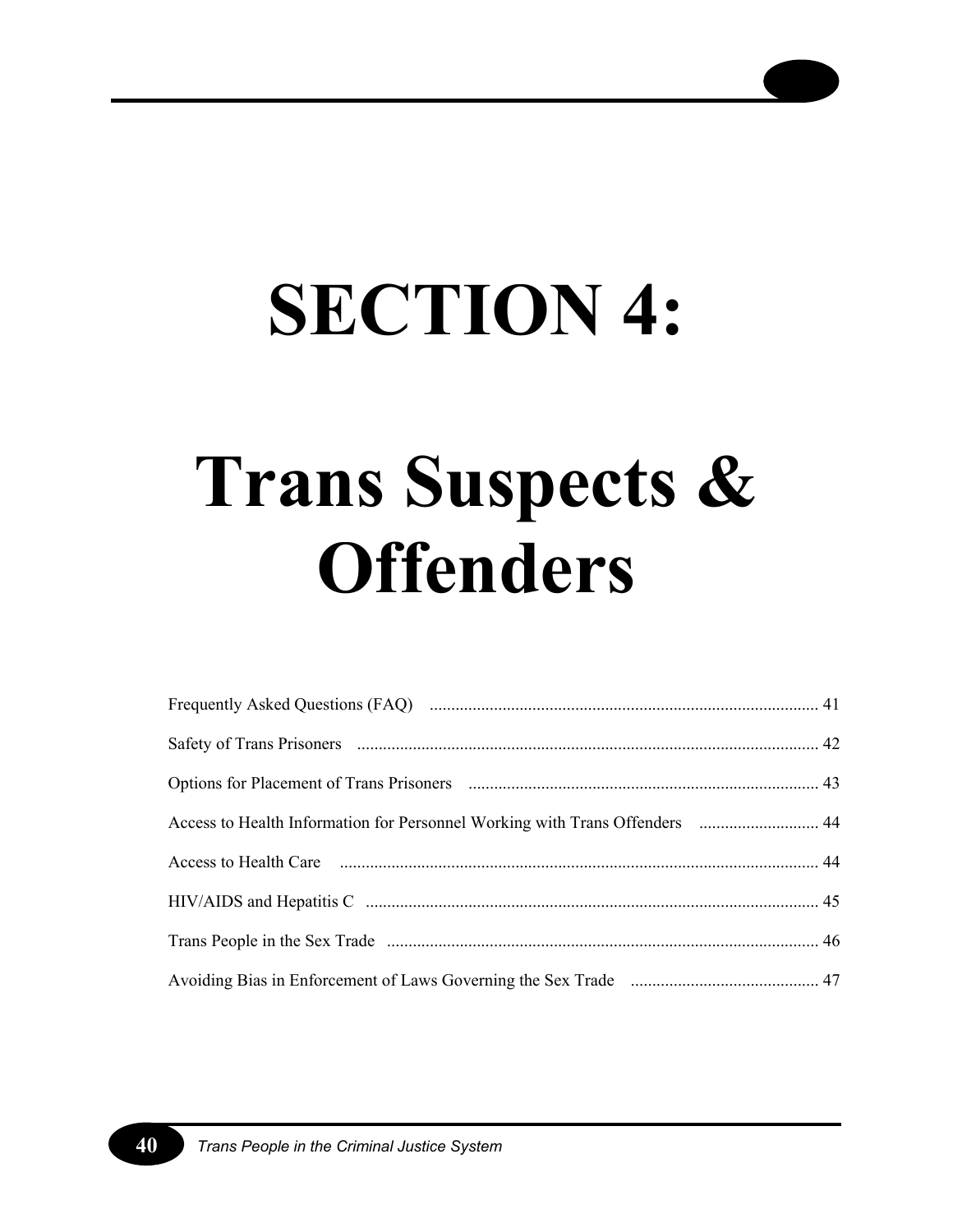# SECTION 4:

# Trans Suspects & Offenders

Frequently Asked Questions (FAQ) ........................................................................................ 41

Safety of Trans Prisoners ........................................................................................................ 42

Options for Placement of Trans Prisoners .............................................................................. 43

Access to Health Information for Personnel Working with Trans Offenders ............................ 44

Access to Health Care ............................................................................................................. 44

HIV/AIDS and Hepatitis C ...................................................................................................... 45

Trans People in the Sex Trade ................................................................................................ 46

Avoiding Bias in Enforcement of Laws Governing the Sex Trade ............................................ 47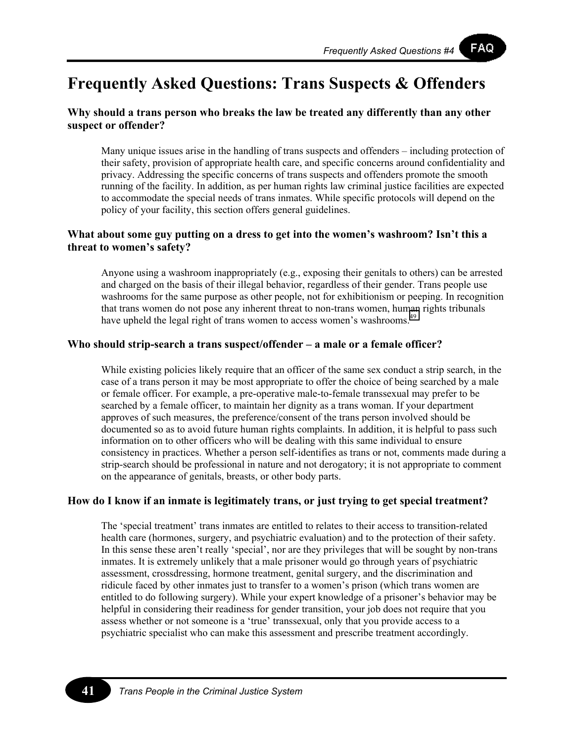# Frequently Asked Questions: Trans Suspects & Offenders

### Why should a trans person who breaks the law be treated any differently than any other suspect or offender?

Many unique issues arise in the handling of trans suspects and offenders – including protection of their safety, provision of appropriate health care, and specific concerns around confidentiality and privacy. Addressing the specific concerns of trans suspects and offenders promote the smooth running of the facility. In addition, as per human rights law criminal justice facilities are expected to accommodate the special needs of trans inmates. While specific protocols will depend on the policy of your facility, this section offers general guidelines.

### What about some guy putting on a dress to get into the women's washroom? Isn't this a threat to women's safety?

Anyone using a washroom inappropriately (e.g., exposing their genitals to others) can be arrested and charged on the basis of their illegal behavior, regardless of their gender. Trans people use washrooms for the same purpose as other people, not for exhibitionism or peeping. In recognition that trans women do not pose any inherent threat to non-trans women, human rights tribunals have upheld the legal right of trans women to access women's washrooms.[49]

### Who should strip-search a trans suspect/offender – a male or a female officer?

While existing policies likely require that an officer of the same sex conduct a strip search, in the case of a trans person it may be most appropriate to offer the choice of being searched by a male or female officer. For example, a pre-operative male-to-female transsexual may prefer to be searched by a female officer, to maintain her dignity as a trans woman. If your department approves of such measures, the preference/consent of the trans person involved should be documented so as to avoid future human rights complaints. In addition, it is helpful to pass such information on to other officers who will be dealing with this same individual to ensure consistency in practices. Whether a person self-identifies as trans or not, comments made during a strip-search should be professional in nature and not derogatory; it is not appropriate to comment on the appearance of genitals, breasts, or other body parts.

### How do I know if an inmate is legitimately trans, or just trying to get special treatment?

The 'special treatment' trans inmates are entitled to relates to their access to transition-related health care (hormones, surgery, and psychiatric evaluation) and to the protection of their safety. In this sense these aren't really 'special', nor are they privileges that will be sought by non-trans inmates. It is extremely unlikely that a male prisoner would go through years of psychiatric assessment, crossdressing, hormone treatment, genital surgery, and the discrimination and ridicule faced by other inmates just to transfer to a women's prison (which trans women are entitled to do following surgery). While your expert knowledge of a prisoner's behavior may be helpful in considering their readiness for gender transition, your job does not require that you assess whether or not someone is a 'true' transsexual, only that you provide access to a psychiatric specialist who can make this assessment and prescribe treatment accordingly.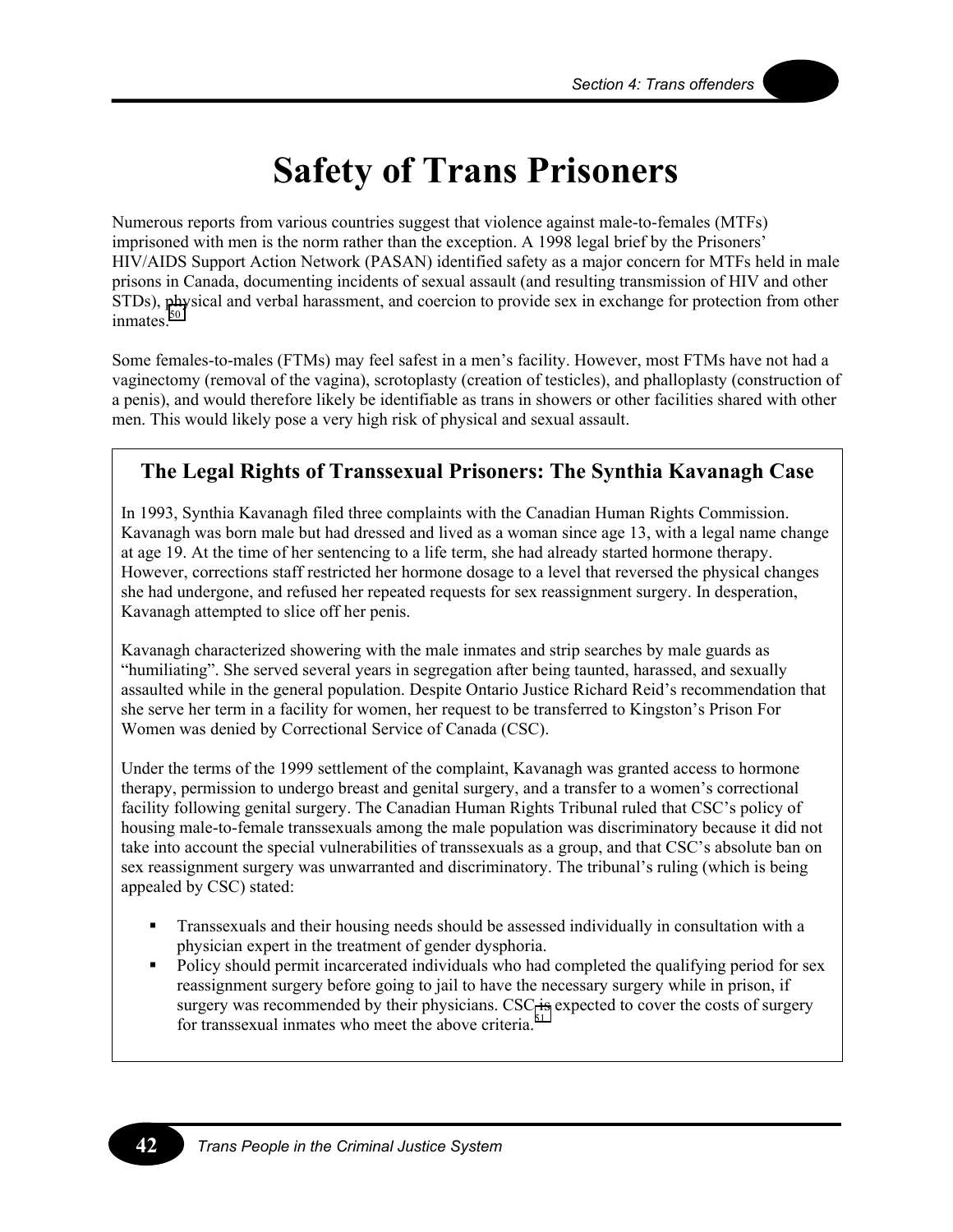# Safety of Trans Prisoners

Numerous reports from various countries suggest that violence against male-to-females (MTFs) imprisoned with men is the norm rather than the exception. A 1998 legal brief by the Prisoners' HIV/AIDS Support Action Network (PASAN) identified safety as a major concern for MTFs held in male prisons in Canada, documenting incidents of sexual assault (and resulting transmission of HIV and other STDs), physical and verbal harassment, and coercion to provide sex in exchange for protection from other inmates.[50]

Some females-to-males (FTMs) may feel safest in a men's facility. However, most FTMs have not had a vaginectomy (removal of the vagina), scrotoplasty (creation of testicles), and phalloplasty (construction of a penis), and would therefore likely be identifiable as trans in showers or other facilities shared with other men. This would likely pose a very high risk of physical and sexual assault.

### The Legal Rights of Transsexual Prisoners: The Synthia Kavanagh Case

In 1993, Synthia Kavanagh filed three complaints with the Canadian Human Rights Commission. Kavanagh was born male but had dressed and lived as a woman since age 13, with a legal name change at age 19. At the time of her sentencing to a life term, she had already started hormone therapy. However, corrections staff restricted her hormone dosage to a level that reversed the physical changes she had undergone, and refused her repeated requests for sex reassignment surgery. In desperation, Kavanagh attempted to slice off her penis.

Kavanagh characterized showering with the male inmates and strip searches by male guards as "humiliating". She served several years in segregation after being taunted, harassed, and sexually assaulted while in the general population. Despite Ontario Justice Richard Reid's recommendation that she serve her term in a facility for women, her request to be transferred to Kingston's Prison For Women was denied by Correctional Service of Canada (CSC).

Under the terms of the 1999 settlement of the complaint, Kavanagh was granted access to hormone therapy, permission to undergo breast and genital surgery, and a transfer to a women's correctional facility following genital surgery. The Canadian Human Rights Tribunal ruled that CSC's policy of housing male-to-female transsexuals among the male population was discriminatory because it did not take into account the special vulnerabilities of transsexuals as a group, and that CSC's absolute ban on sex reassignment surgery was unwarranted and discriminatory. The tribunal's ruling (which is being appealed by CSC) stated:

- Transsexuals and their housing needs should be assessed individually in consultation with a physician expert in the treatment of gender dysphoria.
- Policy should permit incarcerated individuals who had completed the qualifying period for sex reassignment surgery before going to jail to have the necessary surgery while in prison, if surgery was recommended by their physicians. CSC is expected to cover the costs of surgery for transsexual inmates who meet the above criteria.[51]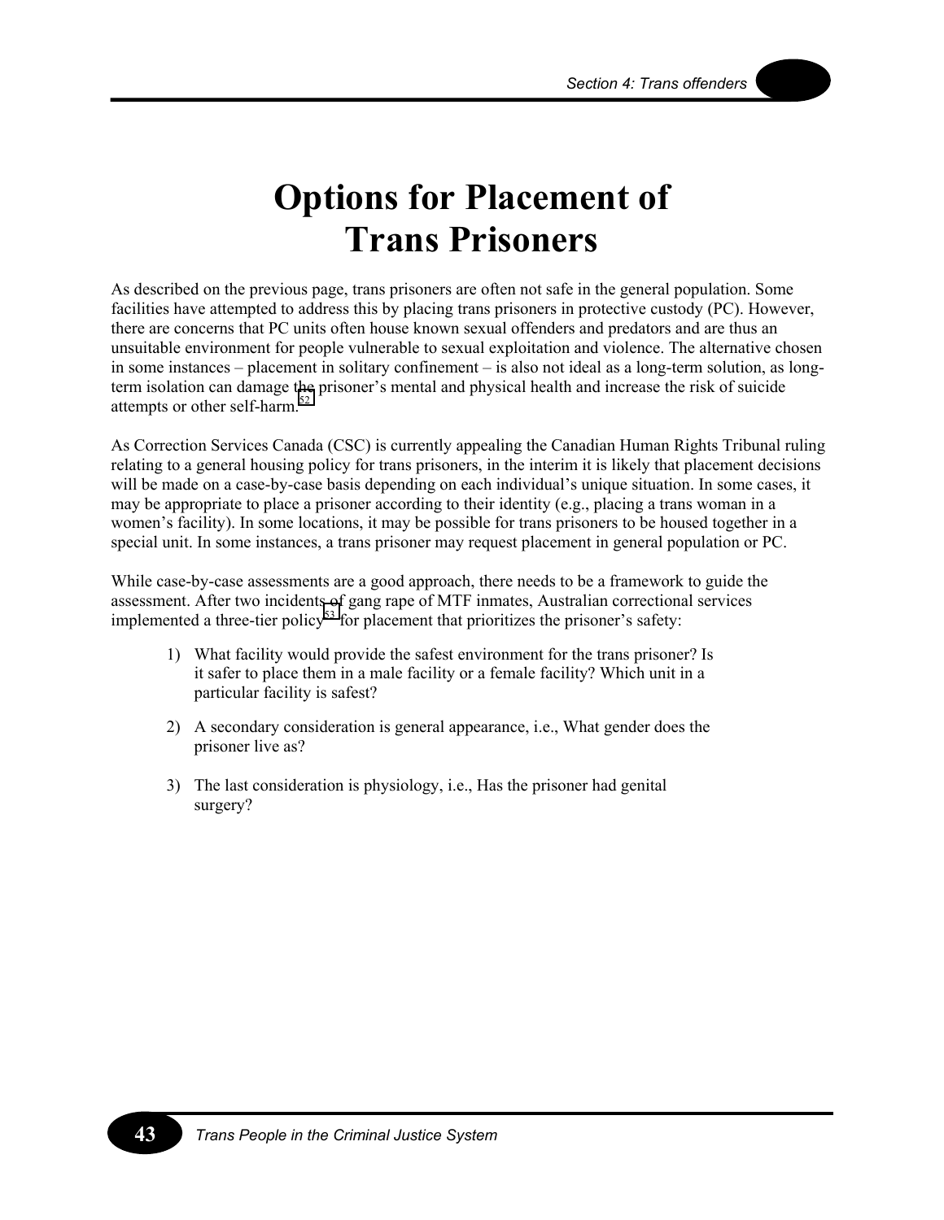# Options for Placement of Trans Prisoners

As described on the previous page, trans prisoners are often not safe in the general population. Some facilities have attempted to address this by placing trans prisoners in protective custody (PC). However, there are concerns that PC units often house known sexual offenders and predators and are thus an unsuitable environment for people vulnerable to sexual exploitation and violence. The alternative chosen in some instances – placement in solitary confinement – is also not ideal as a long-term solution, as long-term isolation can damage the prisoner's mental and physical health and increase the risk of suicide attempts or other self-harm.[52]

As Correction Services Canada (CSC) is currently appealing the Canadian Human Rights Tribunal ruling relating to a general housing policy for trans prisoners, in the interim it is likely that placement decisions will be made on a case-by-case basis depending on each individual's unique situation. In some cases, it may be appropriate to place a prisoner according to their identity (e.g., placing a trans woman in a women's facility). In some locations, it may be possible for trans prisoners to be housed together in a special unit. In some instances, a trans prisoner may request placement in general population or PC.

While case-by-case assessments are a good approach, there needs to be a framework to guide the assessment. After two incidents of gang rape of MTF inmates, Australian correctional services implemented a three-tier policy[53] for placement that prioritizes the prisoner's safety:

1) What facility would provide the safest environment for the trans prisoner? Is it safer to place them in a male facility or a female facility? Which unit in a particular facility is safest?

2) A secondary consideration is general appearance, i.e., What gender does the prisoner live as?

3) The last consideration is physiology, i.e., Has the prisoner had genital surgery?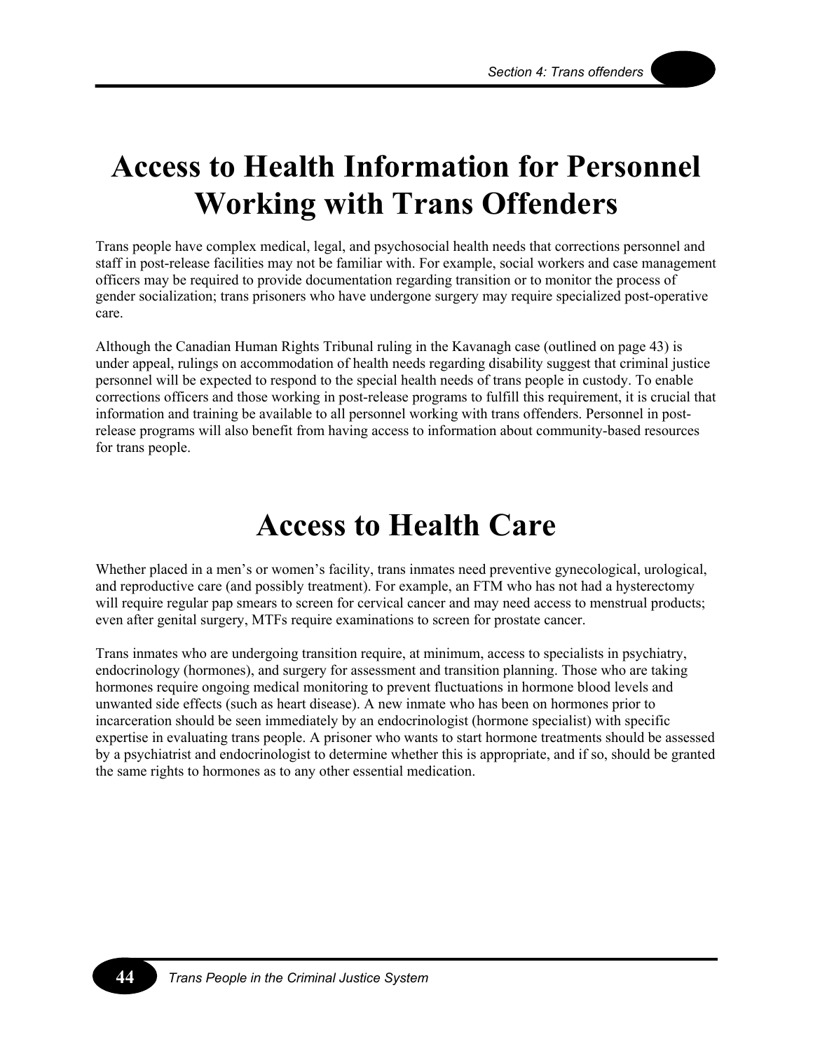# Access to Health Information for Personnel Working with Trans Offenders

Trans people have complex medical, legal, and psychosocial health needs that corrections personnel and staff in post-release facilities may not be familiar with. For example, social workers and case management officers may be required to provide documentation regarding transition or to monitor the process of gender socialization; trans prisoners who have undergone surgery may require specialized post-operative care.

Although the Canadian Human Rights Tribunal ruling in the Kavanagh case (outlined on page 43) is under appeal, rulings on accommodation of health needs regarding disability suggest that criminal justice personnel will be expected to respond to the special health needs of trans people in custody. To enable corrections officers and those working in post-release programs to fulfill this requirement, it is crucial that information and training be available to all personnel working with trans offenders. Personnel in post-release programs will also benefit from having access to information about community-based resources for trans people.

# Access to Health Care

Whether placed in a men's or women's facility, trans inmates need preventive gynecological, urological, and reproductive care (and possibly treatment). For example, an FTM who has not had a hysterectomy will require regular pap smears to screen for cervical cancer and may need access to menstrual products; even after genital surgery, MTFs require examinations to screen for prostate cancer.

Trans inmates who are undergoing transition require, at minimum, access to specialists in psychiatry, endocrinology (hormones), and surgery for assessment and transition planning. Those who are taking hormones require ongoing medical monitoring to prevent fluctuations in hormone blood levels and unwanted side effects (such as heart disease). A new inmate who has been on hormones prior to incarceration should be seen immediately by an endocrinologist (hormone specialist) with specific expertise in evaluating trans people. A prisoner who wants to start hormone treatments should be assessed by a psychiatrist and endocrinologist to determine whether this is appropriate, and if so, should be granted the same rights to hormones as to any other essential medication.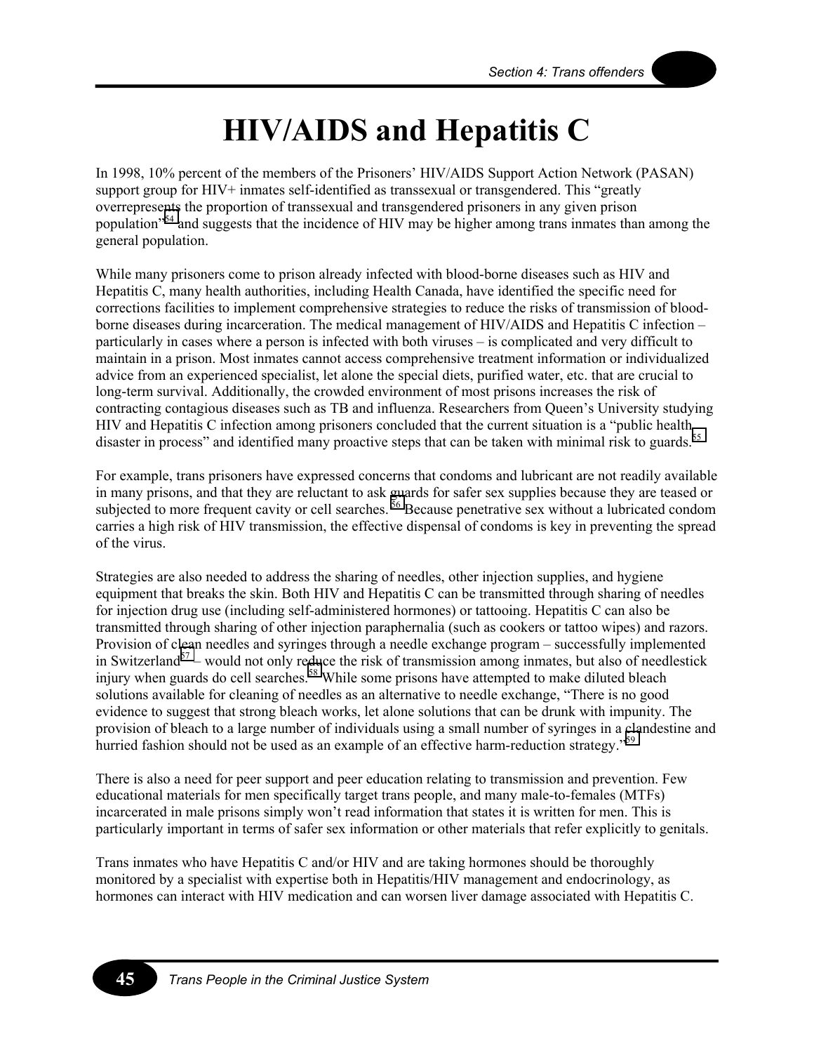# HIV/AIDS and Hepatitis C

In 1998, 10% percent of the members of the Prisoners' HIV/AIDS Support Action Network (PASAN) support group for HIV+ inmates self-identified as transsexual or transgendered. This "greatly overrepresents the proportion of transsexual and transgendered prisoners in any given prison population"[54] and suggests that the incidence of HIV may be higher among trans inmates than among the general population.

While many prisoners come to prison already infected with blood-borne diseases such as HIV and Hepatitis C, many health authorities, including Health Canada, have identified the specific need for corrections facilities to implement comprehensive strategies to reduce the risks of transmission of blood-borne diseases during incarceration. The medical management of HIV/AIDS and Hepatitis C infection – particularly in cases where a person is infected with both viruses – is complicated and very difficult to maintain in a prison. Most inmates cannot access comprehensive treatment information or individualized advice from an experienced specialist, let alone the special diets, purified water, etc. that are crucial to long-term survival. Additionally, the crowded environment of most prisons increases the risk of contracting contagious diseases such as TB and influenza. Researchers from Queen's University studying HIV and Hepatitis C infection among prisoners concluded that the current situation is a "public health disaster in process" and identified many proactive steps that can be taken with minimal risk to guards.[55]

For example, trans prisoners have expressed concerns that condoms and lubricant are not readily available in many prisons, and that they are reluctant to ask guards for safer sex supplies because they are teased or subjected to more frequent cavity or cell searches.[56] Because penetrative sex without a lubricated condom carries a high risk of HIV transmission, the effective dispensal of condoms is key in preventing the spread of the virus.

Strategies are also needed to address the sharing of needles, other injection supplies, and hygiene equipment that breaks the skin. Both HIV and Hepatitis C can be transmitted through sharing of needles for injection drug use (including self-administered hormones) or tattooing. Hepatitis C can also be transmitted through sharing of other injection paraphernalia (such as cookers or tattoo wipes) and razors. Provision of clean needles and syringes through a needle exchange program – successfully implemented in Switzerland[57] – would not only reduce the risk of transmission among inmates, but also of needlestick injury when guards do cell searches.[58] While some prisons have attempted to make diluted bleach solutions available for cleaning of needles as an alternative to needle exchange, "There is no good evidence to suggest that strong bleach works, let alone solutions that can be drunk with impunity. The provision of bleach to a large number of individuals using a small number of syringes in a clandestine and hurried fashion should not be used as an example of an effective harm-reduction strategy."[59]

There is also a need for peer support and peer education relating to transmission and prevention. Few educational materials for men specifically target trans people, and many male-to-females (MTFs) incarcerated in male prisons simply won't read information that states it is written for men. This is particularly important in terms of safer sex information or other materials that refer explicitly to genitals.

Trans inmates who have Hepatitis C and/or HIV and are taking hormones should be thoroughly monitored by a specialist with expertise both in Hepatitis/HIV management and endocrinology, as hormones can interact with HIV medication and can worsen liver damage associated with Hepatitis C.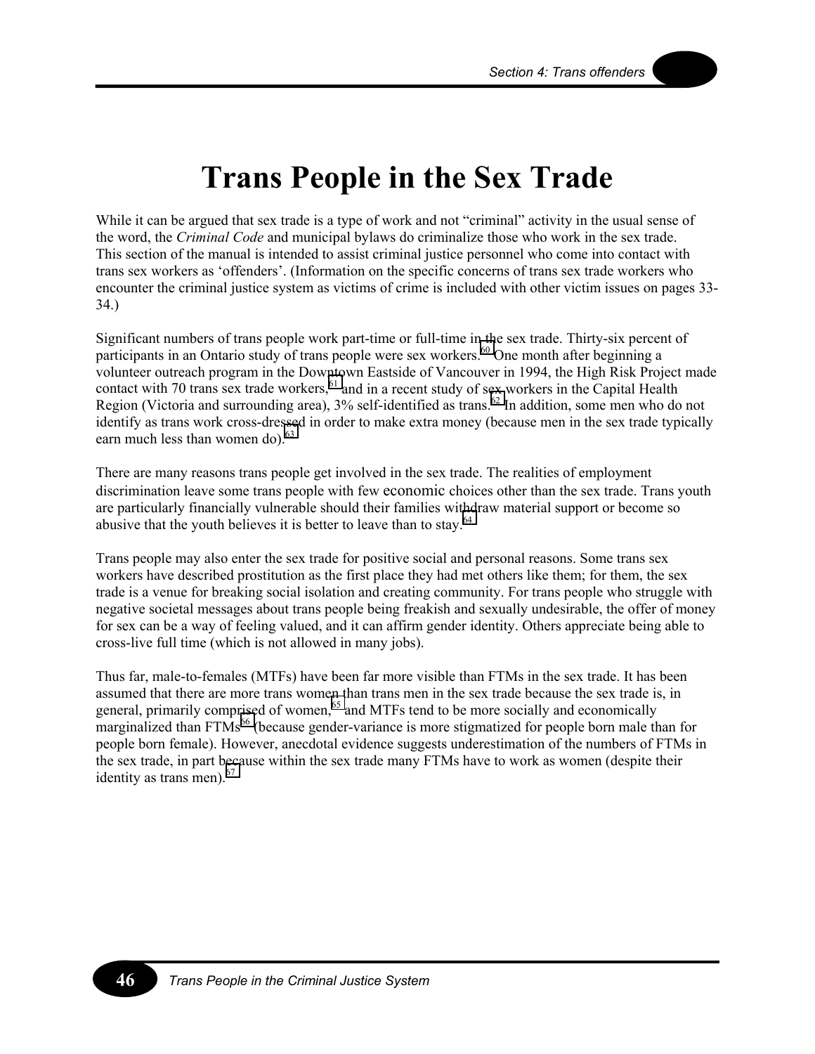# Trans People in the Sex Trade

While it can be argued that sex trade is a type of work and not "criminal" activity in the usual sense of the word, the *Criminal Code* and municipal bylaws do criminalize those who work in the sex trade. This section of the manual is intended to assist criminal justice personnel who come into contact with trans sex workers as 'offenders'. (Information on the specific concerns of trans sex trade workers who encounter the criminal justice system as victims of crime is included with other victim issues on pages 33-34.)

Significant numbers of trans people work part-time or full-time in the sex trade. Thirty-six percent of participants in an Ontario study of trans people were sex workers.[60] One month after beginning a volunteer outreach program in the Downtown Eastside of Vancouver in 1994, the High Risk Project made contact with 70 trans sex trade workers,[61] and in a recent study of sex workers in the Capital Health Region (Victoria and surrounding area), 3% self-identified as trans.[62] In addition, some men who do not identify as trans work cross-dressed in order to make extra money (because men in the sex trade typically earn much less than women do).[63]

There are many reasons trans people get involved in the sex trade. The realities of employment discrimination leave some trans people with few economic choices other than the sex trade. Trans youth are particularly financially vulnerable should their families withdraw material support or become so abusive that the youth believes it is better to leave than to stay.[64]

Trans people may also enter the sex trade for positive social and personal reasons. Some trans sex workers have described prostitution as the first place they had met others like them; for them, the sex trade is a venue for breaking social isolation and creating community. For trans people who struggle with negative societal messages about trans people being freakish and sexually undesirable, the offer of money for sex can be a way of feeling valued, and it can affirm gender identity. Others appreciate being able to cross-live full time (which is not allowed in many jobs).

Thus far, male-to-females (MTFs) have been far more visible than FTMs in the sex trade. It has been assumed that there are more trans women than trans men in the sex trade because the sex trade is, in general, primarily comprised of women,[65] and MTFs tend to be more socially and economically marginalized than FTMs[66] (because gender-variance is more stigmatized for people born male than for people born female). However, anecdotal evidence suggests underestimation of the numbers of FTMs in the sex trade, in part because within the sex trade many FTMs have to work as women (despite their identity as trans men).[67]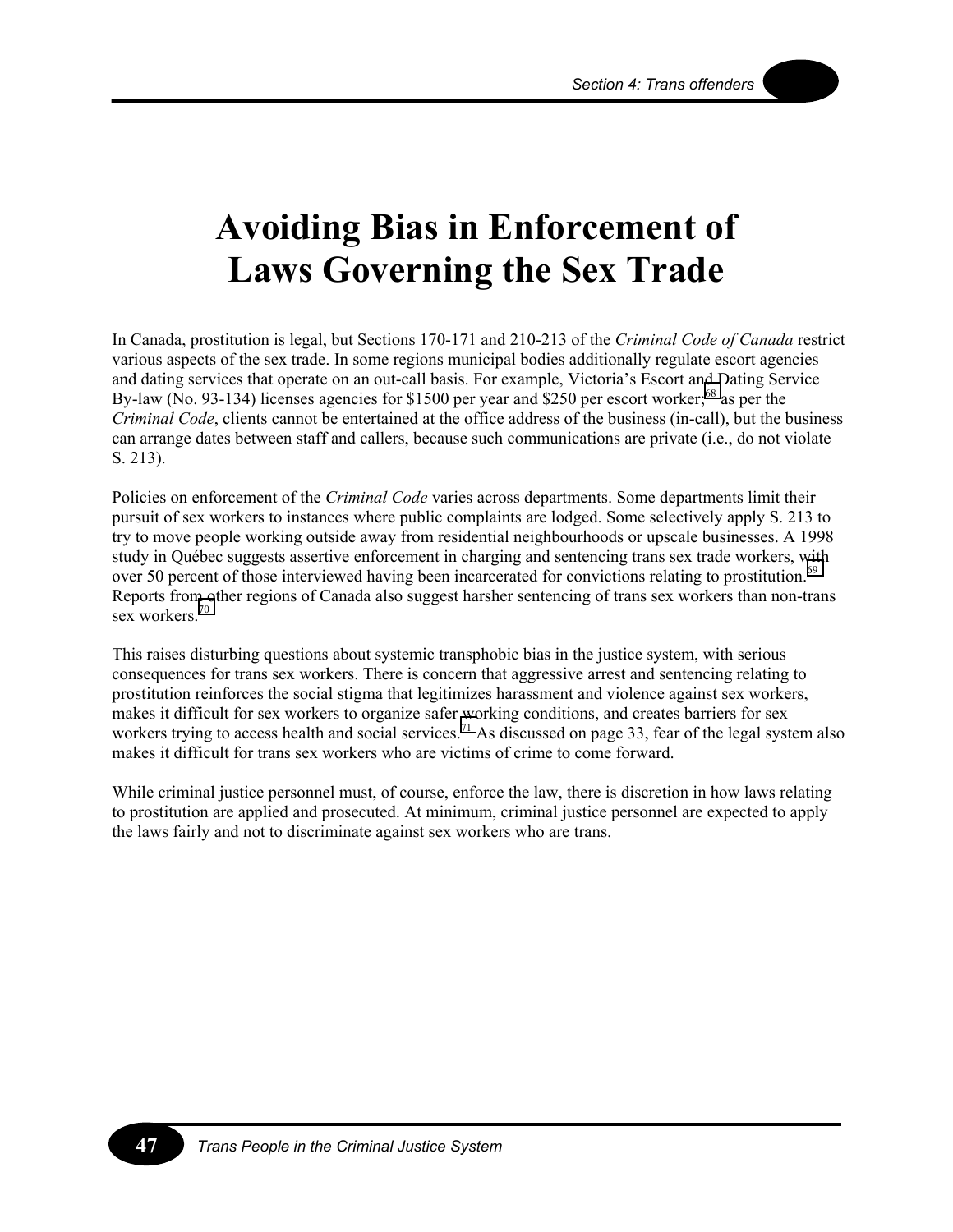# Avoiding Bias in Enforcement of Laws Governing the Sex Trade

In Canada, prostitution is legal, but Sections 170-171 and 210-213 of the *Criminal Code of Canada* restrict various aspects of the sex trade. In some regions municipal bodies additionally regulate escort agencies and dating services that operate on an out-call basis. For example, Victoria's Escort and Dating Service By-law (No. 93-134) licenses agencies for $1500 per year and $250 per escort worker;[68] as per the *Criminal Code*, clients cannot be entertained at the office address of the business (in-call), but the business can arrange dates between staff and callers, because such communications are private (i.e., do not violate S. 213).

Policies on enforcement of the *Criminal Code* varies across departments. Some departments limit their pursuit of sex workers to instances where public complaints are lodged. Some selectively apply S. 213 to try to move people working outside away from residential neighbourhoods or upscale businesses. A 1998 study in Québec suggests assertive enforcement in charging and sentencing trans sex trade workers, with over 50 percent of those interviewed having been incarcerated for convictions relating to prostitution.[69] Reports from other regions of Canada also suggest harsher sentencing of trans sex workers than non-trans sex workers.[70]

This raises disturbing questions about systemic transphobic bias in the justice system, with serious consequences for trans sex workers. There is concern that aggressive arrest and sentencing relating to prostitution reinforces the social stigma that legitimizes harassment and violence against sex workers, makes it difficult for sex workers to organize safer working conditions, and creates barriers for sex workers trying to access health and social services.[71] As discussed on page 33, fear of the legal system also makes it difficult for trans sex workers who are victims of crime to come forward.

While criminal justice personnel must, of course, enforce the law, there is discretion in how laws relating to prostitution are applied and prosecuted. At minimum, criminal justice personnel are expected to apply the laws fairly and not to discriminate against sex workers who are trans.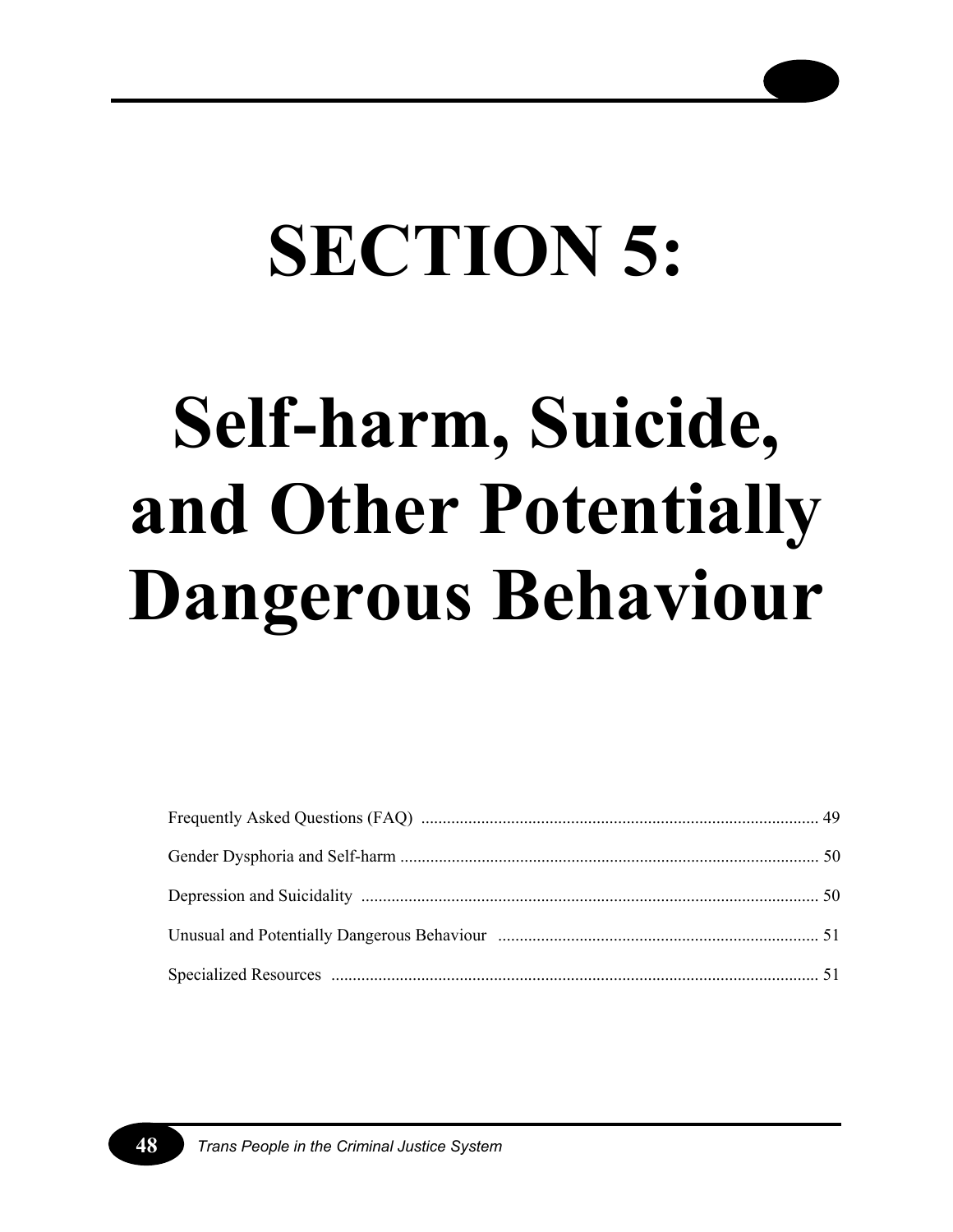# SECTION 5:

# Self-harm, Suicide, and Other Potentially Dangerous Behaviour

| | |
|---|---|
| Frequently Asked Questions (FAQ) | 49 |
| Gender Dysphoria and Self-harm | 50 |
| Depression and Suicidality | 50 |
| Unusual and Potentially Dangerous Behaviour | 51 |
| Specialized Resources | 51 |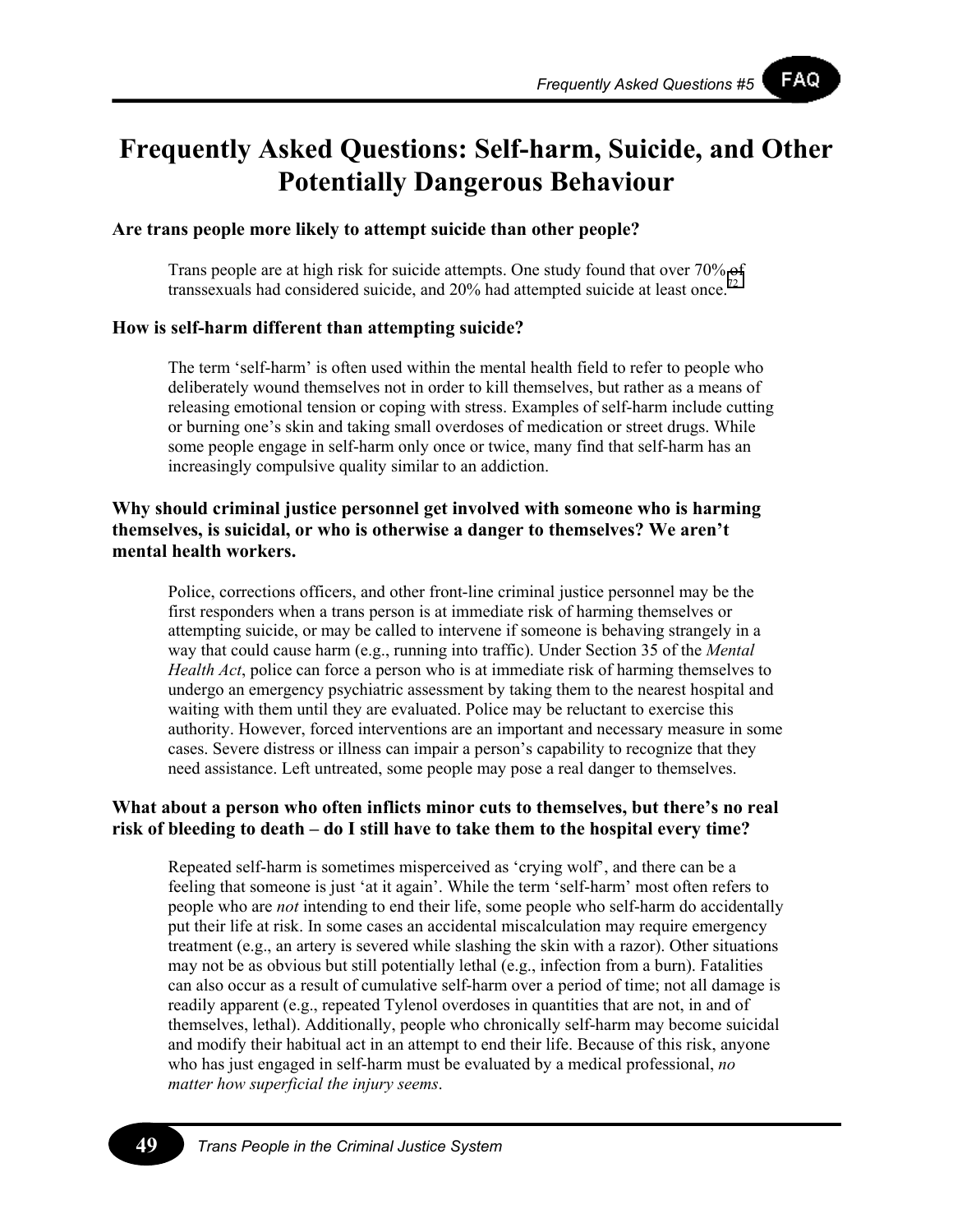# Frequently Asked Questions: Self-harm, Suicide, and Other Potentially Dangerous Behaviour

**Are trans people more likely to attempt suicide than other people?**

Trans people are at high risk for suicide attempts. One study found that over 70% of transsexuals had considered suicide, and 20% had attempted suicide at least once.[72]

**How is self-harm different than attempting suicide?**

The term 'self-harm' is often used within the mental health field to refer to people who deliberately wound themselves not in order to kill themselves, but rather as a means of releasing emotional tension or coping with stress. Examples of self-harm include cutting or burning one's skin and taking small overdoses of medication or street drugs. While some people engage in self-harm only once or twice, many find that self-harm has an increasingly compulsive quality similar to an addiction.

**Why should criminal justice personnel get involved with someone who is harming themselves, is suicidal, or who is otherwise a danger to themselves? We aren't mental health workers.**

Police, corrections officers, and other front-line criminal justice personnel may be the first responders when a trans person is at immediate risk of harming themselves or attempting suicide, or may be called to intervene if someone is behaving strangely in a way that could cause harm (e.g., running into traffic). Under Section 35 of the *Mental Health Act*, police can force a person who is at immediate risk of harming themselves to undergo an emergency psychiatric assessment by taking them to the nearest hospital and waiting with them until they are evaluated. Police may be reluctant to exercise this authority. However, forced interventions are an important and necessary measure in some cases. Severe distress or illness can impair a person's capability to recognize that they need assistance. Left untreated, some people may pose a real danger to themselves.

**What about a person who often inflicts minor cuts to themselves, but there's no real risk of bleeding to death – do I still have to take them to the hospital every time?**

Repeated self-harm is sometimes misperceived as 'crying wolf', and there can be a feeling that someone is just 'at it again'. While the term 'self-harm' most often refers to people who are *not* intending to end their life, some people who self-harm do accidentally put their life at risk. In some cases an accidental miscalculation may require emergency treatment (e.g., an artery is severed while slashing the skin with a razor). Other situations may not be as obvious but still potentially lethal (e.g., infection from a burn). Fatalities can also occur as a result of cumulative self-harm over a period of time; not all damage is readily apparent (e.g., repeated Tylenol overdoses in quantities that are not, in and of themselves, lethal). Additionally, people who chronically self-harm may become suicidal and modify their habitual act in an attempt to end their life. Because of this risk, anyone who has just engaged in self-harm must be evaluated by a medical professional, *no matter how superficial the injury seems*.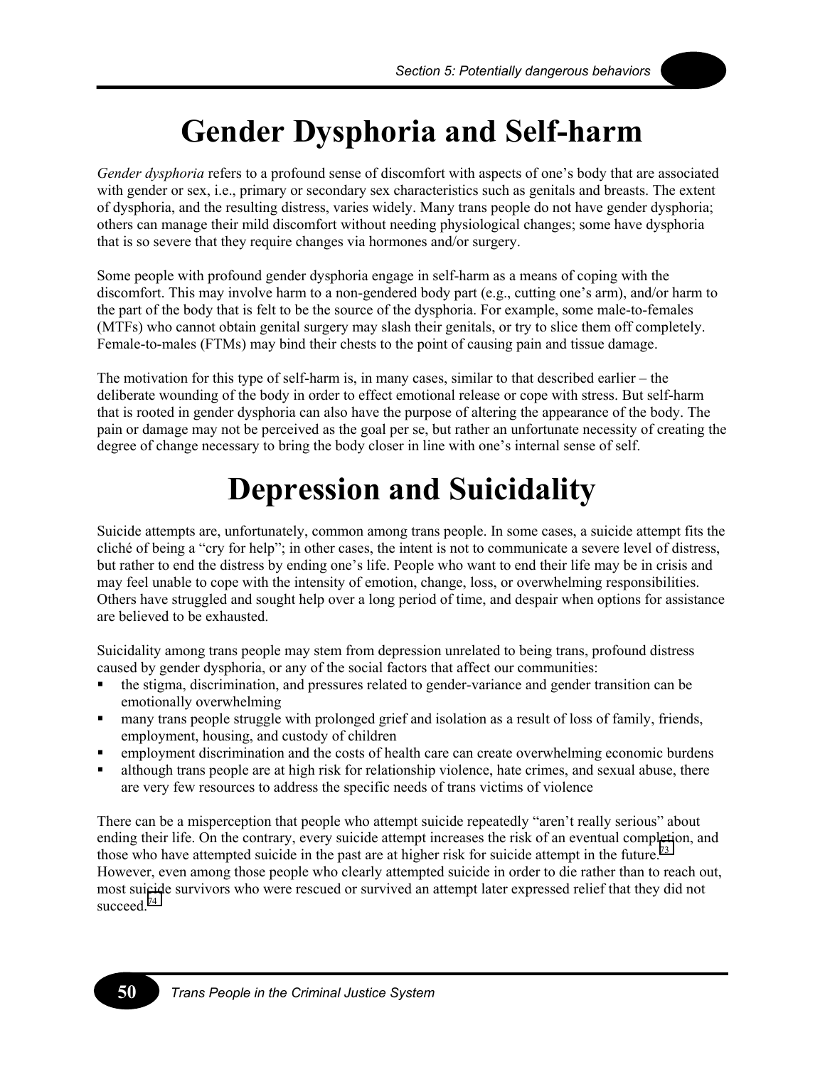# Gender Dysphoria and Self-harm

*Gender dysphoria* refers to a profound sense of discomfort with aspects of one's body that are associated with gender or sex, i.e., primary or secondary sex characteristics such as genitals and breasts. The extent of dysphoria, and the resulting distress, varies widely. Many trans people do not have gender dysphoria; others can manage their mild discomfort without needing physiological changes; some have dysphoria that is so severe that they require changes via hormones and/or surgery.

Some people with profound gender dysphoria engage in self-harm as a means of coping with the discomfort. This may involve harm to a non-gendered body part (e.g., cutting one's arm), and/or harm to the part of the body that is felt to be the source of the dysphoria. For example, some male-to-females (MTFs) who cannot obtain genital surgery may slash their genitals, or try to slice them off completely. Female-to-males (FTMs) may bind their chests to the point of causing pain and tissue damage.

The motivation for this type of self-harm is, in many cases, similar to that described earlier – the deliberate wounding of the body in order to effect emotional release or cope with stress. But self-harm that is rooted in gender dysphoria can also have the purpose of altering the appearance of the body. The pain or damage may not be perceived as the goal per se, but rather an unfortunate necessity of creating the degree of change necessary to bring the body closer in line with one's internal sense of self.

# Depression and Suicidality

Suicide attempts are, unfortunately, common among trans people. In some cases, a suicide attempt fits the cliché of being a "cry for help"; in other cases, the intent is not to communicate a severe level of distress, but rather to end the distress by ending one's life. People who want to end their life may be in crisis and may feel unable to cope with the intensity of emotion, change, loss, or overwhelming responsibilities. Others have struggled and sought help over a long period of time, and despair when options for assistance are believed to be exhausted.

Suicidality among trans people may stem from depression unrelated to being trans, profound distress caused by gender dysphoria, or any of the social factors that affect our communities:

- the stigma, discrimination, and pressures related to gender-variance and gender transition can be emotionally overwhelming
- many trans people struggle with prolonged grief and isolation as a result of loss of family, friends, employment, housing, and custody of children
- employment discrimination and the costs of health care can create overwhelming economic burdens
- although trans people are at high risk for relationship violence, hate crimes, and sexual abuse, there are very few resources to address the specific needs of trans victims of violence

There can be a misperception that people who attempt suicide repeatedly "aren't really serious" about ending their life. On the contrary, every suicide attempt increases the risk of an eventual completion, and those who have attempted suicide in the past are at higher risk for suicide attempt in the future.[73] However, even among those people who clearly attempted suicide in order to die rather than to reach out, most suicide survivors who were rescued or survived an attempt later expressed relief that they did not succeed.[74]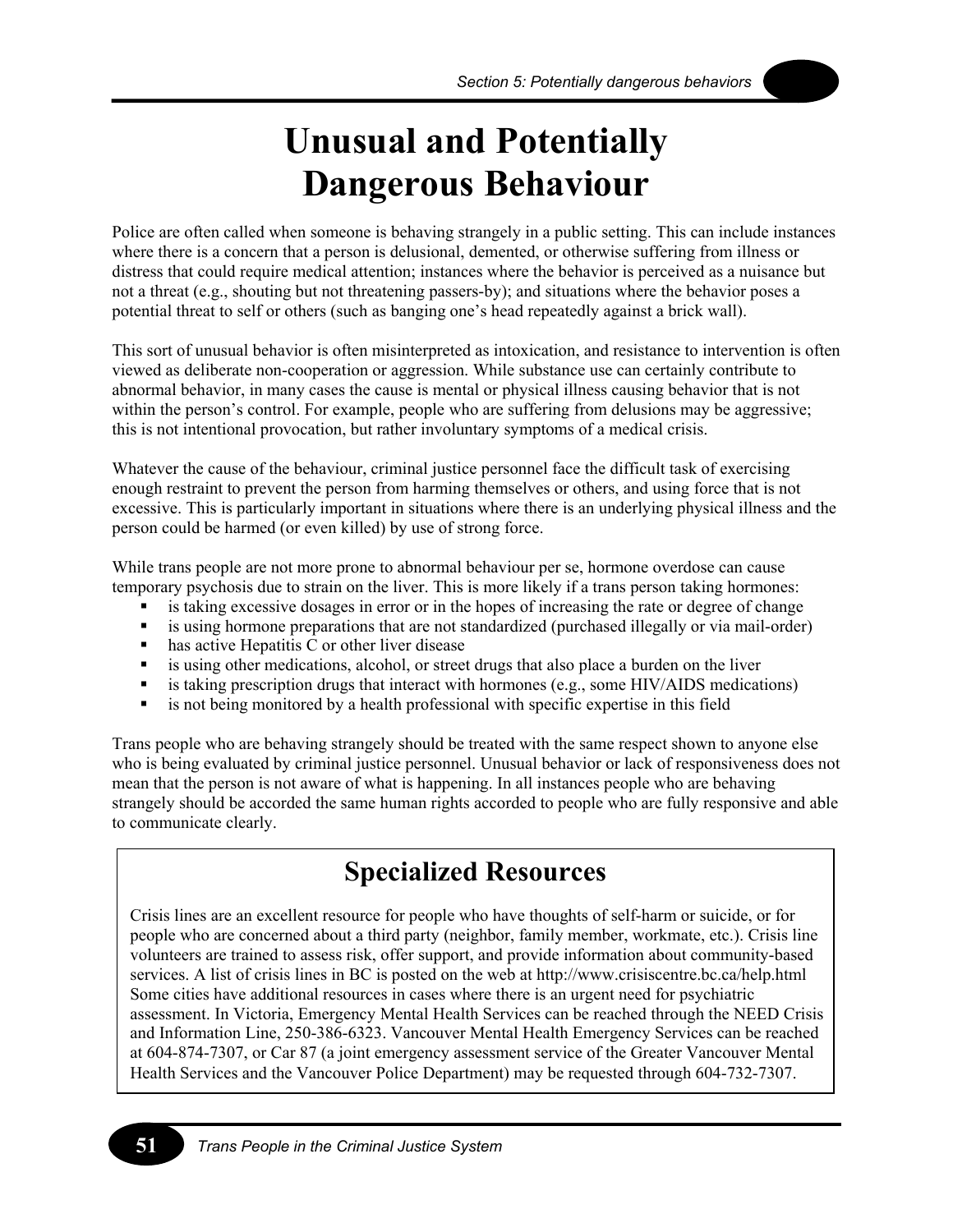# Unusual and Potentially Dangerous Behaviour

Police are often called when someone is behaving strangely in a public setting. This can include instances where there is a concern that a person is delusional, demented, or otherwise suffering from illness or distress that could require medical attention; instances where the behavior is perceived as a nuisance but not a threat (e.g., shouting but not threatening passers-by); and situations where the behavior poses a potential threat to self or others (such as banging one's head repeatedly against a brick wall).

This sort of unusual behavior is often misinterpreted as intoxication, and resistance to intervention is often viewed as deliberate non-cooperation or aggression. While substance use can certainly contribute to abnormal behavior, in many cases the cause is mental or physical illness causing behavior that is not within the person's control. For example, people who are suffering from delusions may be aggressive; this is not intentional provocation, but rather involuntary symptoms of a medical crisis.

Whatever the cause of the behaviour, criminal justice personnel face the difficult task of exercising enough restraint to prevent the person from harming themselves or others, and using force that is not excessive. This is particularly important in situations where there is an underlying physical illness and the person could be harmed (or even killed) by use of strong force.

While trans people are not more prone to abnormal behaviour per se, hormone overdose can cause temporary psychosis due to strain on the liver. This is more likely if a trans person taking hormones:

- is taking excessive dosages in error or in the hopes of increasing the rate or degree of change
- is using hormone preparations that are not standardized (purchased illegally or via mail-order)
- has active Hepatitis C or other liver disease
- is using other medications, alcohol, or street drugs that also place a burden on the liver
- is taking prescription drugs that interact with hormones (e.g., some HIV/AIDS medications)
- is not being monitored by a health professional with specific expertise in this field

Trans people who are behaving strangely should be treated with the same respect shown to anyone else who is being evaluated by criminal justice personnel. Unusual behavior or lack of responsiveness does not mean that the person is not aware of what is happening. In all instances people who are behaving strangely should be accorded the same human rights accorded to people who are fully responsive and able to communicate clearly.

## Specialized Resources

Crisis lines are an excellent resource for people who have thoughts of self-harm or suicide, or for people who are concerned about a third party (neighbor, family member, workmate, etc.). Crisis line volunteers are trained to assess risk, offer support, and provide information about community-based services. A list of crisis lines in BC is posted on the web at http://www.crisiscentre.bc.ca/help.html Some cities have additional resources in cases where there is an urgent need for psychiatric assessment. In Victoria, Emergency Mental Health Services can be reached through the NEED Crisis and Information Line, 250-386-6323. Vancouver Mental Health Emergency Services can be reached at 604-874-7307, or Car 87 (a joint emergency assessment service of the Greater Vancouver Mental Health Services and the Vancouver Police Department) may be requested through 604-732-7307.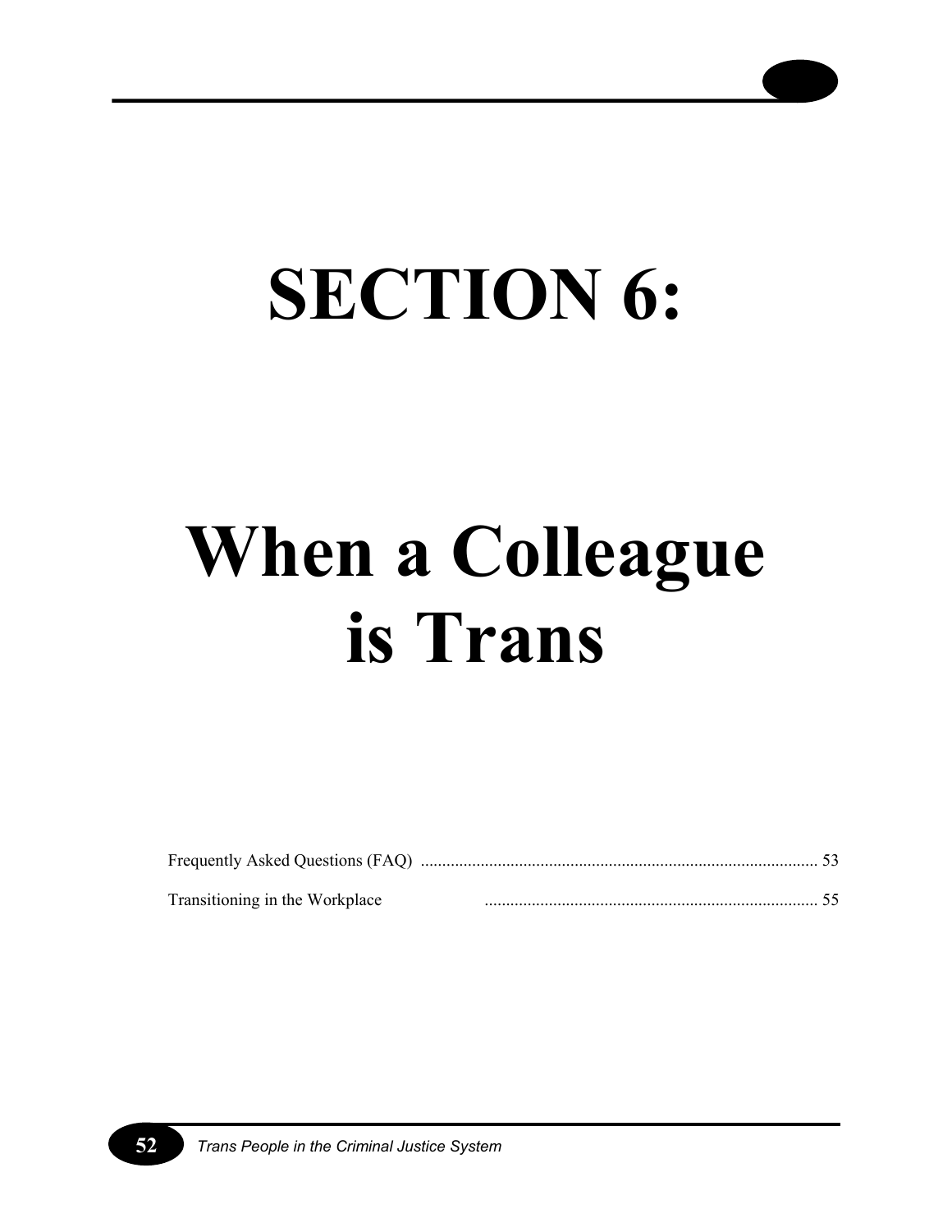# SECTION 6:

# When a Colleague is Trans

Frequently Asked Questions (FAQ) ............................................................................................ 53

Transitioning in the Workplace .............................................................................. 55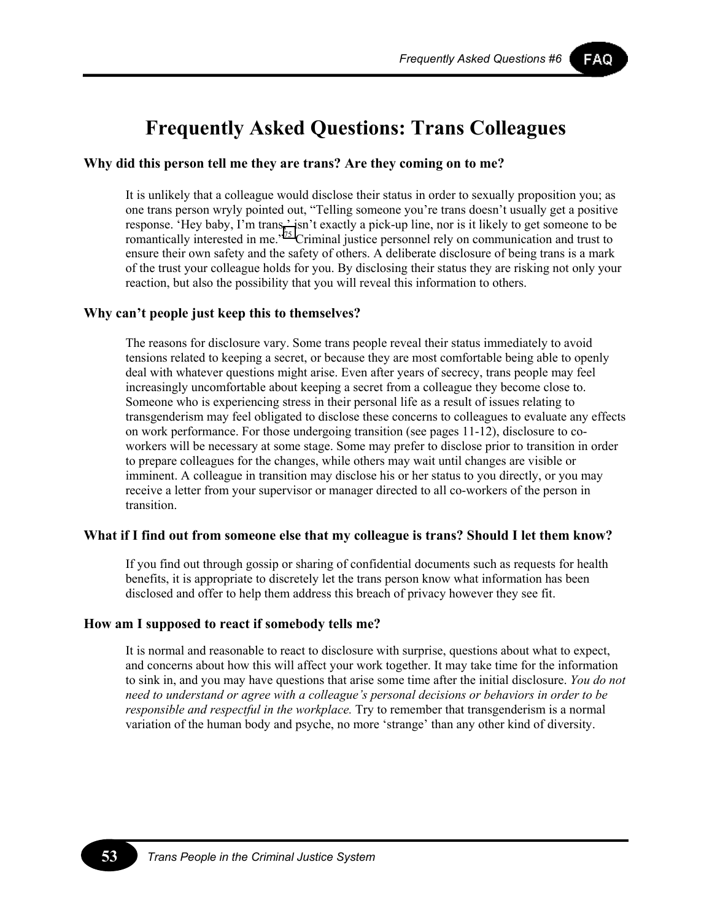# Frequently Asked Questions: Trans Colleagues

### Why did this person tell me they are trans? Are they coming on to me?

It is unlikely that a colleague would disclose their status in order to sexually proposition you; as one trans person wryly pointed out, "Telling someone you're trans doesn't usually get a positive response. 'Hey baby, I'm trans,' isn't exactly a pick-up line, nor is it likely to get someone to be romantically interested in me."[75] Criminal justice personnel rely on communication and trust to ensure their own safety and the safety of others. A deliberate disclosure of being trans is a mark of the trust your colleague holds for you. By disclosing their status they are risking not only your reaction, but also the possibility that you will reveal this information to others.

### Why can't people just keep this to themselves?

The reasons for disclosure vary. Some trans people reveal their status immediately to avoid tensions related to keeping a secret, or because they are most comfortable being able to openly deal with whatever questions might arise. Even after years of secrecy, trans people may feel increasingly uncomfortable about keeping a secret from a colleague they become close to. Someone who is experiencing stress in their personal life as a result of issues relating to transgenderism may feel obligated to disclose these concerns to colleagues to evaluate any effects on work performance. For those undergoing transition (see pages 11-12), disclosure to co-workers will be necessary at some stage. Some may prefer to disclose prior to transition in order to prepare colleagues for the changes, while others may wait until changes are visible or imminent. A colleague in transition may disclose his or her status to you directly, or you may receive a letter from your supervisor or manager directed to all co-workers of the person in transition.

### What if I find out from someone else that my colleague is trans? Should I let them know?

If you find out through gossip or sharing of confidential documents such as requests for health benefits, it is appropriate to discretely let the trans person know what information has been disclosed and offer to help them address this breach of privacy however they see fit.

### How am I supposed to react if somebody tells me?

It is normal and reasonable to react to disclosure with surprise, questions about what to expect, and concerns about how this will affect your work together. It may take time for the information to sink in, and you may have questions that arise some time after the initial disclosure. *You do not need to understand or agree with a colleague's personal decisions or behaviors in order to be responsible and respectful in the workplace.* Try to remember that transgenderism is a normal variation of the human body and psyche, no more 'strange' than any other kind of diversity.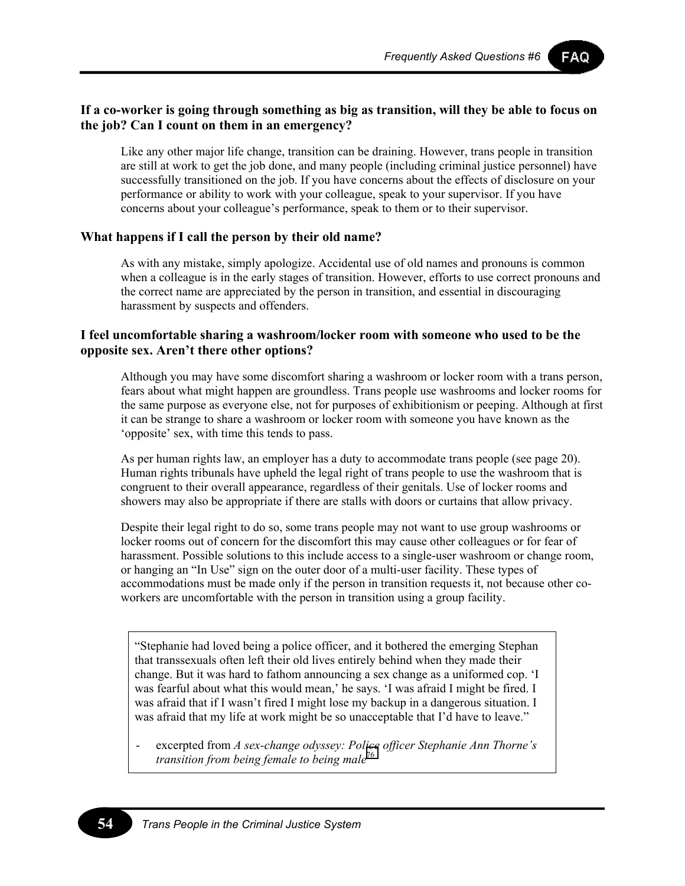### If a co-worker is going through something as big as transition, will they be able to focus on the job? Can I count on them in an emergency?

Like any other major life change, transition can be draining. However, trans people in transition are still at work to get the job done, and many people (including criminal justice personnel) have successfully transitioned on the job. If you have concerns about the effects of disclosure on your performance or ability to work with your colleague, speak to your supervisor. If you have concerns about your colleague's performance, speak to them or to their supervisor.

### What happens if I call the person by their old name?

As with any mistake, simply apologize. Accidental use of old names and pronouns is common when a colleague is in the early stages of transition. However, efforts to use correct pronouns and the correct name are appreciated by the person in transition, and essential in discouraging harassment by suspects and offenders.

### I feel uncomfortable sharing a washroom/locker room with someone who used to be the opposite sex. Aren't there other options?

Although you may have some discomfort sharing a washroom or locker room with a trans person, fears about what might happen are groundless. Trans people use washrooms and locker rooms for the same purpose as everyone else, not for purposes of exhibitionism or peeping. Although at first it can be strange to share a washroom or locker room with someone you have known as the 'opposite' sex, with time this tends to pass.

As per human rights law, an employer has a duty to accommodate trans people (see page 20). Human rights tribunals have upheld the legal right of trans people to use the washroom that is congruent to their overall appearance, regardless of their genitals. Use of locker rooms and showers may also be appropriate if there are stalls with doors or curtains that allow privacy.

Despite their legal right to do so, some trans people may not want to use group washrooms or locker rooms out of concern for the discomfort this may cause other colleagues or for fear of harassment. Possible solutions to this include access to a single-user washroom or change room, or hanging an "In Use" sign on the outer door of a multi-user facility. These types of accommodations must be made only if the person in transition requests it, not because other co-workers are uncomfortable with the person in transition using a group facility.

> "Stephanie had loved being a police officer, and it bothered the emerging Stephan that transsexuals often left their old lives entirely behind when they made their change. But it was hard to fathom announcing a sex change as a uniformed cop. 'I was fearful about what this would mean,' he says. 'I was afraid I might be fired. I was afraid that if I wasn't fired I might lose my backup in a dangerous situation. I was afraid that my life at work might be so unacceptable that I'd have to leave."
>
> - excerpted from *A sex-change odyssey: Police officer Stephanie Ann Thorne's transition from being female to being male*[76]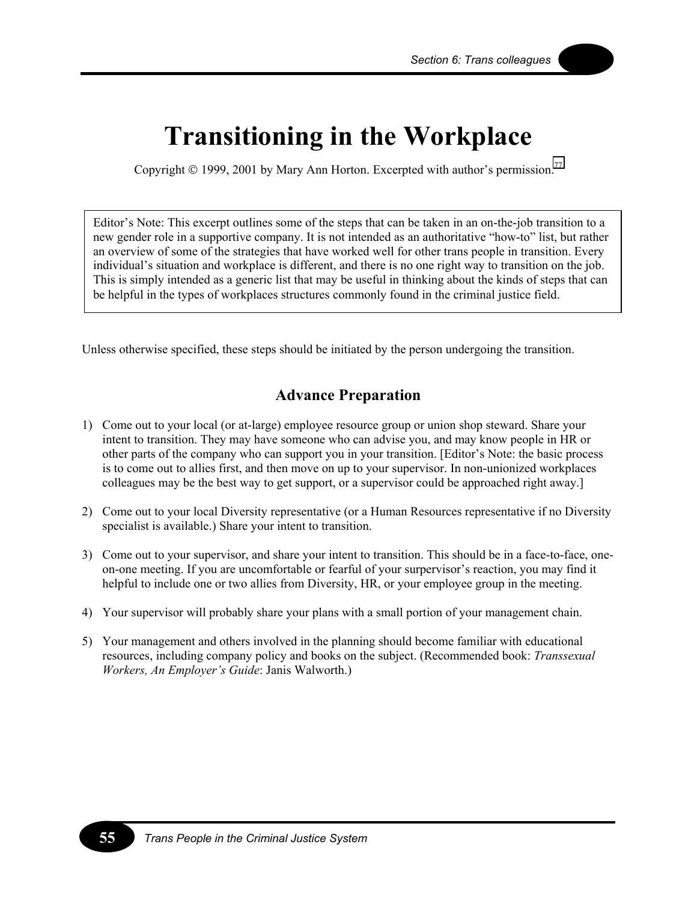# Transitioning in the Workplace

Copyright © 1999, 2001 by Mary Ann Horton. Excerpted with author's permission.[77]

> Editor's Note: This excerpt outlines some of the steps that can be taken in an on-the-job transition to a new gender role in a supportive company. It is not intended as an authoritative "how-to" list, but rather an overview of some of the strategies that have worked well for other trans people in transition. Every individual's situation and workplace is different, and there is no one right way to transition on the job. This is simply intended as a generic list that may be useful in thinking about the kinds of steps that can be helpful in the types of workplaces structures commonly found in the criminal justice field.

Unless otherwise specified, these steps should be initiated by the person undergoing the transition.

## Advance Preparation

1) Come out to your local (or at-large) employee resource group or union shop steward. Share your intent to transition. They may have someone who can advise you, and may know people in HR or other parts of the company who can support you in your transition. [Editor's Note: the basic process is to come out to allies first, and then move on up to your supervisor. In non-unionized workplaces colleagues may be the best way to get support, or a supervisor could be approached right away.]

2) Come out to your local Diversity representative (or a Human Resources representative if no Diversity specialist is available.) Share your intent to transition.

3) Come out to your supervisor, and share your intent to transition. This should be in a face-to-face, one-on-one meeting. If you are uncomfortable or fearful of your supervisor's reaction, you may find it helpful to include one or two allies from Diversity, HR, or your employee group in the meeting.

4) Your supervisor will probably share your plans with a small portion of your management chain.

5) Your management and others involved in the planning should become familiar with educational resources, including company policy and books on the subject. (Recommended book: *Transsexual Workers, An Employer's Guide*: Janis Walworth.)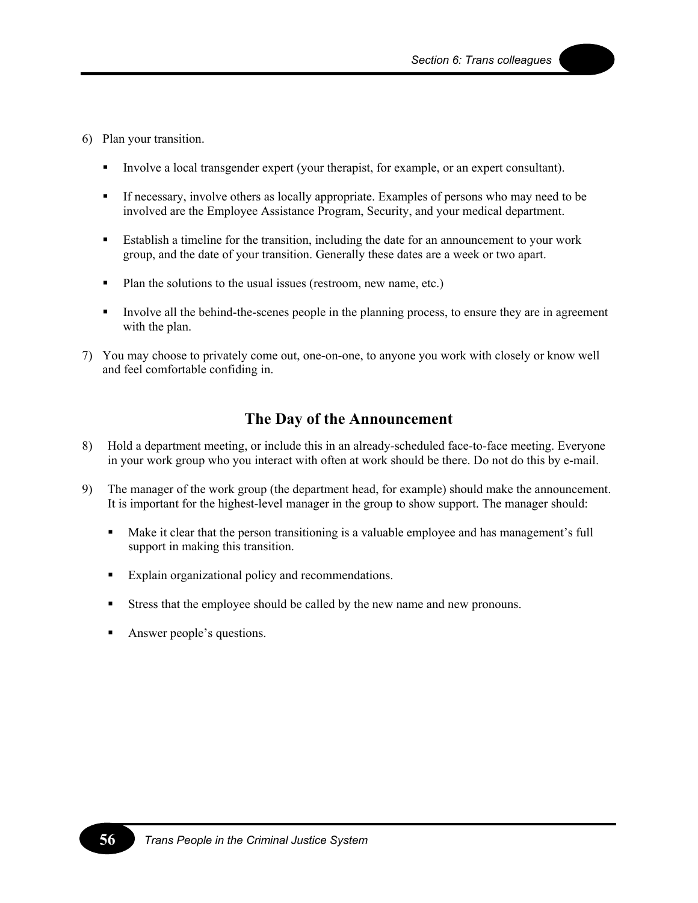6) Plan your transition.

   - Involve a local transgender expert (your therapist, for example, or an expert consultant).
   - If necessary, involve others as locally appropriate. Examples of persons who may need to be involved are the Employee Assistance Program, Security, and your medical department.
   - Establish a timeline for the transition, including the date for an announcement to your work group, and the date of your transition. Generally these dates are a week or two apart.
   - Plan the solutions to the usual issues (restroom, new name, etc.)
   - Involve all the behind-the-scenes people in the planning process, to ensure they are in agreement with the plan.

7) You may choose to privately come out, one-on-one, to anyone you work with closely or know well and feel comfortable confiding in.

## The Day of the Announcement

8) Hold a department meeting, or include this in an already-scheduled face-to-face meeting. Everyone in your work group who you interact with often at work should be there. Do not do this by e-mail.

9) The manager of the work group (the department head, for example) should make the announcement. It is important for the highest-level manager in the group to show support. The manager should:

   - Make it clear that the person transitioning is a valuable employee and has management's full support in making this transition.
   - Explain organizational policy and recommendations.
   - Stress that the employee should be called by the new name and new pronouns.
   - Answer people's questions.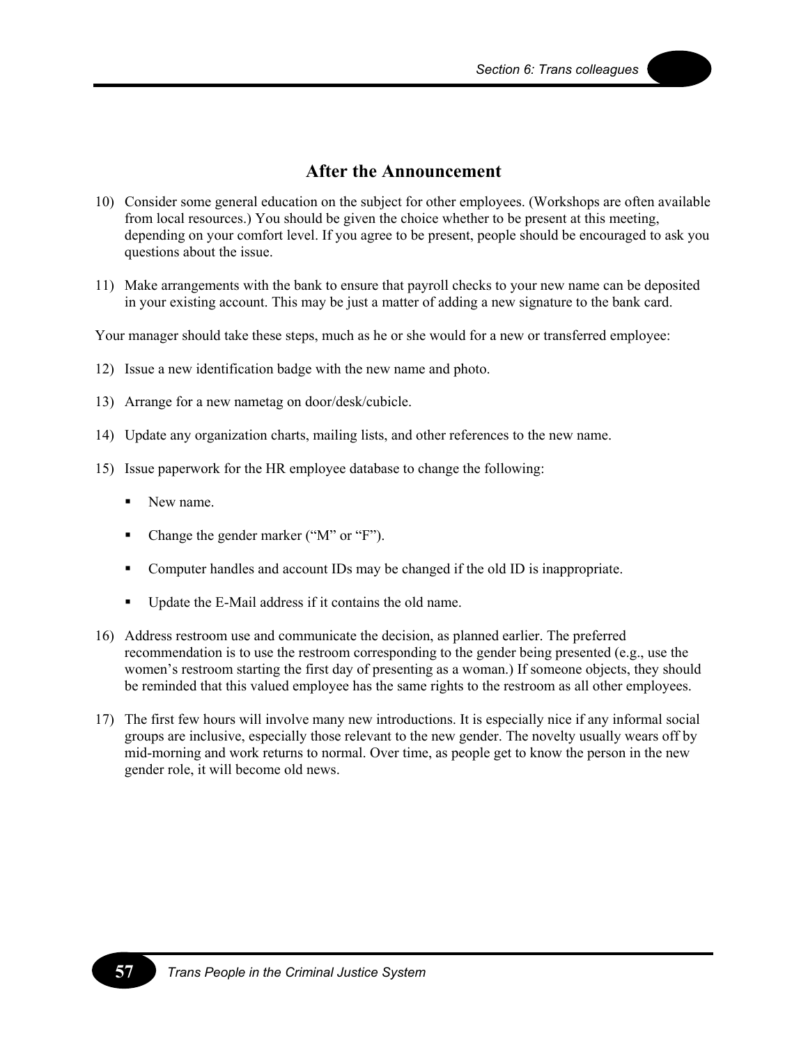## After the Announcement

10) Consider some general education on the subject for other employees. (Workshops are often available from local resources.) You should be given the choice whether to be present at this meeting, depending on your comfort level. If you agree to be present, people should be encouraged to ask you questions about the issue.

11) Make arrangements with the bank to ensure that payroll checks to your new name can be deposited in your existing account. This may be just a matter of adding a new signature to the bank card.

Your manager should take these steps, much as he or she would for a new or transferred employee:

12) Issue a new identification badge with the new name and photo.

13) Arrange for a new nametag on door/desk/cubicle.

14) Update any organization charts, mailing lists, and other references to the new name.

15) Issue paperwork for the HR employee database to change the following:

    - New name.
    - Change the gender marker ("M" or "F").
    - Computer handles and account IDs may be changed if the old ID is inappropriate.
    - Update the E-Mail address if it contains the old name.

16) Address restroom use and communicate the decision, as planned earlier. The preferred recommendation is to use the restroom corresponding to the gender being presented (e.g., use the women's restroom starting the first day of presenting as a woman.) If someone objects, they should be reminded that this valued employee has the same rights to the restroom as all other employees.

17) The first few hours will involve many new introductions. It is especially nice if any informal social groups are inclusive, especially those relevant to the new gender. The novelty usually wears off by mid-morning and work returns to normal. Over time, as people get to know the person in the new gender role, it will become old news.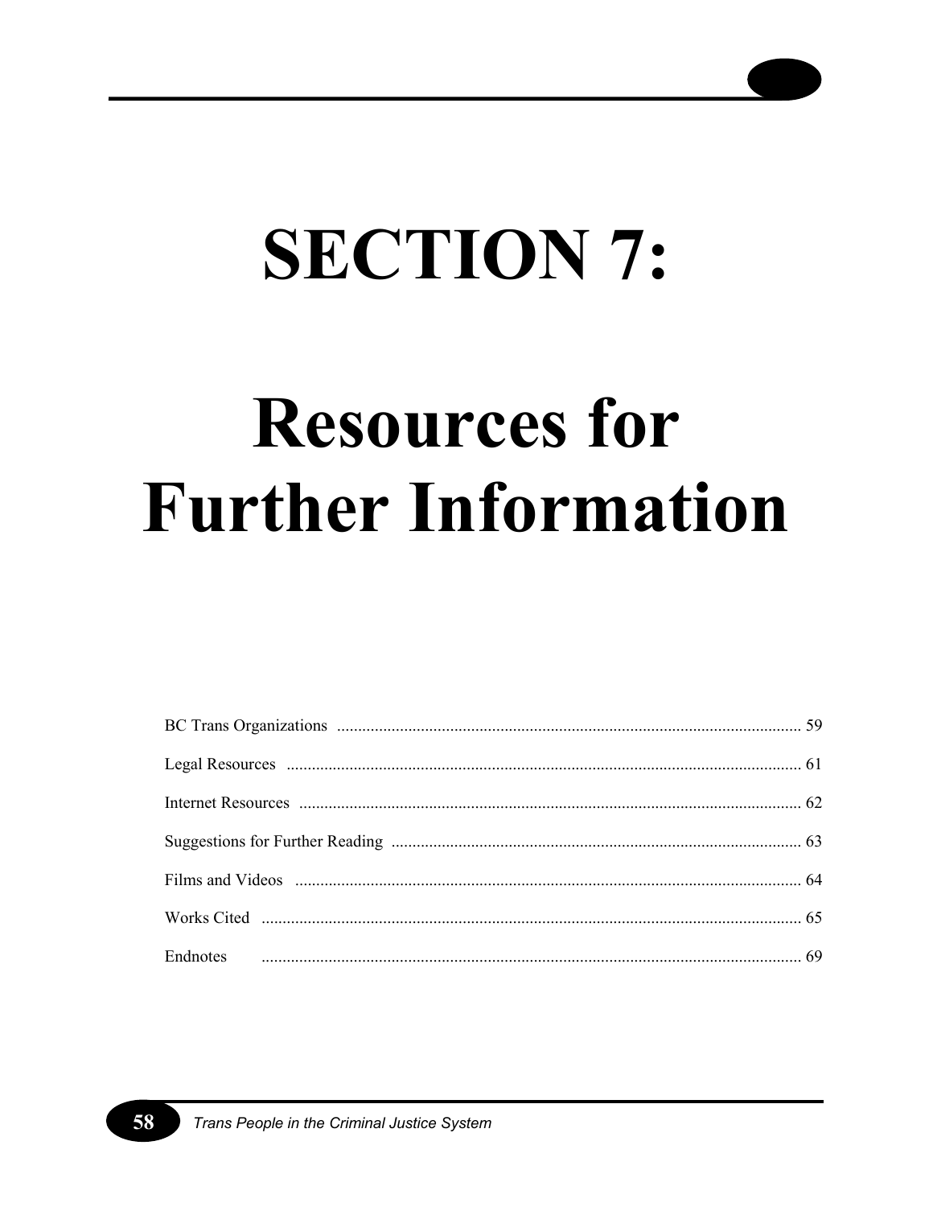# SECTION 7:

# Resources for Further Information

| | |
|---|---|
| BC Trans Organizations | 59 |
| Legal Resources | 61 |
| Internet Resources | 62 |
| Suggestions for Further Reading | 63 |
| Films and Videos | 64 |
| Works Cited | 65 |
| Endnotes | 69 |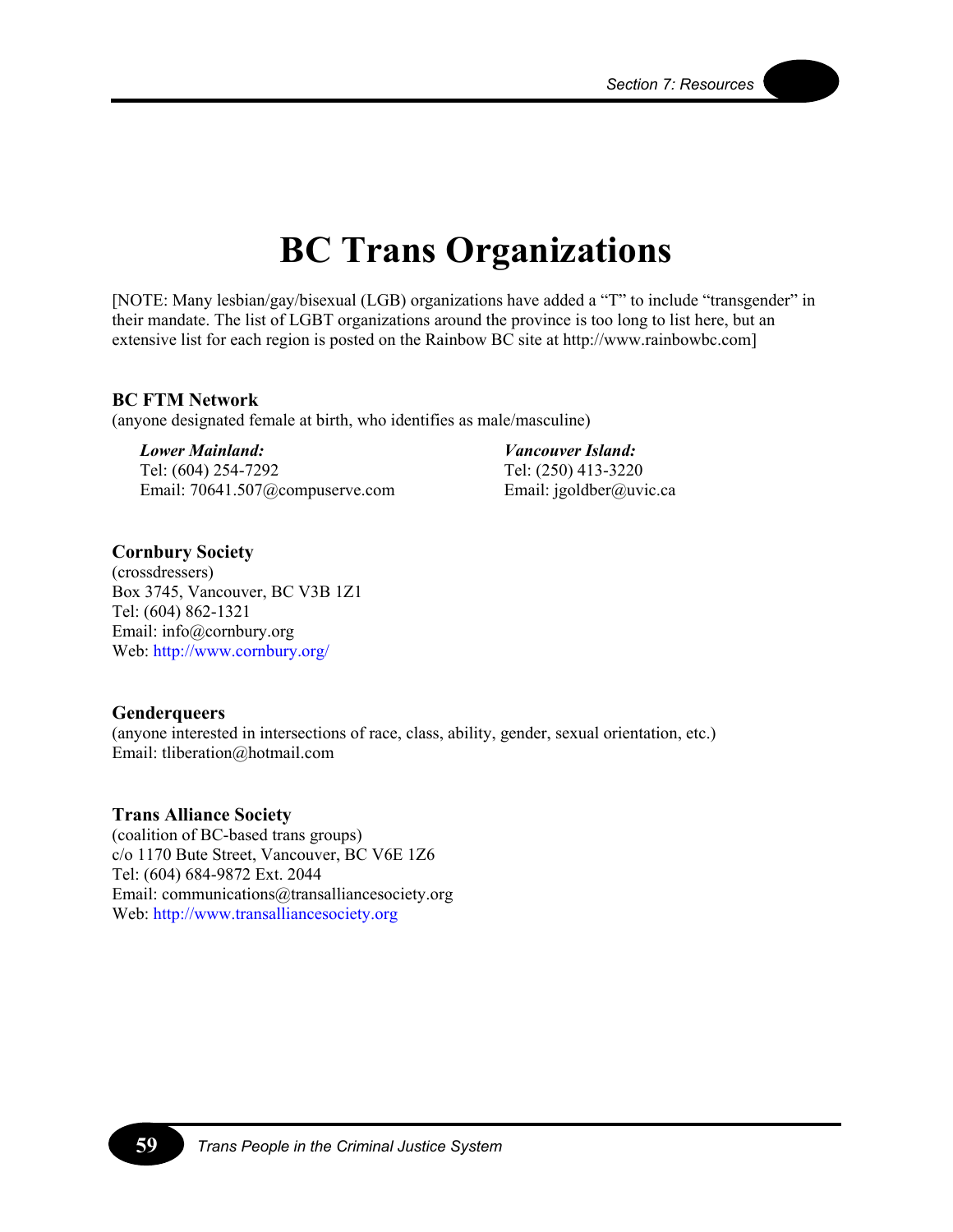# BC Trans Organizations

[NOTE: Many lesbian/gay/bisexual (LGB) organizations have added a "T" to include "transgender" in their mandate. The list of LGBT organizations around the province is too long to list here, but an extensive list for each region is posted on the Rainbow BC site at http://www.rainbowbc.com]

**BC FTM Network**
(anyone designated female at birth, who identifies as male/masculine)

***Lower Mainland:***
Tel: (604) 254-7292
Email: 70641.507@compuserve.com

***Vancouver Island:***
Tel: (250) 413-3220
Email: jgoldber@uvic.ca

**Cornbury Society**
(crossdressers)
Box 3745, Vancouver, BC V3B 1Z1
Tel: (604) 862-1321
Email: info@cornbury.org
Web: http://www.cornbury.org/

**Genderqueers**
(anyone interested in intersections of race, class, ability, gender, sexual orientation, etc.)
Email: tliberation@hotmail.com

**Trans Alliance Society**
(coalition of BC-based trans groups)
c/o 1170 Bute Street, Vancouver, BC V6E 1Z6
Tel: (604) 684-9872 Ext. 2044
Email: communications@transalliancesociety.org
Web: http://www.transalliancesociety.org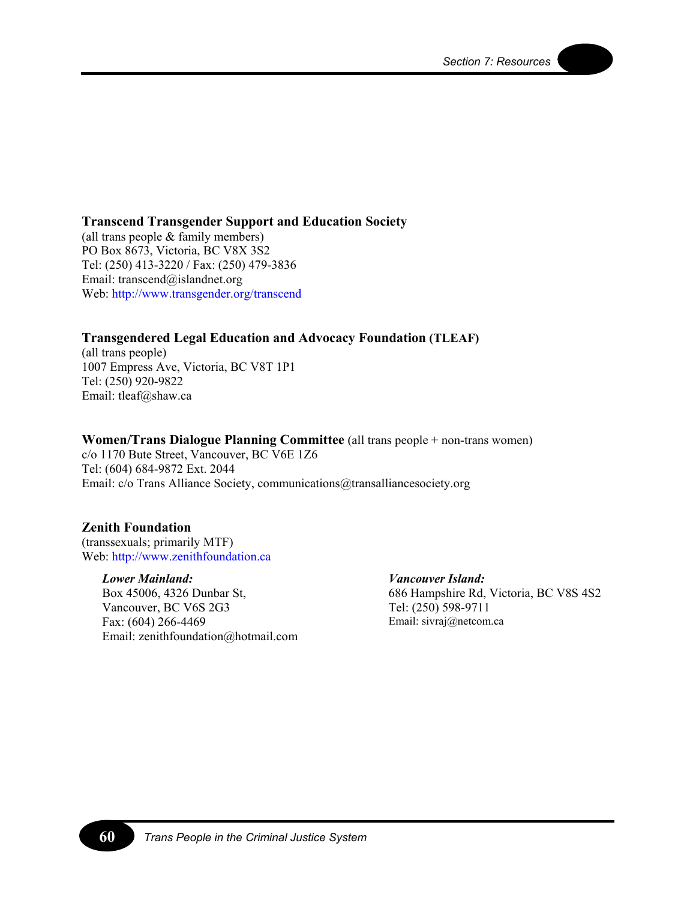**Transcend Transgender Support and Education Society**
(all trans people & family members)
PO Box 8673, Victoria, BC V8X 3S2
Tel: (250) 413-3220 / Fax: (250) 479-3836
Email: transcend@islandnet.org
Web: http://www.transgender.org/transcend

**Transgendered Legal Education and Advocacy Foundation (TLEAF)**
(all trans people)
1007 Empress Ave, Victoria, BC V8T 1P1
Tel: (250) 920-9822
Email: tleaf@shaw.ca

**Women/Trans Dialogue Planning Committee** (all trans people + non-trans women)
c/o 1170 Bute Street, Vancouver, BC V6E 1Z6
Tel: (604) 684-9872 Ext. 2044
Email: c/o Trans Alliance Society, communications@transalliancesociety.org

**Zenith Foundation**
(transsexuals; primarily MTF)
Web: http://www.zenithfoundation.ca

***Lower Mainland:***
Box 45006, 4326 Dunbar St,
Vancouver, BC V6S 2G3
Fax: (604) 266-4469
Email: zenithfoundation@hotmail.com

***Vancouver Island:***
686 Hampshire Rd, Victoria, BC V8S 4S2
Tel: (250) 598-9711
Email: sivraj@netcom.ca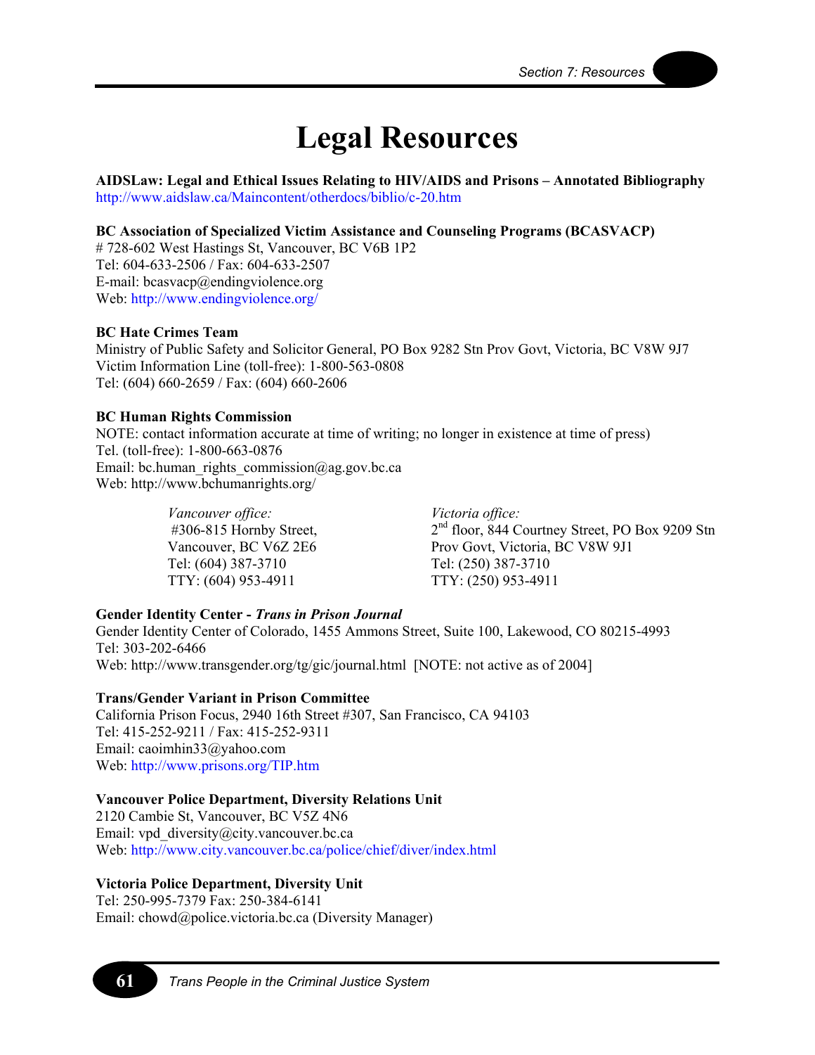# Legal Resources

**AIDSLaw: Legal and Ethical Issues Relating to HIV/AIDS and Prisons – Annotated Bibliography**
http://www.aidslaw.ca/Maincontent/otherdocs/biblio/c-20.htm

**BC Association of Specialized Victim Assistance and Counseling Programs (BCASVACP)**
# 728-602 West Hastings St, Vancouver, BC V6B 1P2
Tel: 604-633-2506 / Fax: 604-633-2507
E-mail: bcasvacp@endingviolence.org
Web: http://www.endingviolence.org/

**BC Hate Crimes Team**
Ministry of Public Safety and Solicitor General, PO Box 9282 Stn Prov Govt, Victoria, BC V8W 9J7
Victim Information Line (toll-free): 1-800-563-0808
Tel: (604) 660-2659 / Fax: (604) 660-2606

**BC Human Rights Commission**
NOTE: contact information accurate at time of writing; no longer in existence at time of press)
Tel. (toll-free): 1-800-663-0876
Email: bc.human_rights_commission@ag.gov.bc.ca
Web: http://www.bchumanrights.org/

*Vancouver office:*
#306-815 Hornby Street,
Vancouver, BC V6Z 2E6
Tel: (604) 387-3710
TTY: (604) 953-4911

*Victoria office:*
2nd floor, 844 Courtney Street, PO Box 9209 Stn Prov Govt, Victoria, BC V8W 9J1
Tel: (250) 387-3710
TTY: (250) 953-4911

**Gender Identity Center - *Trans in Prison Journal***
Gender Identity Center of Colorado, 1455 Ammons Street, Suite 100, Lakewood, CO 80215-4993
Tel: 303-202-6466
Web: http://www.transgender.org/tg/gic/journal.html [NOTE: not active as of 2004]

**Trans/Gender Variant in Prison Committee**
California Prison Focus, 2940 16th Street #307, San Francisco, CA 94103
Tel: 415-252-9211 / Fax: 415-252-9311
Email: caoimhin33@yahoo.com
Web: http://www.prisons.org/TIP.htm

**Vancouver Police Department, Diversity Relations Unit**
2120 Cambie St, Vancouver, BC V5Z 4N6
Email: vpd_diversity@city.vancouver.bc.ca
Web: http://www.city.vancouver.bc.ca/police/chief/diver/index.html

**Victoria Police Department, Diversity Unit**
Tel: 250-995-7379 Fax: 250-384-6141
Email: chowd@police.victoria.bc.ca (Diversity Manager)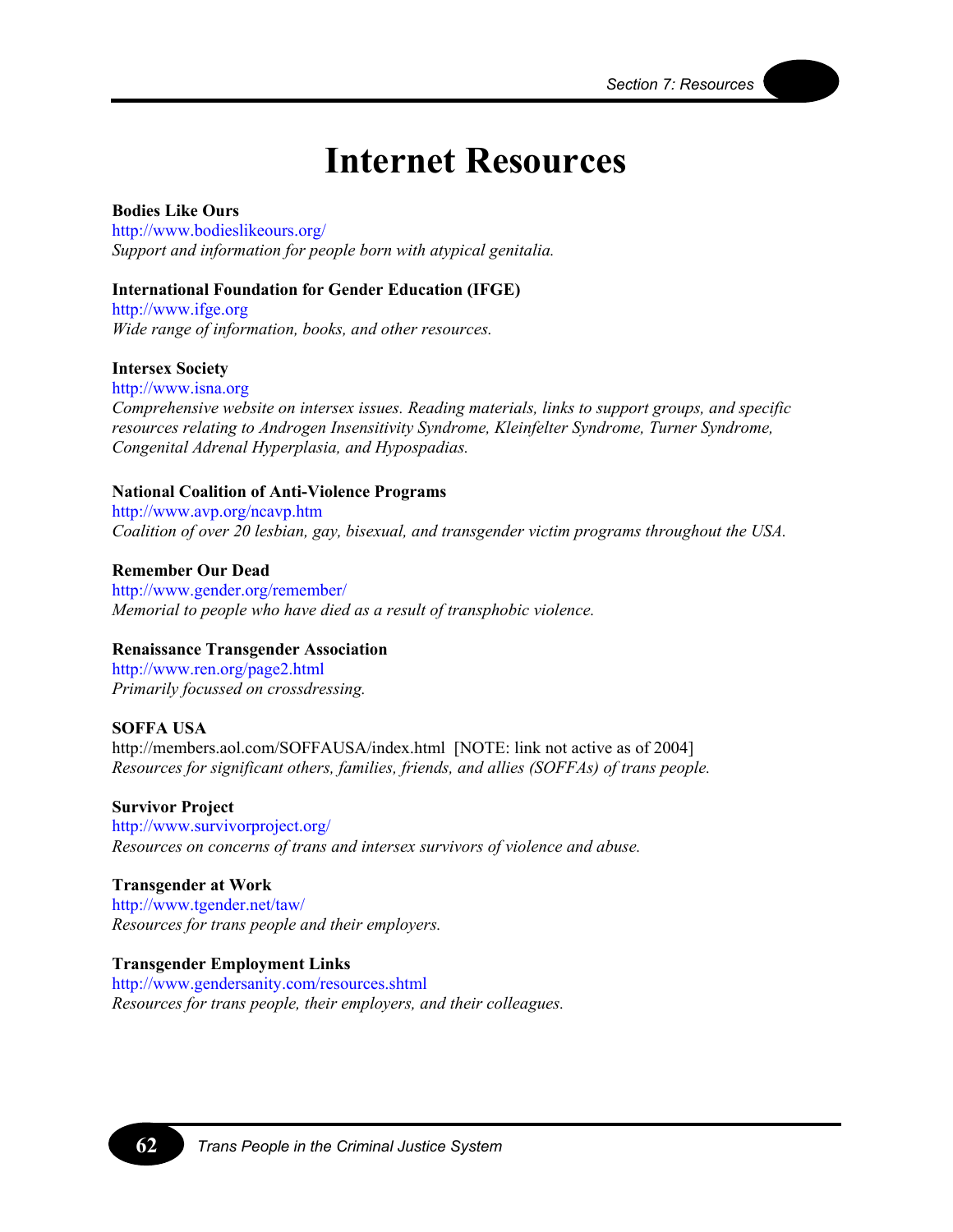# Internet Resources

**Bodies Like Ours**
http://www.bodieslikeours.org/
*Support and information for people born with atypical genitalia.*

**International Foundation for Gender Education (IFGE)**
http://www.ifge.org
*Wide range of information, books, and other resources.*

**Intersex Society**
http://www.isna.org
*Comprehensive website on intersex issues. Reading materials, links to support groups, and specific resources relating to Androgen Insensitivity Syndrome, Kleinfelter Syndrome, Turner Syndrome, Congenital Adrenal Hyperplasia, and Hypospadias.*

**National Coalition of Anti-Violence Programs**
http://www.avp.org/ncavp.htm
*Coalition of over 20 lesbian, gay, bisexual, and transgender victim programs throughout the USA.*

**Remember Our Dead**
http://www.gender.org/remember/
*Memorial to people who have died as a result of transphobic violence.*

**Renaissance Transgender Association**
http://www.ren.org/page2.html
*Primarily focussed on crossdressing.*

**SOFFA USA**
http://members.aol.com/SOFFAUSA/index.html [NOTE: link not active as of 2004]
*Resources for significant others, families, friends, and allies (SOFFAs) of trans people.*

**Survivor Project**
http://www.survivorproject.org/
*Resources on concerns of trans and intersex survivors of violence and abuse.*

**Transgender at Work**
http://www.tgender.net/taw/
*Resources for trans people and their employers.*

**Transgender Employment Links**
http://www.gendersanity.com/resources.shtml
*Resources for trans people, their employers, and their colleagues.*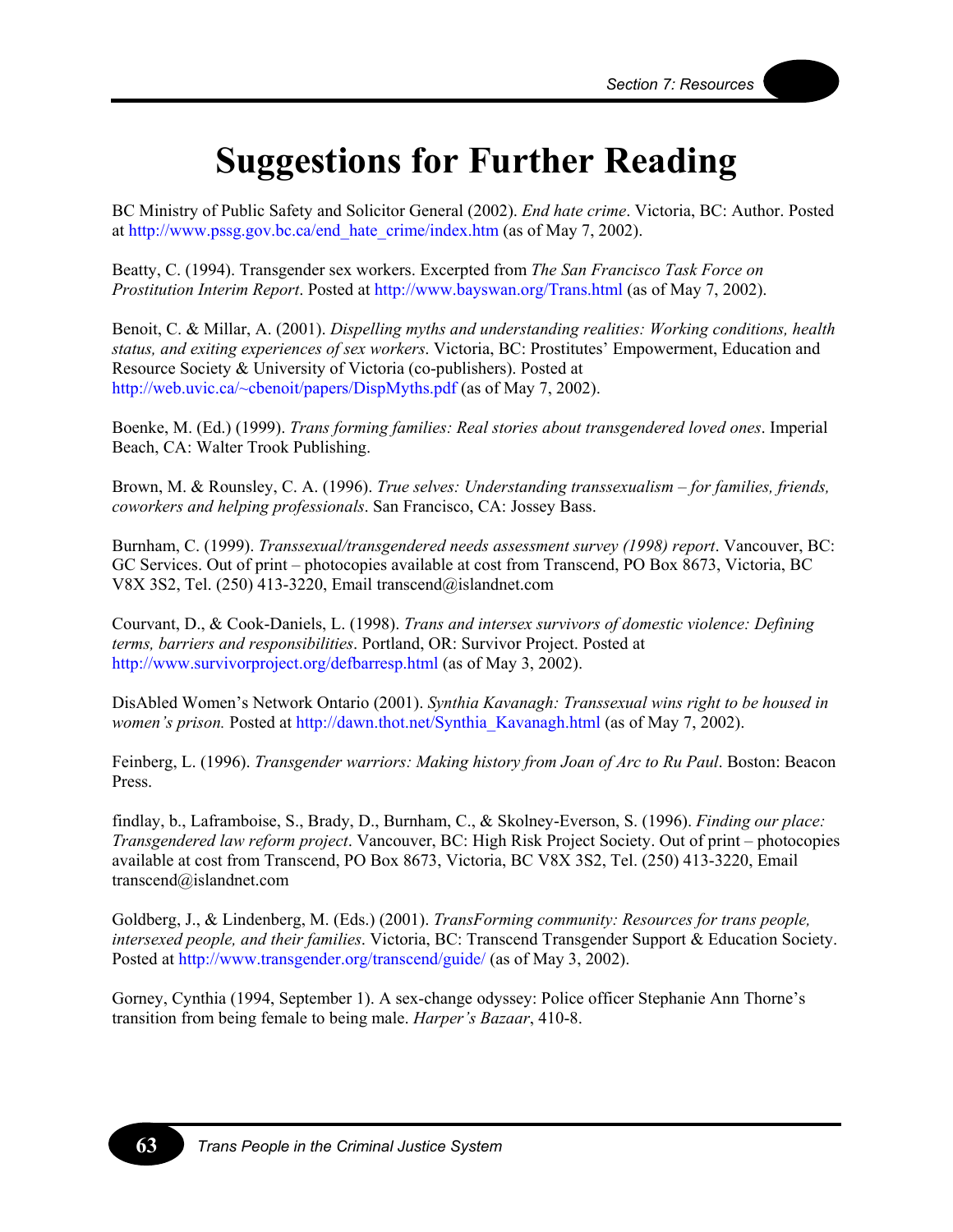# Suggestions for Further Reading

BC Ministry of Public Safety and Solicitor General (2002). *End hate crime*. Victoria, BC: Author. Posted at http://www.pssg.gov.bc.ca/end_hate_crime/index.htm (as of May 7, 2002).

Beatty, C. (1994). Transgender sex workers. Excerpted from *The San Francisco Task Force on Prostitution Interim Report*. Posted at http://www.bayswan.org/Trans.html (as of May 7, 2002).

Benoit, C. & Millar, A. (2001). *Dispelling myths and understanding realities: Working conditions, health status, and exiting experiences of sex workers*. Victoria, BC: Prostitutes' Empowerment, Education and Resource Society & University of Victoria (co-publishers). Posted at http://web.uvic.ca/~cbenoit/papers/DispMyths.pdf (as of May 7, 2002).

Boenke, M. (Ed.) (1999). *Trans forming families: Real stories about transgendered loved ones*. Imperial Beach, CA: Walter Trook Publishing.

Brown, M. & Rounsley, C. A. (1996). *True selves: Understanding transsexualism – for families, friends, coworkers and helping professionals*. San Francisco, CA: Jossey Bass.

Burnham, C. (1999). *Transsexual/transgendered needs assessment survey (1998) report*. Vancouver, BC: GC Services. Out of print – photocopies available at cost from Transcend, PO Box 8673, Victoria, BC V8X 3S2, Tel. (250) 413-3220, Email transcend@islandnet.com

Courvant, D., & Cook-Daniels, L. (1998). *Trans and intersex survivors of domestic violence: Defining terms, barriers and responsibilities*. Portland, OR: Survivor Project. Posted at http://www.survivorproject.org/defbarresp.html (as of May 3, 2002).

DisAbled Women's Network Ontario (2001). *Synthia Kavanagh: Transsexual wins right to be housed in women's prison.* Posted at http://dawn.thot.net/Synthia_Kavanagh.html (as of May 7, 2002).

Feinberg, L. (1996). *Transgender warriors: Making history from Joan of Arc to Ru Paul*. Boston: Beacon Press.

findlay, b., Laframboise, S., Brady, D., Burnham, C., & Skolney-Everson, S. (1996). *Finding our place: Transgendered law reform project*. Vancouver, BC: High Risk Project Society. Out of print – photocopies available at cost from Transcend, PO Box 8673, Victoria, BC V8X 3S2, Tel. (250) 413-3220, Email transcend@islandnet.com

Goldberg, J., & Lindenberg, M. (Eds.) (2001). *TransForming community: Resources for trans people, intersexed people, and their families*. Victoria, BC: Transcend Transgender Support & Education Society. Posted at http://www.transgender.org/transcend/guide/ (as of May 3, 2002).

Gorney, Cynthia (1994, September 1). A sex-change odyssey: Police officer Stephanie Ann Thorne's transition from being female to being male. *Harper's Bazaar*, 410-8.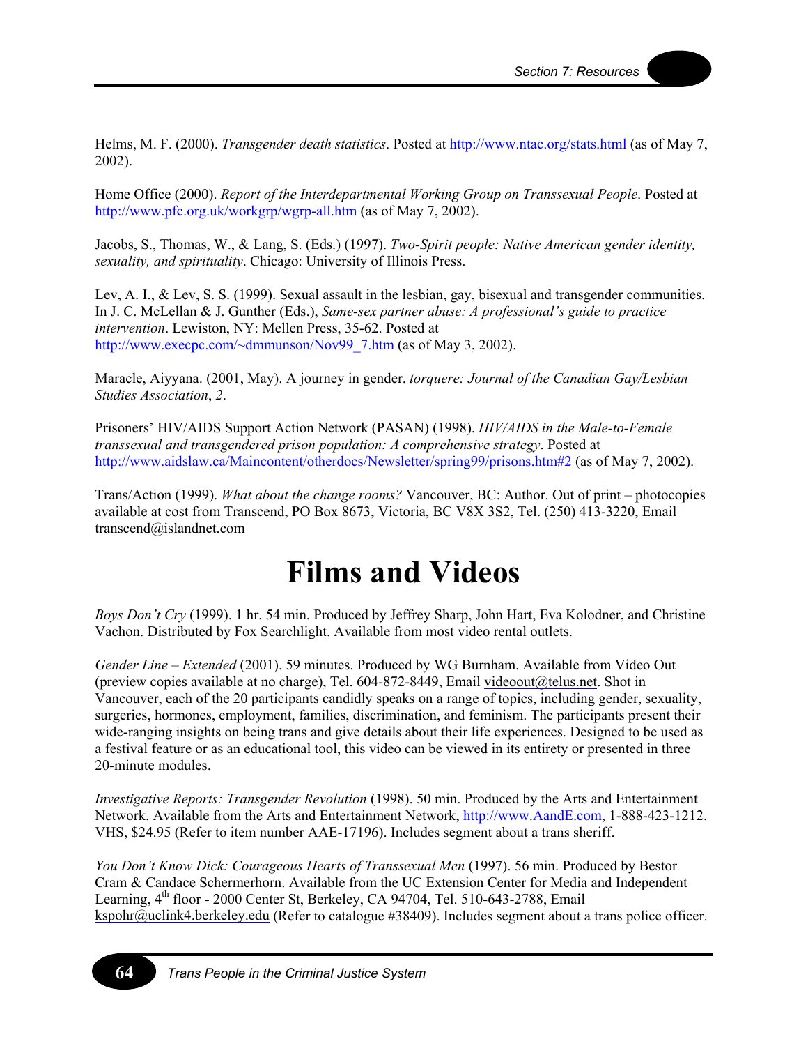Helms, M. F. (2000). *Transgender death statistics*. Posted at http://www.ntac.org/stats.html (as of May 7, 2002).

Home Office (2000). *Report of the Interdepartmental Working Group on Transsexual People*. Posted at http://www.pfc.org.uk/workgrp/wgrp-all.htm (as of May 7, 2002).

Jacobs, S., Thomas, W., & Lang, S. (Eds.) (1997). *Two-Spirit people: Native American gender identity, sexuality, and spirituality*. Chicago: University of Illinois Press.

Lev, A. I., & Lev, S. S. (1999). Sexual assault in the lesbian, gay, bisexual and transgender communities. In J. C. McLellan & J. Gunther (Eds.), *Same-sex partner abuse: A professional's guide to practice intervention*. Lewiston, NY: Mellen Press, 35-62. Posted at http://www.execpc.com/~dmmunson/Nov99_7.htm (as of May 3, 2002).

Maracle, Aiyyana. (2001, May). A journey in gender. *torquere: Journal of the Canadian Gay/Lesbian Studies Association*, *2*.

Prisoners' HIV/AIDS Support Action Network (PASAN) (1998). *HIV/AIDS in the Male-to-Female transsexual and transgendered prison population: A comprehensive strategy*. Posted at http://www.aidslaw.ca/Maincontent/otherdocs/Newsletter/spring99/prisons.htm#2 (as of May 7, 2002).

Trans/Action (1999). *What about the change rooms?* Vancouver, BC: Author. Out of print – photocopies available at cost from Transcend, PO Box 8673, Victoria, BC V8X 3S2, Tel. (250) 413-3220, Email transcend@islandnet.com

# Films and Videos

*Boys Don't Cry* (1999). 1 hr. 54 min. Produced by Jeffrey Sharp, John Hart, Eva Kolodner, and Christine Vachon. Distributed by Fox Searchlight. Available from most video rental outlets.

*Gender Line – Extended* (2001). 59 minutes. Produced by WG Burnham. Available from Video Out (preview copies available at no charge), Tel. 604-872-8449, Email videoout@telus.net. Shot in Vancouver, each of the 20 participants candidly speaks on a range of topics, including gender, sexuality, surgeries, hormones, employment, families, discrimination, and feminism. The participants present their wide-ranging insights on being trans and give details about their life experiences. Designed to be used as a festival feature or as an educational tool, this video can be viewed in its entirety or presented in three 20-minute modules.

*Investigative Reports: Transgender Revolution* (1998). 50 min. Produced by the Arts and Entertainment Network. Available from the Arts and Entertainment Network, http://www.AandE.com, 1-888-423-1212. VHS, $24.95 (Refer to item number AAE-17196). Includes segment about a trans sheriff.

*You Don't Know Dick: Courageous Hearts of Transsexual Men* (1997). 56 min. Produced by Bestor Cram & Candace Schermerhorn. Available from the UC Extension Center for Media and Independent Learning, 4th floor - 2000 Center St, Berkeley, CA 94704, Tel. 510-643-2788, Email kspohr@uclink4.berkeley.edu (Refer to catalogue #38409). Includes segment about a trans police officer.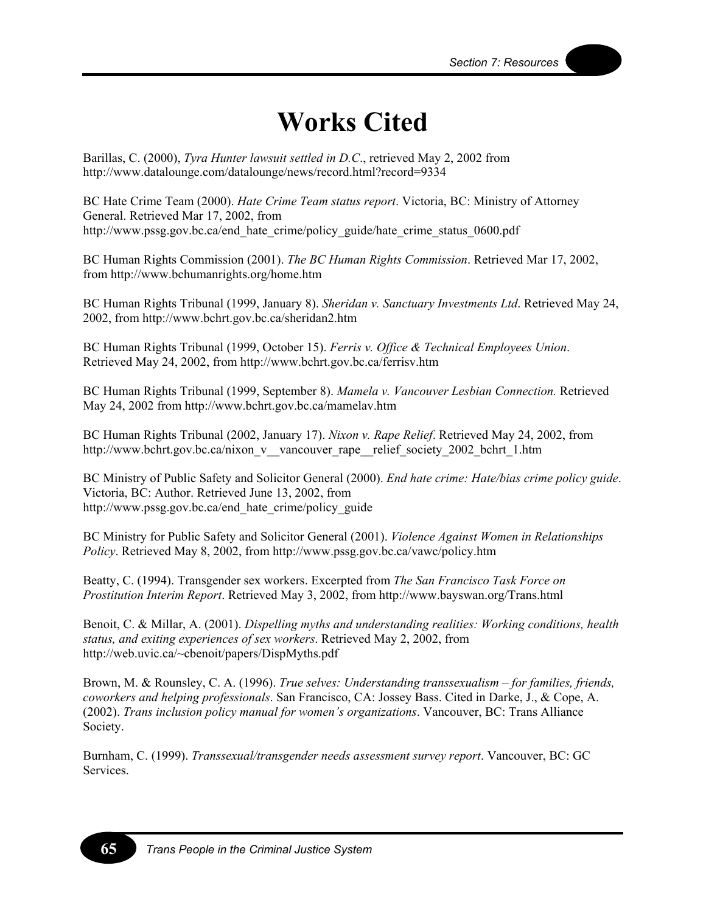# Works Cited

Barillas, C. (2000), *Tyra Hunter lawsuit settled in D.C.*, retrieved May 2, 2002 from http://www.datalounge.com/datalounge/news/record.html?record=9334

BC Hate Crime Team (2000). *Hate Crime Team status report*. Victoria, BC: Ministry of Attorney General. Retrieved Mar 17, 2002, from http://www.pssg.gov.bc.ca/end_hate_crime/policy_guide/hate_crime_status_0600.pdf

BC Human Rights Commission (2001). *The BC Human Rights Commission*. Retrieved Mar 17, 2002, from http://www.bchumanrights.org/home.htm

BC Human Rights Tribunal (1999, January 8). *Sheridan v. Sanctuary Investments Ltd*. Retrieved May 24, 2002, from http://www.bchrt.gov.bc.ca/sheridan2.htm

BC Human Rights Tribunal (1999, October 15). *Ferris v. Office & Technical Employees Union*. Retrieved May 24, 2002, from http://www.bchrt.gov.bc.ca/ferrisv.htm

BC Human Rights Tribunal (1999, September 8). *Mamela v. Vancouver Lesbian Connection.* Retrieved May 24, 2002 from http://www.bchrt.gov.bc.ca/mamelav.htm

BC Human Rights Tribunal (2002, January 17). *Nixon v. Rape Relief*. Retrieved May 24, 2002, from http://www.bchrt.gov.bc.ca/nixon_v__vancouver_rape__relief_society_2002_bchrt_1.htm

BC Ministry of Public Safety and Solicitor General (2000). *End hate crime: Hate/bias crime policy guide*. Victoria, BC: Author. Retrieved June 13, 2002, from http://www.pssg.gov.bc.ca/end_hate_crime/policy_guide

BC Ministry for Public Safety and Solicitor General (2001). *Violence Against Women in Relationships Policy*. Retrieved May 8, 2002, from http://www.pssg.gov.bc.ca/vawc/policy.htm

Beatty, C. (1994). Transgender sex workers. Excerpted from *The San Francisco Task Force on Prostitution Interim Report*. Retrieved May 3, 2002, from http://www.bayswan.org/Trans.html

Benoit, C. & Millar, A. (2001). *Dispelling myths and understanding realities: Working conditions, health status, and exiting experiences of sex workers*. Retrieved May 2, 2002, from http://web.uvic.ca/~cbenoit/papers/DispMyths.pdf

Brown, M. & Rounsley, C. A. (1996). *True selves: Understanding transsexualism – for families, friends, coworkers and helping professionals*. San Francisco, CA: Jossey Bass. Cited in Darke, J., & Cope, A. (2002). *Trans inclusion policy manual for women's organizations*. Vancouver, BC: Trans Alliance Society.

Burnham, C. (1999). *Transsexual/transgender needs assessment survey report*. Vancouver, BC: GC Services.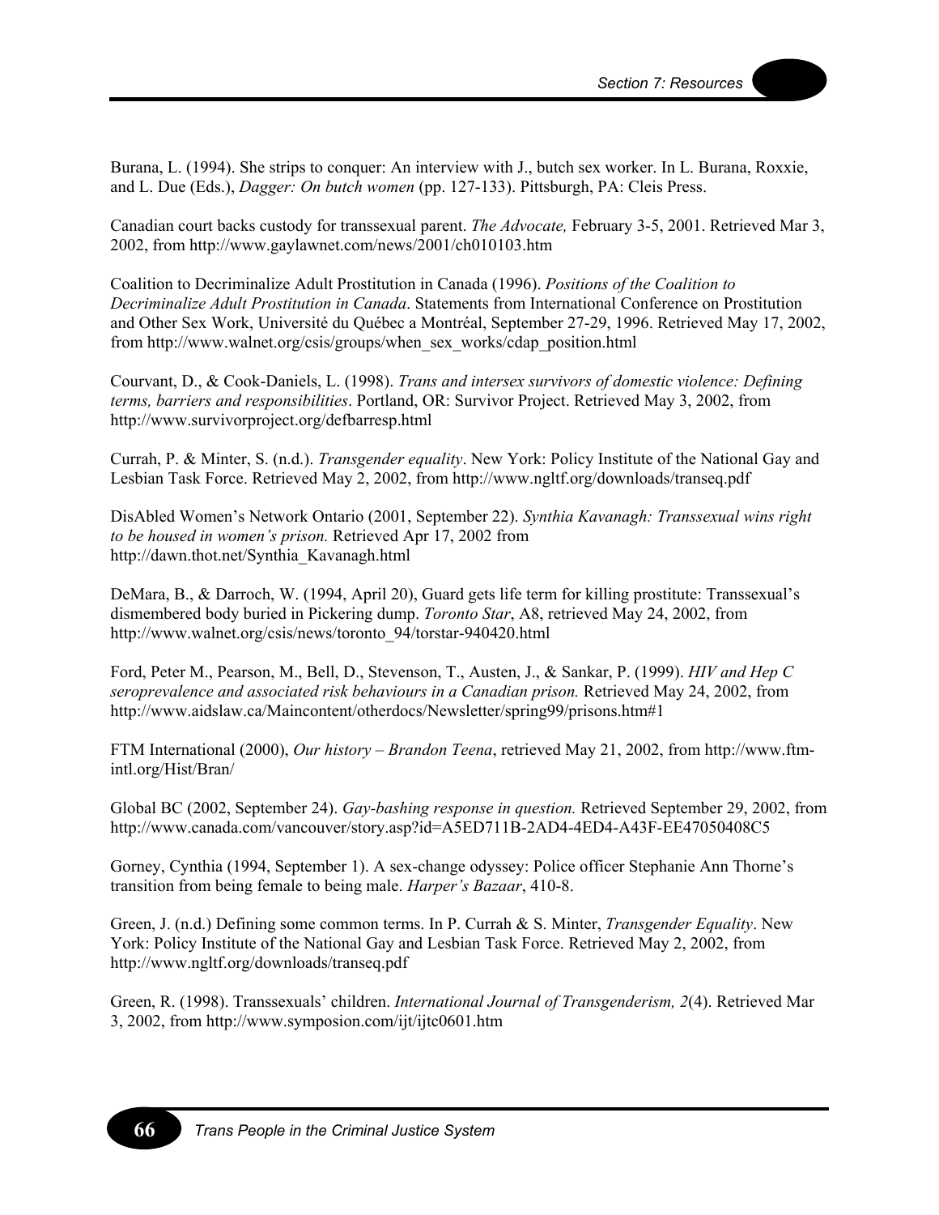Burana, L. (1994). She strips to conquer: An interview with J., butch sex worker. In L. Burana, Roxxie, and L. Due (Eds.), *Dagger: On butch women* (pp. 127-133). Pittsburgh, PA: Cleis Press.

Canadian court backs custody for transsexual parent. *The Advocate,* February 3-5, 2001. Retrieved Mar 3, 2002, from http://www.gaylawnet.com/news/2001/ch010103.htm

Coalition to Decriminalize Adult Prostitution in Canada (1996). *Positions of the Coalition to Decriminalize Adult Prostitution in Canada*. Statements from International Conference on Prostitution and Other Sex Work, Université du Québec a Montréal, September 27-29, 1996. Retrieved May 17, 2002, from http://www.walnet.org/csis/groups/when_sex_works/cdap_position.html

Courvant, D., & Cook-Daniels, L. (1998). *Trans and intersex survivors of domestic violence: Defining terms, barriers and responsibilities*. Portland, OR: Survivor Project. Retrieved May 3, 2002, from http://www.survivorproject.org/defbarresp.html

Currah, P. & Minter, S. (n.d.). *Transgender equality*. New York: Policy Institute of the National Gay and Lesbian Task Force. Retrieved May 2, 2002, from http://www.ngltf.org/downloads/transeq.pdf

DisAbled Women's Network Ontario (2001, September 22). *Synthia Kavanagh: Transsexual wins right to be housed in women's prison.* Retrieved Apr 17, 2002 from http://dawn.thot.net/Synthia_Kavanagh.html

DeMara, B., & Darroch, W. (1994, April 20), Guard gets life term for killing prostitute: Transsexual's dismembered body buried in Pickering dump. *Toronto Star*, A8, retrieved May 24, 2002, from http://www.walnet.org/csis/news/toronto_94/torstar-940420.html

Ford, Peter M., Pearson, M., Bell, D., Stevenson, T., Austen, J., & Sankar, P. (1999). *HIV and Hep C seroprevalence and associated risk behaviours in a Canadian prison.* Retrieved May 24, 2002, from http://www.aidslaw.ca/Maincontent/otherdocs/Newsletter/spring99/prisons.htm#1

FTM International (2000), *Our history – Brandon Teena*, retrieved May 21, 2002, from http://www.ftm-intl.org/Hist/Bran/

Global BC (2002, September 24). *Gay-bashing response in question.* Retrieved September 29, 2002, from http://www.canada.com/vancouver/story.asp?id=A5ED711B-2AD4-4ED4-A43F-EE47050408C5

Gorney, Cynthia (1994, September 1). A sex-change odyssey: Police officer Stephanie Ann Thorne's transition from being female to being male. *Harper's Bazaar*, 410-8.

Green, J. (n.d.) Defining some common terms. In P. Currah & S. Minter, *Transgender Equality*. New York: Policy Institute of the National Gay and Lesbian Task Force. Retrieved May 2, 2002, from http://www.ngltf.org/downloads/transeq.pdf

Green, R. (1998). Transsexuals' children. *International Journal of Transgenderism, 2*(4). Retrieved Mar 3, 2002, from http://www.symposion.com/ijt/ijtc0601.htm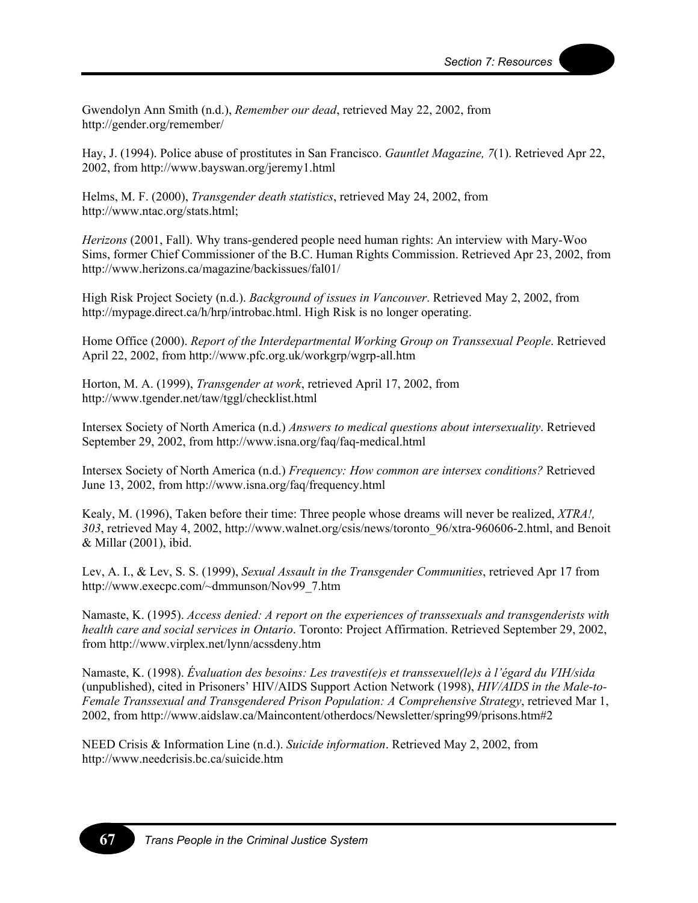Gwendolyn Ann Smith (n.d.), *Remember our dead*, retrieved May 22, 2002, from http://gender.org/remember/

Hay, J. (1994). Police abuse of prostitutes in San Francisco. *Gauntlet Magazine, 7*(1). Retrieved Apr 22, 2002, from http://www.bayswan.org/jeremy1.html

Helms, M. F. (2000), *Transgender death statistics*, retrieved May 24, 2002, from http://www.ntac.org/stats.html;

*Herizons* (2001, Fall). Why trans-gendered people need human rights: An interview with Mary-Woo Sims, former Chief Commissioner of the B.C. Human Rights Commission. Retrieved Apr 23, 2002, from http://www.herizons.ca/magazine/backissues/fal01/

High Risk Project Society (n.d.). *Background of issues in Vancouver*. Retrieved May 2, 2002, from http://mypage.direct.ca/h/hrp/introbac.html. High Risk is no longer operating.

Home Office (2000). *Report of the Interdepartmental Working Group on Transsexual People*. Retrieved April 22, 2002, from http://www.pfc.org.uk/workgrp/wgrp-all.htm

Horton, M. A. (1999), *Transgender at work*, retrieved April 17, 2002, from http://www.tgender.net/taw/tggl/checklist.html

Intersex Society of North America (n.d.) *Answers to medical questions about intersexuality*. Retrieved September 29, 2002, from http://www.isna.org/faq/faq-medical.html

Intersex Society of North America (n.d.) *Frequency: How common are intersex conditions?* Retrieved June 13, 2002, from http://www.isna.org/faq/frequency.html

Kealy, M. (1996), Taken before their time: Three people whose dreams will never be realized, *XTRA!, 303*, retrieved May 4, 2002, http://www.walnet.org/csis/news/toronto_96/xtra-960606-2.html, and Benoit & Millar (2001), ibid.

Lev, A. I., & Lev, S. S. (1999), *Sexual Assault in the Transgender Communities*, retrieved Apr 17 from http://www.execpc.com/~dmmunson/Nov99_7.htm

Namaste, K. (1995). *Access denied: A report on the experiences of transsexuals and transgenderists with health care and social services in Ontario*. Toronto: Project Affirmation. Retrieved September 29, 2002, from http://www.virplex.net/lynn/acssdeny.htm

Namaste, K. (1998). *Évaluation des besoins: Les travesti(e)s et transsexuel(le)s à l'égard du VIH/sida* (unpublished), cited in Prisoners' HIV/AIDS Support Action Network (1998), *HIV/AIDS in the Male-to-Female Transsexual and Transgendered Prison Population: A Comprehensive Strategy*, retrieved Mar 1, 2002, from http://www.aidslaw.ca/Maincontent/otherdocs/Newsletter/spring99/prisons.htm#2

NEED Crisis & Information Line (n.d.). *Suicide information*. Retrieved May 2, 2002, from http://www.needcrisis.bc.ca/suicide.htm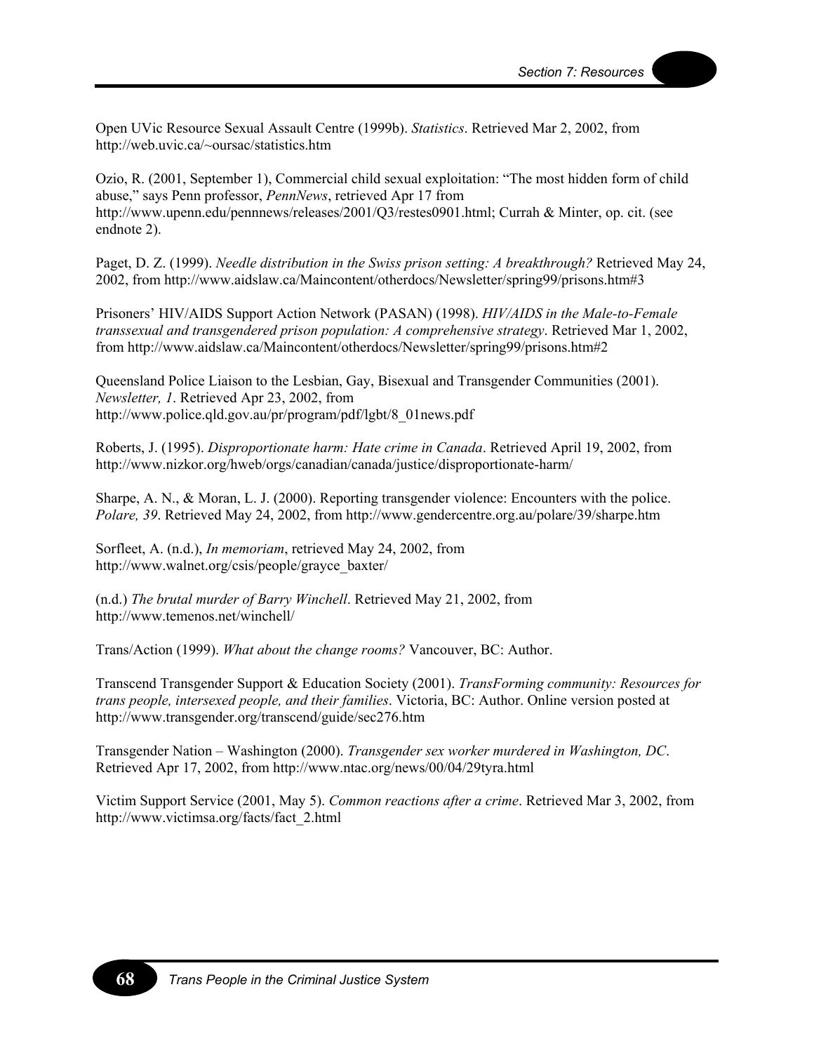Open UVic Resource Sexual Assault Centre (1999b). *Statistics*. Retrieved Mar 2, 2002, from http://web.uvic.ca/~oursac/statistics.htm

Ozio, R. (2001, September 1), Commercial child sexual exploitation: "The most hidden form of child abuse," says Penn professor, *PennNews*, retrieved Apr 17 from http://www.upenn.edu/pennnews/releases/2001/Q3/restes0901.html; Currah & Minter, op. cit. (see endnote 2).

Paget, D. Z. (1999). *Needle distribution in the Swiss prison setting: A breakthrough?* Retrieved May 24, 2002, from http://www.aidslaw.ca/Maincontent/otherdocs/Newsletter/spring99/prisons.htm#3

Prisoners' HIV/AIDS Support Action Network (PASAN) (1998). *HIV/AIDS in the Male-to-Female transsexual and transgendered prison population: A comprehensive strategy*. Retrieved Mar 1, 2002, from http://www.aidslaw.ca/Maincontent/otherdocs/Newsletter/spring99/prisons.htm#2

Queensland Police Liaison to the Lesbian, Gay, Bisexual and Transgender Communities (2001). *Newsletter, 1*. Retrieved Apr 23, 2002, from http://www.police.qld.gov.au/pr/program/pdf/lgbt/8_01news.pdf

Roberts, J. (1995). *Disproportionate harm: Hate crime in Canada*. Retrieved April 19, 2002, from http://www.nizkor.org/hweb/orgs/canadian/canada/justice/disproportionate-harm/

Sharpe, A. N., & Moran, L. J. (2000). Reporting transgender violence: Encounters with the police. *Polare, 39*. Retrieved May 24, 2002, from http://www.gendercentre.org.au/polare/39/sharpe.htm

Sorfleet, A. (n.d.), *In memoriam*, retrieved May 24, 2002, from http://www.walnet.org/csis/people/grayce_baxter/

(n.d.) *The brutal murder of Barry Winchell*. Retrieved May 21, 2002, from http://www.temenos.net/winchell/

Trans/Action (1999). *What about the change rooms?* Vancouver, BC: Author.

Transcend Transgender Support & Education Society (2001). *TransForming community: Resources for trans people, intersexed people, and their families*. Victoria, BC: Author. Online version posted at http://www.transgender.org/transcend/guide/sec276.htm

Transgender Nation – Washington (2000). *Transgender sex worker murdered in Washington, DC*. Retrieved Apr 17, 2002, from http://www.ntac.org/news/00/04/29tyra.html

Victim Support Service (2001, May 5). *Common reactions after a crime*. Retrieved Mar 3, 2002, from http://www.victimsa.org/facts/fact_2.html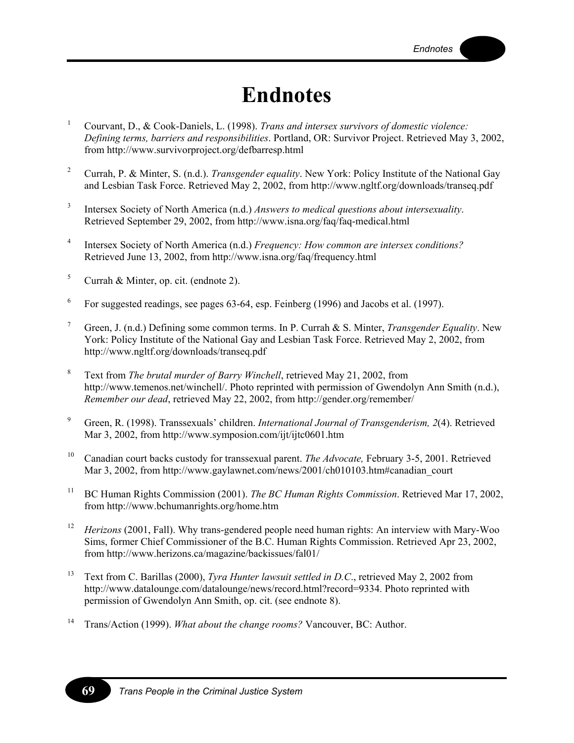# Endnotes

1. Courvant, D., & Cook-Daniels, L. (1998). *Trans and intersex survivors of domestic violence: Defining terms, barriers and responsibilities*. Portland, OR: Survivor Project. Retrieved May 3, 2002, from http://www.survivorproject.org/defbarresp.html

2. Currah, P. & Minter, S. (n.d.). *Transgender equality*. New York: Policy Institute of the National Gay and Lesbian Task Force. Retrieved May 2, 2002, from http://www.ngltf.org/downloads/transeq.pdf

3. Intersex Society of North America (n.d.) *Answers to medical questions about intersexuality*. Retrieved September 29, 2002, from http://www.isna.org/faq/faq-medical.html

4. Intersex Society of North America (n.d.) *Frequency: How common are intersex conditions?* Retrieved June 13, 2002, from http://www.isna.org/faq/frequency.html

5. Currah & Minter, op. cit. (endnote 2).

6. For suggested readings, see pages 63-64, esp. Feinberg (1996) and Jacobs et al. (1997).

7. Green, J. (n.d.) Defining some common terms. In P. Currah & S. Minter, *Transgender Equality*. New York: Policy Institute of the National Gay and Lesbian Task Force. Retrieved May 2, 2002, from http://www.ngltf.org/downloads/transeq.pdf

8. Text from *The brutal murder of Barry Winchell*, retrieved May 21, 2002, from http://www.temenos.net/winchell/. Photo reprinted with permission of Gwendolyn Ann Smith (n.d.), *Remember our dead*, retrieved May 22, 2002, from http://gender.org/remember/

9. Green, R. (1998). Transsexuals' children. *International Journal of Transgenderism, 2*(4). Retrieved Mar 3, 2002, from http://www.symposion.com/ijt/ijtc0601.htm

10. Canadian court backs custody for transsexual parent. *The Advocate,* February 3-5, 2001. Retrieved Mar 3, 2002, from http://www.gaylawnet.com/news/2001/ch010103.htm#canadian_court

11. BC Human Rights Commission (2001). *The BC Human Rights Commission*. Retrieved Mar 17, 2002, from http://www.bchumanrights.org/home.htm

12. *Herizons* (2001, Fall). Why trans-gendered people need human rights: An interview with Mary-Woo Sims, former Chief Commissioner of the B.C. Human Rights Commission. Retrieved Apr 23, 2002, from http://www.herizons.ca/magazine/backissues/fal01/

13. Text from C. Barillas (2000), *Tyra Hunter lawsuit settled in D.C.*, retrieved May 2, 2002 from http://www.datalounge.com/datalounge/news/record.html?record=9334. Photo reprinted with permission of Gwendolyn Ann Smith, op. cit. (see endnote 8).

14. Trans/Action (1999). *What about the change rooms?* Vancouver, BC: Author.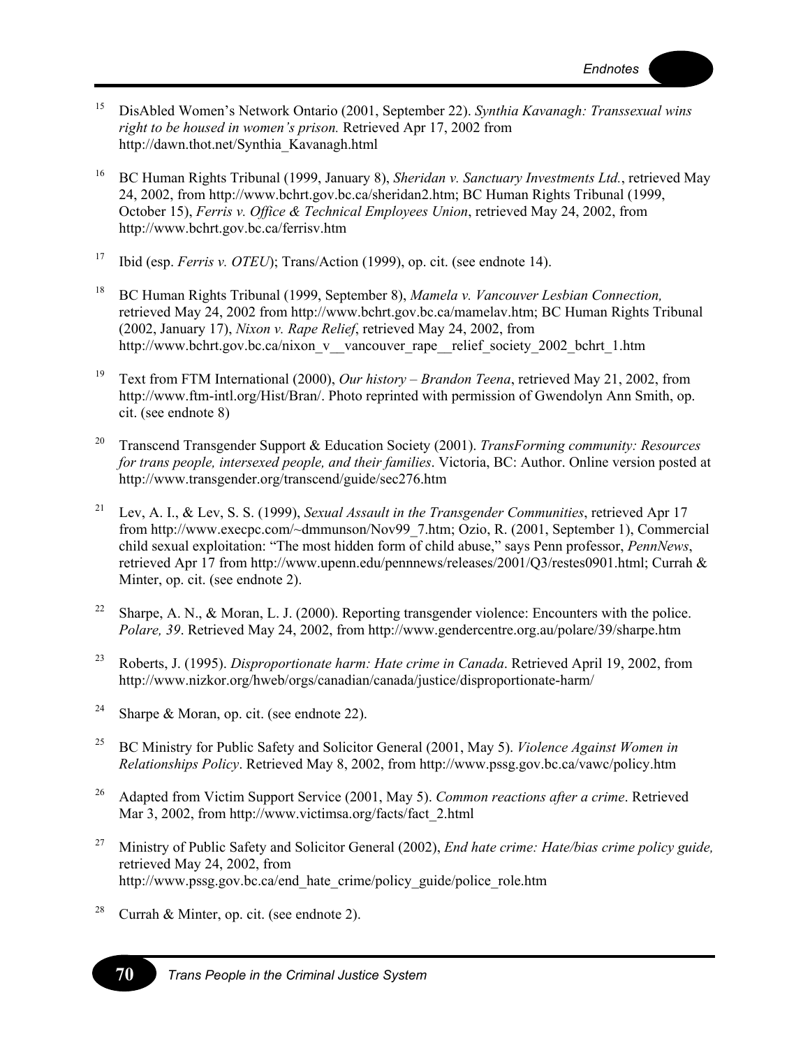[15] DisAbled Women's Network Ontario (2001, September 22). *Synthia Kavanagh: Transsexual wins right to be housed in women's prison.* Retrieved Apr 17, 2002 from http://dawn.thot.net/Synthia_Kavanagh.html

[16] BC Human Rights Tribunal (1999, January 8), *Sheridan v. Sanctuary Investments Ltd.*, retrieved May 24, 2002, from http://www.bchrt.gov.bc.ca/sheridan2.htm; BC Human Rights Tribunal (1999, October 15), *Ferris v. Office & Technical Employees Union*, retrieved May 24, 2002, from http://www.bchrt.gov.bc.ca/ferrisv.htm

[17] Ibid (esp. *Ferris v. OTEU*); Trans/Action (1999), op. cit. (see endnote 14).

[18] BC Human Rights Tribunal (1999, September 8), *Mamela v. Vancouver Lesbian Connection,* retrieved May 24, 2002 from http://www.bchrt.gov.bc.ca/mamelav.htm; BC Human Rights Tribunal (2002, January 17), *Nixon v. Rape Relief*, retrieved May 24, 2002, from http://www.bchrt.gov.bc.ca/nixon_v__vancouver_rape__relief_society_2002_bchrt_1.htm

[19] Text from FTM International (2000), *Our history – Brandon Teena*, retrieved May 21, 2002, from http://www.ftm-intl.org/Hist/Bran/. Photo reprinted with permission of Gwendolyn Ann Smith, op. cit. (see endnote 8)

[20] Transcend Transgender Support & Education Society (2001). *TransForming community: Resources for trans people, intersexed people, and their families*. Victoria, BC: Author. Online version posted at http://www.transgender.org/transcend/guide/sec276.htm

[21] Lev, A. I., & Lev, S. S. (1999), *Sexual Assault in the Transgender Communities*, retrieved Apr 17 from http://www.execpc.com/~dmmunson/Nov99_7.htm; Ozio, R. (2001, September 1), Commercial child sexual exploitation: "The most hidden form of child abuse," says Penn professor, *PennNews*, retrieved Apr 17 from http://www.upenn.edu/pennnews/releases/2001/Q3/restes0901.html; Currah & Minter, op. cit. (see endnote 2).

[22] Sharpe, A. N., & Moran, L. J. (2000). Reporting transgender violence: Encounters with the police. *Polare, 39*. Retrieved May 24, 2002, from http://www.gendercentre.org.au/polare/39/sharpe.htm

[23] Roberts, J. (1995). *Disproportionate harm: Hate crime in Canada*. Retrieved April 19, 2002, from http://www.nizkor.org/hweb/orgs/canadian/canada/justice/disproportionate-harm/

[24] Sharpe & Moran, op. cit. (see endnote 22).

[25] BC Ministry for Public Safety and Solicitor General (2001, May 5). *Violence Against Women in Relationships Policy*. Retrieved May 8, 2002, from http://www.pssg.gov.bc.ca/vawc/policy.htm

[26] Adapted from Victim Support Service (2001, May 5). *Common reactions after a crime*. Retrieved Mar 3, 2002, from http://www.victimsa.org/facts/fact_2.html

[27] Ministry of Public Safety and Solicitor General (2002), *End hate crime: Hate/bias crime policy guide,* retrieved May 24, 2002, from http://www.pssg.gov.bc.ca/end_hate_crime/policy_guide/police_role.htm

[28] Currah & Minter, op. cit. (see endnote 2).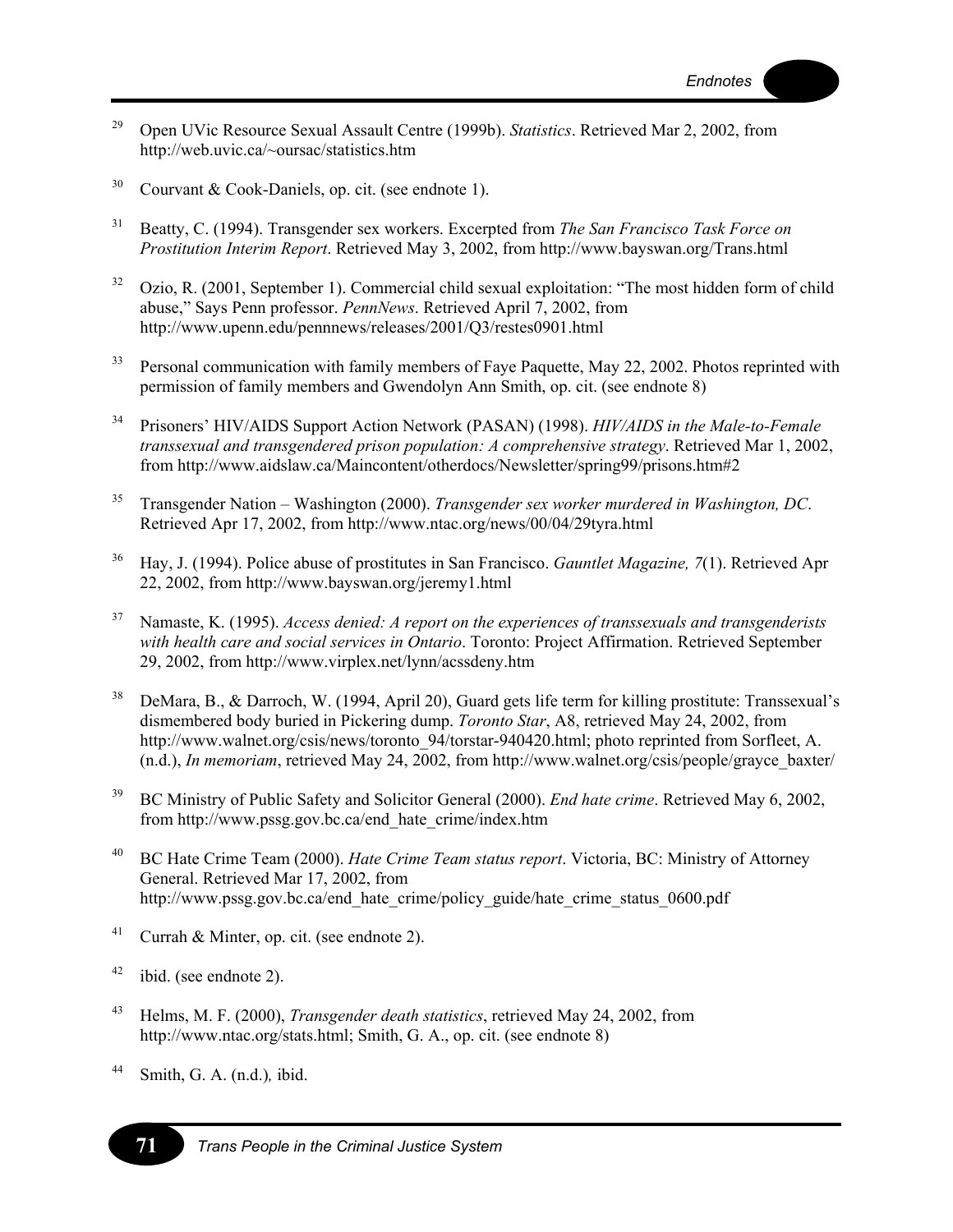[29] Open UVic Resource Sexual Assault Centre (1999b). *Statistics*. Retrieved Mar 2, 2002, from http://web.uvic.ca/~oursac/statistics.htm

[30] Courvant & Cook-Daniels, op. cit. (see endnote 1).

[31] Beatty, C. (1994). Transgender sex workers. Excerpted from *The San Francisco Task Force on Prostitution Interim Report*. Retrieved May 3, 2002, from http://www.bayswan.org/Trans.html

[32] Ozio, R. (2001, September 1). Commercial child sexual exploitation: "The most hidden form of child abuse," Says Penn professor. *PennNews*. Retrieved April 7, 2002, from http://www.upenn.edu/pennnews/releases/2001/Q3/restes0901.html

[33] Personal communication with family members of Faye Paquette, May 22, 2002. Photos reprinted with permission of family members and Gwendolyn Ann Smith, op. cit. (see endnote 8)

[34] Prisoners' HIV/AIDS Support Action Network (PASAN) (1998). *HIV/AIDS in the Male-to-Female transsexual and transgendered prison population: A comprehensive strategy*. Retrieved Mar 1, 2002, from http://www.aidslaw.ca/Maincontent/otherdocs/Newsletter/spring99/prisons.htm#2

[35] Transgender Nation – Washington (2000). *Transgender sex worker murdered in Washington, DC*. Retrieved Apr 17, 2002, from http://www.ntac.org/news/00/04/29tyra.html

[36] Hay, J. (1994). Police abuse of prostitutes in San Francisco. *Gauntlet Magazine, 7*(1). Retrieved Apr 22, 2002, from http://www.bayswan.org/jeremy1.html

[37] Namaste, K. (1995). *Access denied: A report on the experiences of transsexuals and transgenderists with health care and social services in Ontario*. Toronto: Project Affirmation. Retrieved September 29, 2002, from http://www.virplex.net/lynn/acssdeny.htm

[38] DeMara, B., & Darroch, W. (1994, April 20), Guard gets life term for killing prostitute: Transsexual's dismembered body buried in Pickering dump. *Toronto Star*, A8, retrieved May 24, 2002, from http://www.walnet.org/csis/news/toronto_94/torstar-940420.html; photo reprinted from Sorfleet, A. (n.d.), *In memoriam*, retrieved May 24, 2002, from http://www.walnet.org/csis/people/grayce_baxter/

[39] BC Ministry of Public Safety and Solicitor General (2000). *End hate crime*. Retrieved May 6, 2002, from http://www.pssg.gov.bc.ca/end_hate_crime/index.htm

[40] BC Hate Crime Team (2000). *Hate Crime Team status report*. Victoria, BC: Ministry of Attorney General. Retrieved Mar 17, 2002, from http://www.pssg.gov.bc.ca/end_hate_crime/policy_guide/hate_crime_status_0600.pdf

[41] Currah & Minter, op. cit. (see endnote 2).

[42] ibid. (see endnote 2).

[43] Helms, M. F. (2000), *Transgender death statistics*, retrieved May 24, 2002, from http://www.ntac.org/stats.html; Smith, G. A., op. cit. (see endnote 8)

[44] Smith, G. A. (n.d.)*,* ibid.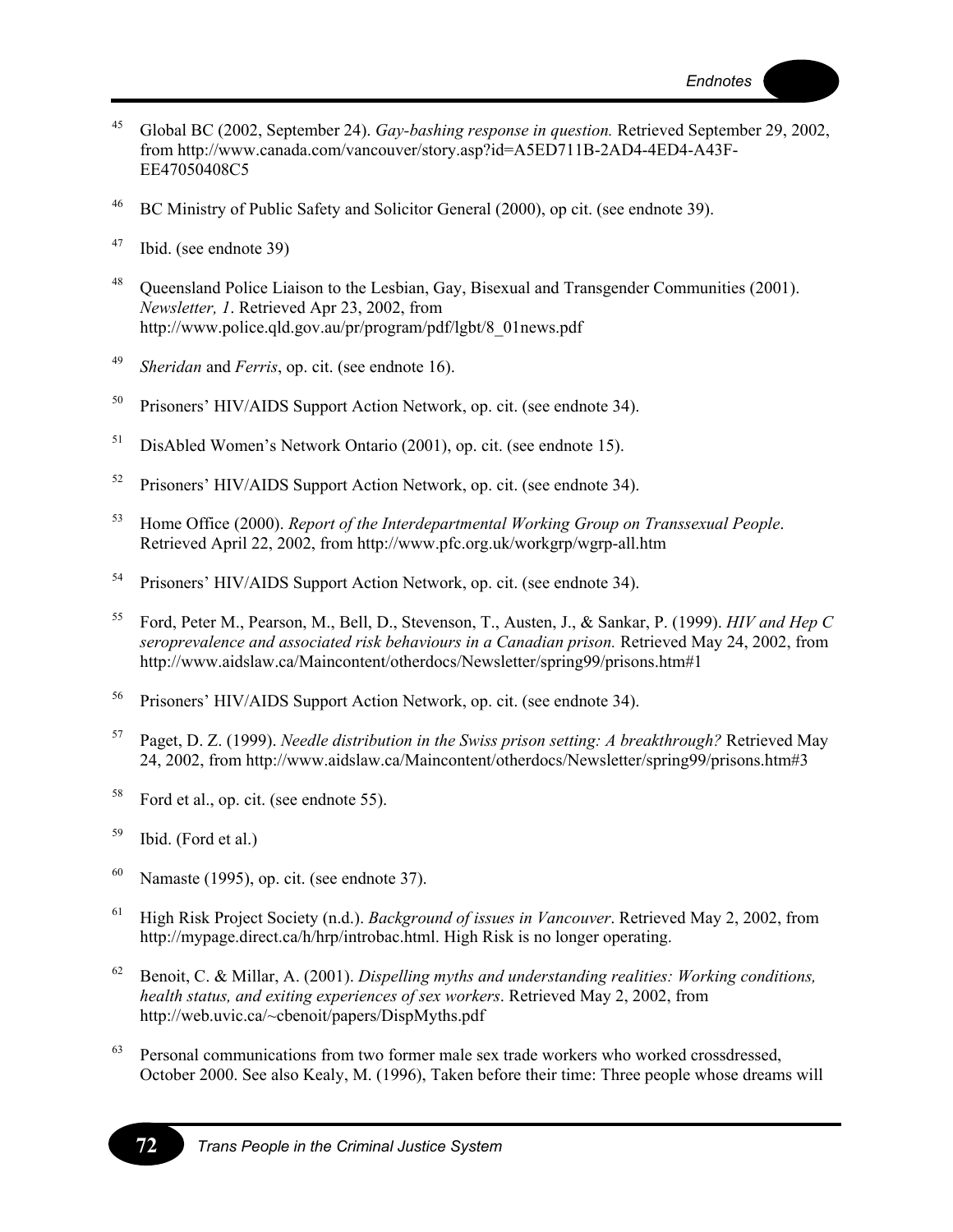[45] Global BC (2002, September 24). *Gay-bashing response in question.* Retrieved September 29, 2002, from http://www.canada.com/vancouver/story.asp?id=A5ED711B-2AD4-4ED4-A43F-EE47050408C5

[46] BC Ministry of Public Safety and Solicitor General (2000), op cit. (see endnote 39).

[47] Ibid. (see endnote 39)

[48] Queensland Police Liaison to the Lesbian, Gay, Bisexual and Transgender Communities (2001). *Newsletter, 1*. Retrieved Apr 23, 2002, from http://www.police.qld.gov.au/pr/program/pdf/lgbt/8_01news.pdf

[49] *Sheridan* and *Ferris*, op. cit. (see endnote 16).

[50] Prisoners' HIV/AIDS Support Action Network, op. cit. (see endnote 34).

[51] DisAbled Women's Network Ontario (2001), op. cit. (see endnote 15).

[52] Prisoners' HIV/AIDS Support Action Network, op. cit. (see endnote 34).

[53] Home Office (2000). *Report of the Interdepartmental Working Group on Transsexual People*. Retrieved April 22, 2002, from http://www.pfc.org.uk/workgrp/wgrp-all.htm

[54] Prisoners' HIV/AIDS Support Action Network, op. cit. (see endnote 34).

[55] Ford, Peter M., Pearson, M., Bell, D., Stevenson, T., Austen, J., & Sankar, P. (1999). *HIV and Hep C seroprevalence and associated risk behaviours in a Canadian prison.* Retrieved May 24, 2002, from http://www.aidslaw.ca/Maincontent/otherdocs/Newsletter/spring99/prisons.htm#1

[56] Prisoners' HIV/AIDS Support Action Network, op. cit. (see endnote 34).

[57] Paget, D. Z. (1999). *Needle distribution in the Swiss prison setting: A breakthrough?* Retrieved May 24, 2002, from http://www.aidslaw.ca/Maincontent/otherdocs/Newsletter/spring99/prisons.htm#3

[58] Ford et al., op. cit. (see endnote 55).

[59] Ibid. (Ford et al.)

[60] Namaste (1995), op. cit. (see endnote 37).

[61] High Risk Project Society (n.d.). *Background of issues in Vancouver*. Retrieved May 2, 2002, from http://mypage.direct.ca/h/hrp/introbac.html. High Risk is no longer operating.

[62] Benoit, C. & Millar, A. (2001). *Dispelling myths and understanding realities: Working conditions, health status, and exiting experiences of sex workers*. Retrieved May 2, 2002, from http://web.uvic.ca/~cbenoit/papers/DispMyths.pdf

[63] Personal communications from two former male sex trade workers who worked crossdressed, October 2000. See also Kealy, M. (1996), Taken before their time: Three people whose dreams will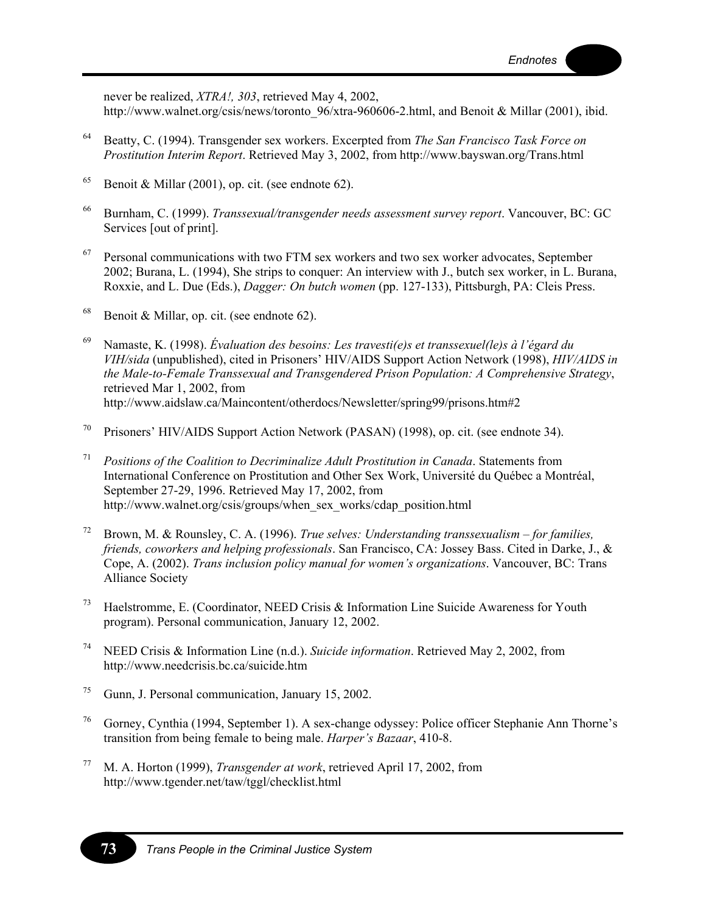never be realized, *XTRA!, 303*, retrieved May 4, 2002, http://www.walnet.org/csis/news/toronto_96/xtra-960606-2.html, and Benoit & Millar (2001), ibid.

[64] Beatty, C. (1994). Transgender sex workers. Excerpted from *The San Francisco Task Force on Prostitution Interim Report*. Retrieved May 3, 2002, from http://www.bayswan.org/Trans.html

[65] Benoit & Millar (2001), op. cit. (see endnote 62).

[66] Burnham, C. (1999). *Transsexual/transgender needs assessment survey report*. Vancouver, BC: GC Services [out of print].

[67] Personal communications with two FTM sex workers and two sex worker advocates, September 2002; Burana, L. (1994), She strips to conquer: An interview with J., butch sex worker, in L. Burana, Roxxie, and L. Due (Eds.), *Dagger: On butch women* (pp. 127-133), Pittsburgh, PA: Cleis Press.

[68] Benoit & Millar, op. cit. (see endnote 62).

[69] Namaste, K. (1998). *Évaluation des besoins: Les travesti(e)s et transsexuel(le)s à l'égard du VIH/sida* (unpublished), cited in Prisoners' HIV/AIDS Support Action Network (1998), *HIV/AIDS in the Male-to-Female Transsexual and Transgendered Prison Population: A Comprehensive Strategy*, retrieved Mar 1, 2002, from http://www.aidslaw.ca/Maincontent/otherdocs/Newsletter/spring99/prisons.htm#2

[70] Prisoners' HIV/AIDS Support Action Network (PASAN) (1998), op. cit. (see endnote 34).

[71] *Positions of the Coalition to Decriminalize Adult Prostitution in Canada*. Statements from International Conference on Prostitution and Other Sex Work, Université du Québec a Montréal, September 27-29, 1996. Retrieved May 17, 2002, from http://www.walnet.org/csis/groups/when_sex_works/cdap_position.html

[72] Brown, M. & Rounsley, C. A. (1996). *True selves: Understanding transsexualism – for families, friends, coworkers and helping professionals*. San Francisco, CA: Jossey Bass. Cited in Darke, J., & Cope, A. (2002). *Trans inclusion policy manual for women's organizations*. Vancouver, BC: Trans Alliance Society

[73] Haelstromme, E. (Coordinator, NEED Crisis & Information Line Suicide Awareness for Youth program). Personal communication, January 12, 2002.

[74] NEED Crisis & Information Line (n.d.). *Suicide information*. Retrieved May 2, 2002, from http://www.needcrisis.bc.ca/suicide.htm

[75] Gunn, J. Personal communication, January 15, 2002.

[76] Gorney, Cynthia (1994, September 1). A sex-change odyssey: Police officer Stephanie Ann Thorne's transition from being female to being male. *Harper's Bazaar*, 410-8.

[77] M. A. Horton (1999), *Transgender at work*, retrieved April 17, 2002, from http://www.tgender.net/taw/tggl/checklist.html